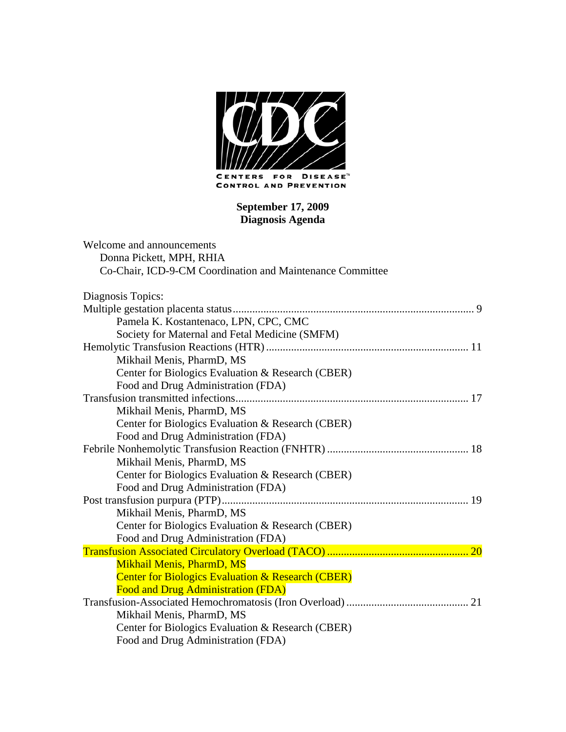CENTERS FOR DISEASE CONTROL AND PREVENTION

**September 17, 2009**
**Diagnosis Agenda**

Welcome and announcements
Donna Pickett, MPH, RHIA
Co-Chair, ICD-9-CM Coordination and Maintenance Committee

Diagnosis Topics:

Multiple gestation placenta status .................................................................................... 9
Pamela K. Kostantenaco, LPN, CPC, CMC
Society for Maternal and Fetal Medicine (SMFM)

Hemolytic Transfusion Reactions (HTR) ........................................................................ 11
Mikhail Menis, PharmD, MS
Center for Biologics Evaluation & Research (CBER)
Food and Drug Administration (FDA)

Transfusion transmitted infections.................................................................................. 17
Mikhail Menis, PharmD, MS
Center for Biologics Evaluation & Research (CBER)
Food and Drug Administration (FDA)

Febrile Nonhemolytic Transfusion Reaction (FNHTR) .................................................. 18
Mikhail Menis, PharmD, MS
Center for Biologics Evaluation & Research (CBER)
Food and Drug Administration (FDA)

Post transfusion purpura (PTP)....................................................................................... 19
Mikhail Menis, PharmD, MS
Center for Biologics Evaluation & Research (CBER)
Food and Drug Administration (FDA)

Transfusion Associated Circulatory Overload (TACO) .................................................. 20
Mikhail Menis, PharmD, MS
Center for Biologics Evaluation & Research (CBER)
Food and Drug Administration (FDA)

Transfusion-Associated Hemochromatosis (Iron Overload) ........................................... 21
Mikhail Menis, PharmD, MS
Center for Biologics Evaluation & Research (CBER)
Food and Drug Administration (FDA)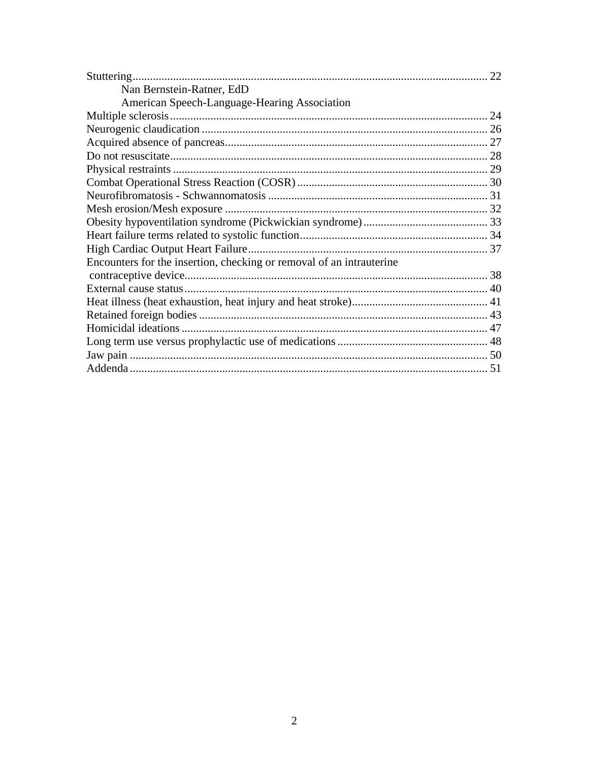Stuttering.......................................................................................................................... 22
  Nan Bernstein-Ratner, EdD
  American Speech-Language-Hearing Association
Multiple sclerosis............................................................................................................. 24
Neurogenic claudication .................................................................................................. 26
Acquired absence of pancreas.......................................................................................... 27
Do not resuscitate............................................................................................................. 28
Physical restraints ............................................................................................................ 29
Combat Operational Stress Reaction (COSR) .................................................................. 30
Neurofibromatosis - Schwannomatosis ............................................................................ 31
Mesh erosion/Mesh exposure ........................................................................................... 32
Obesity hypoventilation syndrome (Pickwickian syndrome)........................................... 33
Heart failure terms related to systolic function................................................................. 34
High Cardiac Output Heart Failure................................................................................... 37
Encounters for the insertion, checking or removal of an intrauterine contraceptive device......................................................................................................... 38
External cause status......................................................................................................... 40
Heat illness (heat exhaustion, heat injury and heat stroke)............................................... 41
Retained foreign bodies .................................................................................................... 43
Homicidal ideations .......................................................................................................... 47
Long term use versus prophylactic use of medications..................................................... 48
Jaw pain ............................................................................................................................ 50
Addenda ............................................................................................................................ 51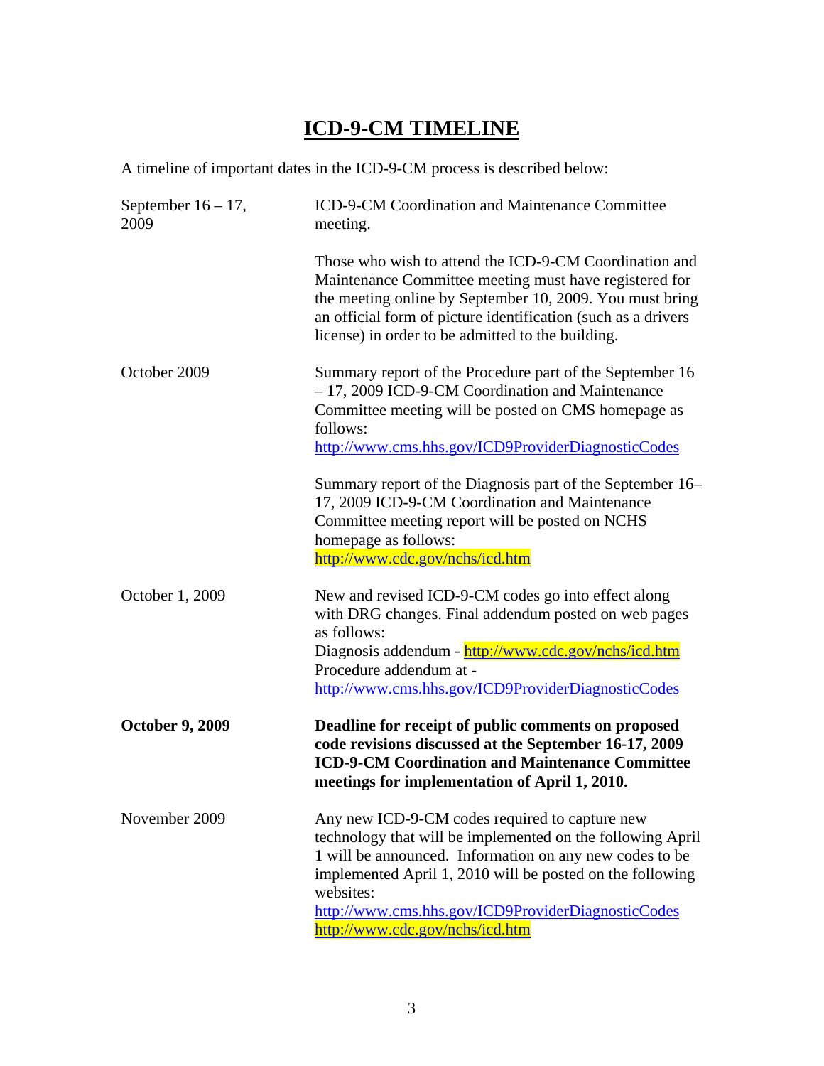# ICD-9-CM TIMELINE

A timeline of important dates in the ICD-9-CM process is described below:

| | |
|---|---|
| September 16 – 17, 2009 | ICD-9-CM Coordination and Maintenance Committee meeting.<br><br>Those who wish to attend the ICD-9-CM Coordination and Maintenance Committee meeting must have registered for the meeting online by September 10, 2009. You must bring an official form of picture identification (such as a drivers license) in order to be admitted to the building. |
| October 2009 | Summary report of the Procedure part of the September 16 – 17, 2009 ICD-9-CM Coordination and Maintenance Committee meeting will be posted on CMS homepage as follows:<br>http://www.cms.hhs.gov/ICD9ProviderDiagnosticCodes<br><br>Summary report of the Diagnosis part of the September 16–17, 2009 ICD-9-CM Coordination and Maintenance Committee meeting report will be posted on NCHS homepage as follows:<br>http://www.cdc.gov/nchs/icd.htm |
| October 1, 2009 | New and revised ICD-9-CM codes go into effect along with DRG changes. Final addendum posted on web pages as follows:<br>Diagnosis addendum - http://www.cdc.gov/nchs/icd.htm<br>Procedure addendum at -<br>http://www.cms.hhs.gov/ICD9ProviderDiagnosticCodes |
| **October 9, 2009** | **Deadline for receipt of public comments on proposed code revisions discussed at the September 16-17, 2009 ICD-9-CM Coordination and Maintenance Committee meetings for implementation of April 1, 2010.** |
| November 2009 | Any new ICD-9-CM codes required to capture new technology that will be implemented on the following April 1 will be announced. Information on any new codes to be implemented April 1, 2010 will be posted on the following websites:<br>http://www.cms.hhs.gov/ICD9ProviderDiagnosticCodes<br>http://www.cdc.gov/nchs/icd.htm |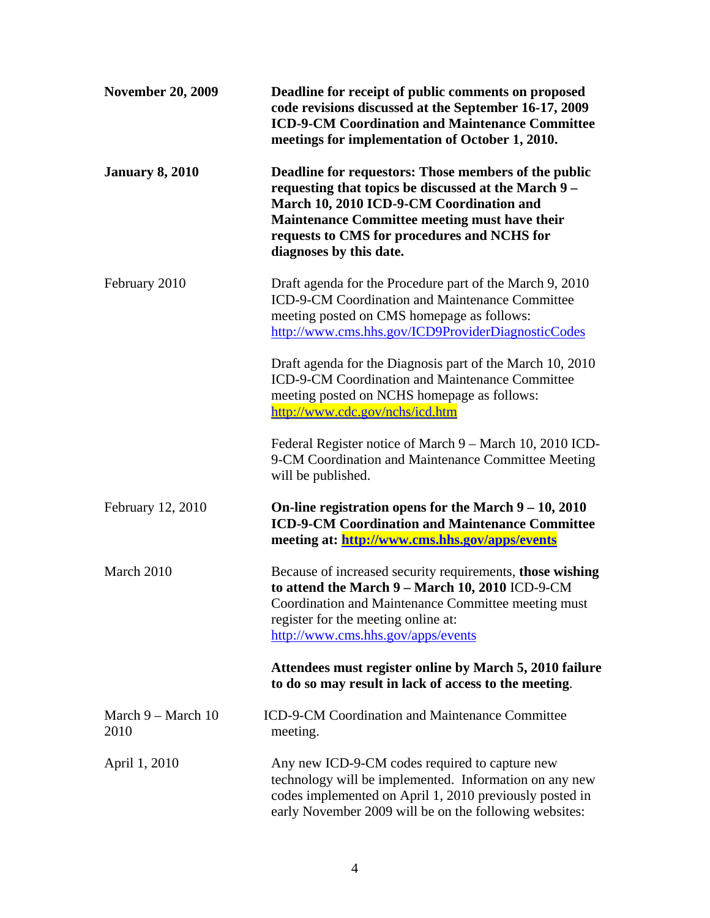| | |
|---|---|
| **November 20, 2009** | **Deadline for receipt of public comments on proposed code revisions discussed at the September 16-17, 2009 ICD-9-CM Coordination and Maintenance Committee meetings for implementation of October 1, 2010.** |
| **January 8, 2010** | **Deadline for requestors: Those members of the public requesting that topics be discussed at the March 9 – March 10, 2010 ICD-9-CM Coordination and Maintenance Committee meeting must have their requests to CMS for procedures and NCHS for diagnoses by this date.** |
| February 2010 | Draft agenda for the Procedure part of the March 9, 2010 ICD-9-CM Coordination and Maintenance Committee meeting posted on CMS homepage as follows: http://www.cms.hhs.gov/ICD9ProviderDiagnosticCodes<br><br>Draft agenda for the Diagnosis part of the March 10, 2010 ICD-9-CM Coordination and Maintenance Committee meeting posted on NCHS homepage as follows: http://www.cdc.gov/nchs/icd.htm<br><br>Federal Register notice of March 9 – March 10, 2010 ICD-9-CM Coordination and Maintenance Committee Meeting will be published. |
| February 12, 2010 | **On-line registration opens for the March 9 – 10, 2010 ICD-9-CM Coordination and Maintenance Committee meeting at: http://www.cms.hhs.gov/apps/events** |
| March 2010 | Because of increased security requirements, **those wishing to attend the March 9 – March 10, 2010** ICD-9-CM Coordination and Maintenance Committee meeting must register for the meeting online at: http://www.cms.hhs.gov/apps/events<br><br>**Attendees must register online by March 5, 2010 failure to do so may result in lack of access to the meeting**. |
| March 9 – March 10 2010 | ICD-9-CM Coordination and Maintenance Committee meeting. |
| April 1, 2010 | Any new ICD-9-CM codes required to capture new technology will be implemented. Information on any new codes implemented on April 1, 2010 previously posted in early November 2009 will be on the following websites: |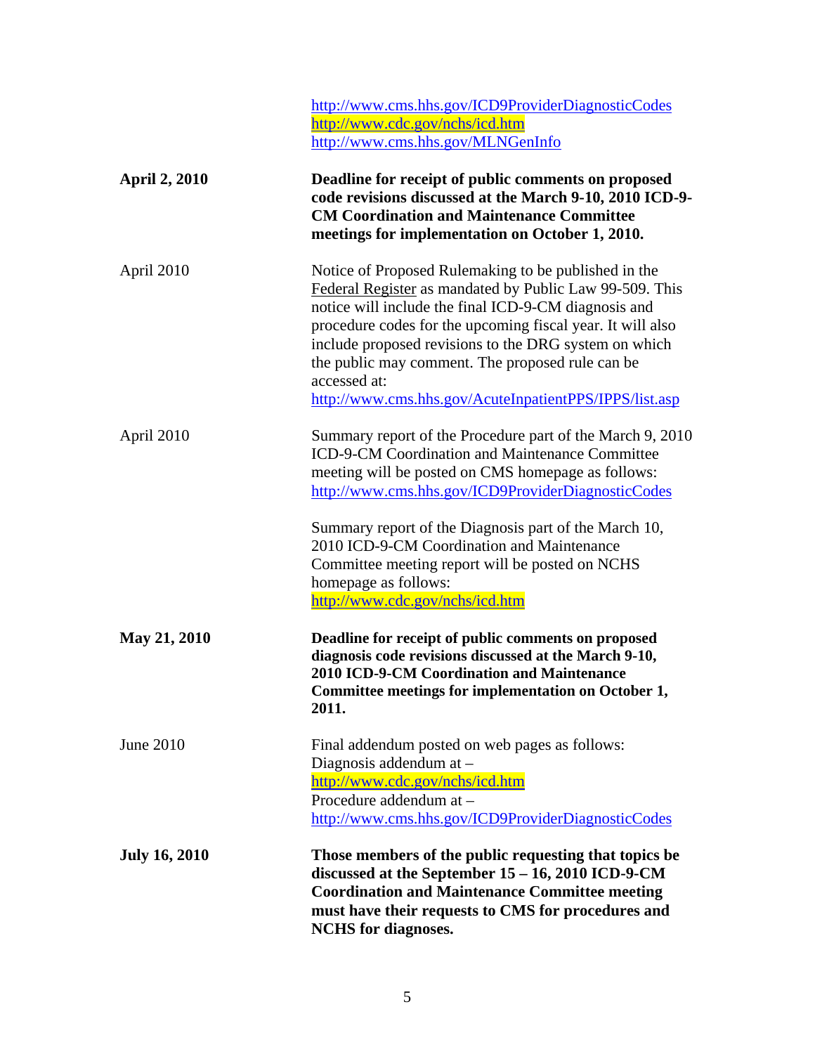http://www.cms.hhs.gov/ICD9ProviderDiagnosticCodes
http://www.cdc.gov/nchs/icd.htm
http://www.cms.hhs.gov/MLNGenInfo

| | |
|---|---|
| **April 2, 2010** | **Deadline for receipt of public comments on proposed code revisions discussed at the March 9-10, 2010 ICD-9-CM Coordination and Maintenance Committee meetings for implementation on October 1, 2010.** |
| April 2010 | Notice of Proposed Rulemaking to be published in the Federal Register as mandated by Public Law 99-509. This notice will include the final ICD-9-CM diagnosis and procedure codes for the upcoming fiscal year. It will also include proposed revisions to the DRG system on which the public may comment. The proposed rule can be accessed at: http://www.cms.hhs.gov/AcuteInpatientPPS/IPPS/list.asp |
| April 2010 | Summary report of the Procedure part of the March 9, 2010 ICD-9-CM Coordination and Maintenance Committee meeting will be posted on CMS homepage as follows: http://www.cms.hhs.gov/ICD9ProviderDiagnosticCodes <br><br> Summary report of the Diagnosis part of the March 10, 2010 ICD-9-CM Coordination and Maintenance Committee meeting report will be posted on NCHS homepage as follows: http://www.cdc.gov/nchs/icd.htm |
| **May 21, 2010** | **Deadline for receipt of public comments on proposed diagnosis code revisions discussed at the March 9-10, 2010 ICD-9-CM Coordination and Maintenance Committee meetings for implementation on October 1, 2011.** |
| June 2010 | Final addendum posted on web pages as follows: Diagnosis addendum at – http://www.cdc.gov/nchs/icd.htm Procedure addendum at – http://www.cms.hhs.gov/ICD9ProviderDiagnosticCodes |
| **July 16, 2010** | **Those members of the public requesting that topics be discussed at the September 15 – 16, 2010 ICD-9-CM Coordination and Maintenance Committee meeting must have their requests to CMS for procedures and NCHS for diagnoses.** |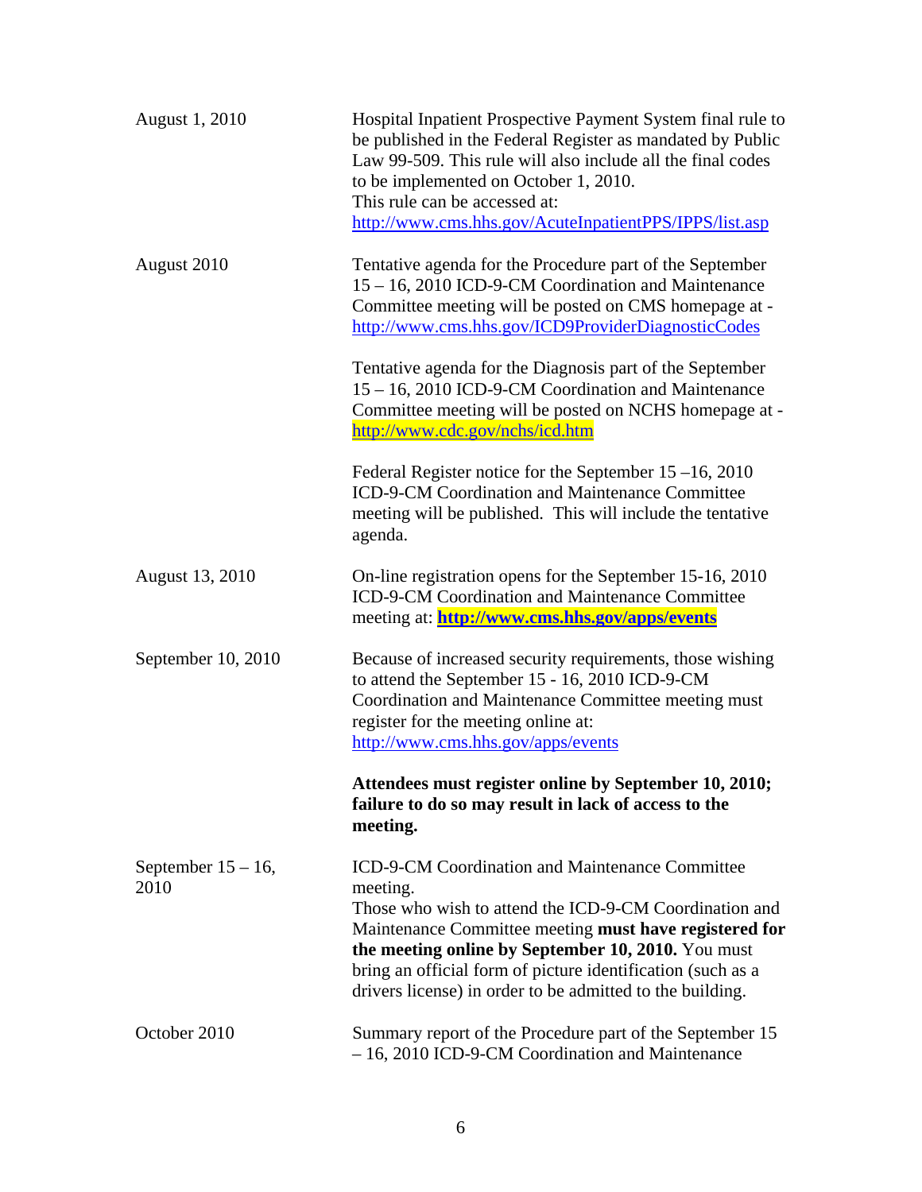| | |
|---|---|
| August 1, 2010 | Hospital Inpatient Prospective Payment System final rule to be published in the Federal Register as mandated by Public Law 99-509. This rule will also include all the final codes to be implemented on October 1, 2010.<br>This rule can be accessed at:<br>http://www.cms.hhs.gov/AcuteInpatientPPS/IPPS/list.asp |
| August 2010 | Tentative agenda for the Procedure part of the September 15 – 16, 2010 ICD-9-CM Coordination and Maintenance Committee meeting will be posted on CMS homepage at - http://www.cms.hhs.gov/ICD9ProviderDiagnosticCodes<br><br>Tentative agenda for the Diagnosis part of the September 15 – 16, 2010 ICD-9-CM Coordination and Maintenance Committee meeting will be posted on NCHS homepage at - http://www.cdc.gov/nchs/icd.htm<br><br>Federal Register notice for the September 15 –16, 2010 ICD-9-CM Coordination and Maintenance Committee meeting will be published. This will include the tentative agenda. |
| August 13, 2010 | On-line registration opens for the September 15-16, 2010 ICD-9-CM Coordination and Maintenance Committee meeting at: **http://www.cms.hhs.gov/apps/events** |
| September 10, 2010 | Because of increased security requirements, those wishing to attend the September 15 - 16, 2010 ICD-9-CM Coordination and Maintenance Committee meeting must register for the meeting online at:<br>http://www.cms.hhs.gov/apps/events<br><br>**Attendees must register online by September 10, 2010; failure to do so may result in lack of access to the meeting.** |
| September 15 – 16, 2010 | ICD-9-CM Coordination and Maintenance Committee meeting.<br>Those who wish to attend the ICD-9-CM Coordination and Maintenance Committee meeting **must have registered for the meeting online by September 10, 2010.** You must bring an official form of picture identification (such as a drivers license) in order to be admitted to the building. |
| October 2010 | Summary report of the Procedure part of the September 15 – 16, 2010 ICD-9-CM Coordination and Maintenance |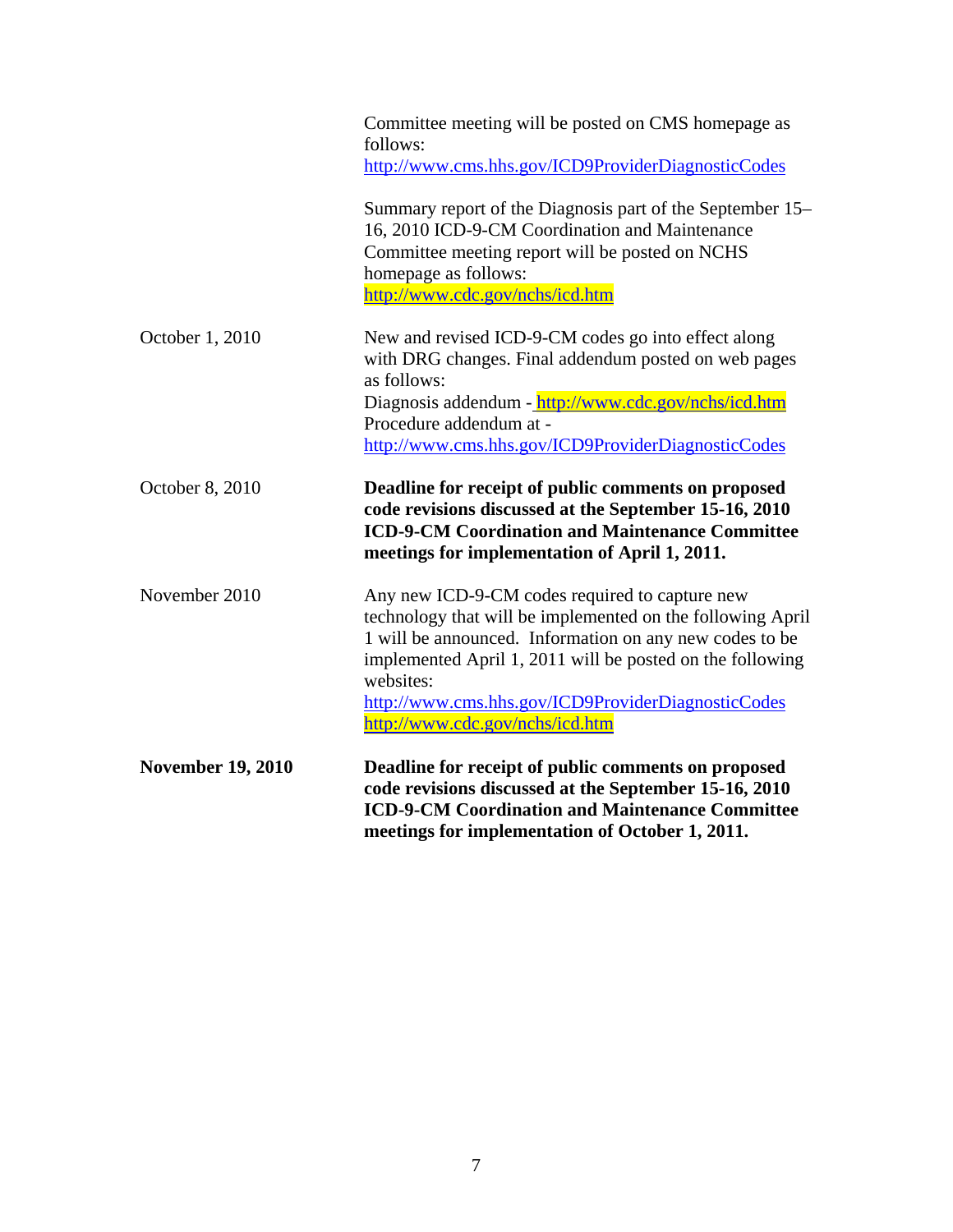| | |
|---|---|
| | Committee meeting will be posted on CMS homepage as follows: http://www.cms.hhs.gov/ICD9ProviderDiagnosticCodes<br><br>Summary report of the Diagnosis part of the September 15–16, 2010 ICD-9-CM Coordination and Maintenance Committee meeting report will be posted on NCHS homepage as follows: http://www.cdc.gov/nchs/icd.htm |
| October 1, 2010 | New and revised ICD-9-CM codes go into effect along with DRG changes. Final addendum posted on web pages as follows:<br>Diagnosis addendum - http://www.cdc.gov/nchs/icd.htm<br>Procedure addendum at - http://www.cms.hhs.gov/ICD9ProviderDiagnosticCodes |
| October 8, 2010 | **Deadline for receipt of public comments on proposed code revisions discussed at the September 15-16, 2010 ICD-9-CM Coordination and Maintenance Committee meetings for implementation of April 1, 2011.** |
| November 2010 | Any new ICD-9-CM codes required to capture new technology that will be implemented on the following April 1 will be announced. Information on any new codes to be implemented April 1, 2011 will be posted on the following websites:<br>http://www.cms.hhs.gov/ICD9ProviderDiagnosticCodes<br>http://www.cdc.gov/nchs/icd.htm |
| **November 19, 2010** | **Deadline for receipt of public comments on proposed code revisions discussed at the September 15-16, 2010 ICD-9-CM Coordination and Maintenance Committee meetings for implementation of October 1, 2011.** |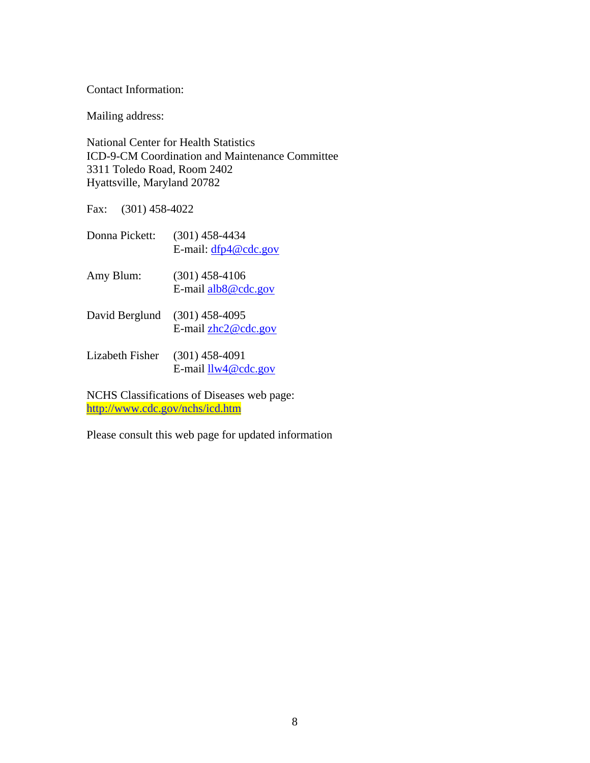Contact Information:

Mailing address:

National Center for Health Statistics
ICD-9-CM Coordination and Maintenance Committee
3311 Toledo Road, Room 2402
Hyattsville, Maryland 20782

Fax: (301) 458-4022

| | |
|---|---|
| Donna Pickett: | (301) 458-4434<br>E-mail: dfp4@cdc.gov |
| Amy Blum: | (301) 458-4106<br>E-mail alb8@cdc.gov |
| David Berglund | (301) 458-4095<br>E-mail zhc2@cdc.gov |
| Lizabeth Fisher | (301) 458-4091<br>E-mail llw4@cdc.gov |

NCHS Classifications of Diseases web page:
http://www.cdc.gov/nchs/icd.htm

Please consult this web page for updated information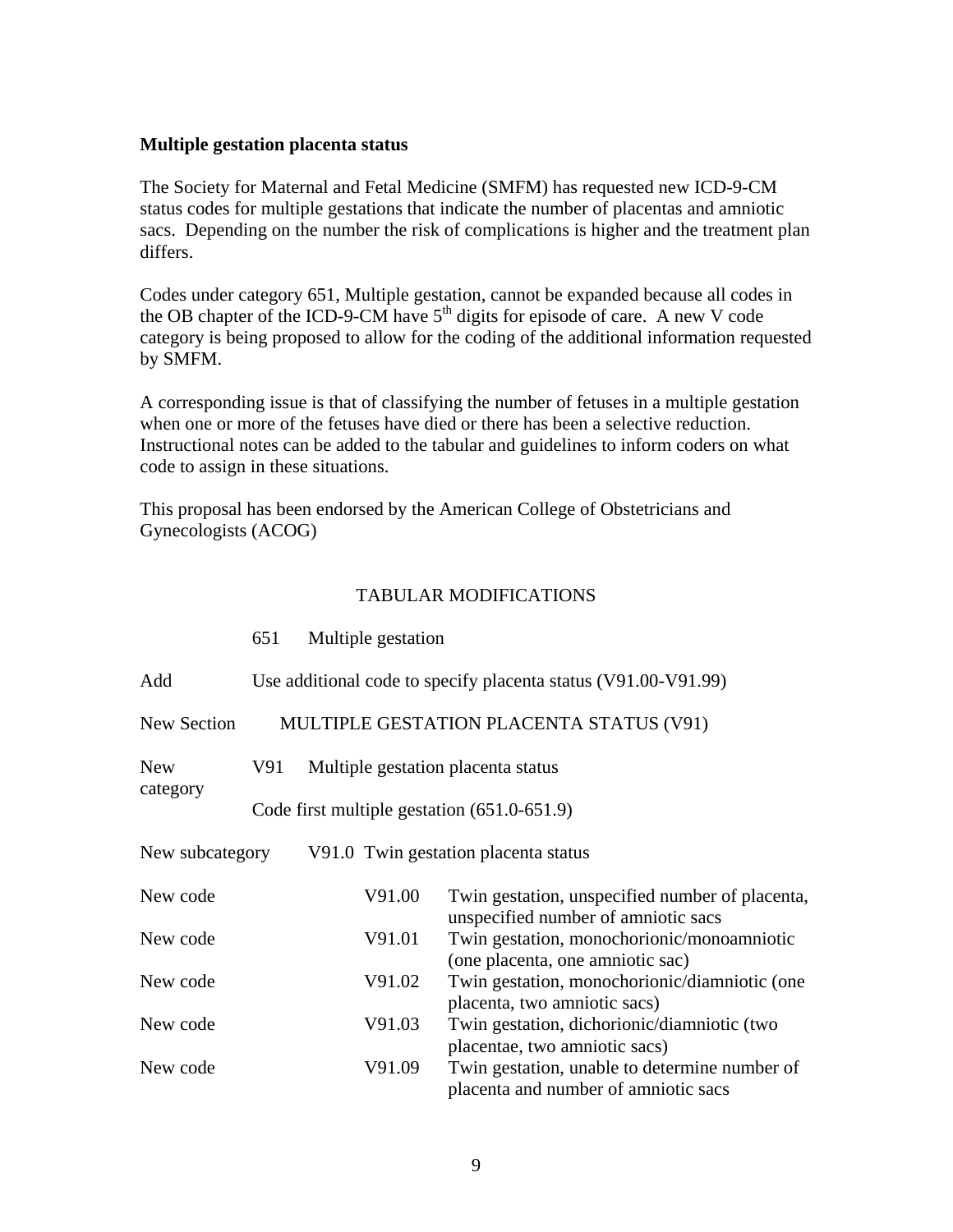**Multiple gestation placenta status**

The Society for Maternal and Fetal Medicine (SMFM) has requested new ICD-9-CM status codes for multiple gestations that indicate the number of placentas and amniotic sacs. Depending on the number the risk of complications is higher and the treatment plan differs.

Codes under category 651, Multiple gestation, cannot be expanded because all codes in the OB chapter of the ICD-9-CM have 5th digits for episode of care. A new V code category is being proposed to allow for the coding of the additional information requested by SMFM.

A corresponding issue is that of classifying the number of fetuses in a multiple gestation when one or more of the fetuses have died or there has been a selective reduction. Instructional notes can be added to the tabular and guidelines to inform coders on what code to assign in these situations.

This proposal has been endorsed by the American College of Obstetricians and Gynecologists (ACOG)

TABULAR MODIFICATIONS

| | | |
|---|---|---|
| | 651 | Multiple gestation |
| Add | | Use additional code to specify placenta status (V91.00-V91.99) |
| New Section | | MULTIPLE GESTATION PLACENTA STATUS (V91) |
| New category | V91 | Multiple gestation placenta status<br>Code first multiple gestation (651.0-651.9) |
| New subcategory | V91.0 | Twin gestation placenta status |
| New code | V91.00 | Twin gestation, unspecified number of placenta, unspecified number of amniotic sacs |
| New code | V91.01 | Twin gestation, monochorionic/monoamniotic (one placenta, one amniotic sac) |
| New code | V91.02 | Twin gestation, monochorionic/diamniotic (one placenta, two amniotic sacs) |
| New code | V91.03 | Twin gestation, dichorionic/diamniotic (two placentae, two amniotic sacs) |
| New code | V91.09 | Twin gestation, unable to determine number of placenta and number of amniotic sacs |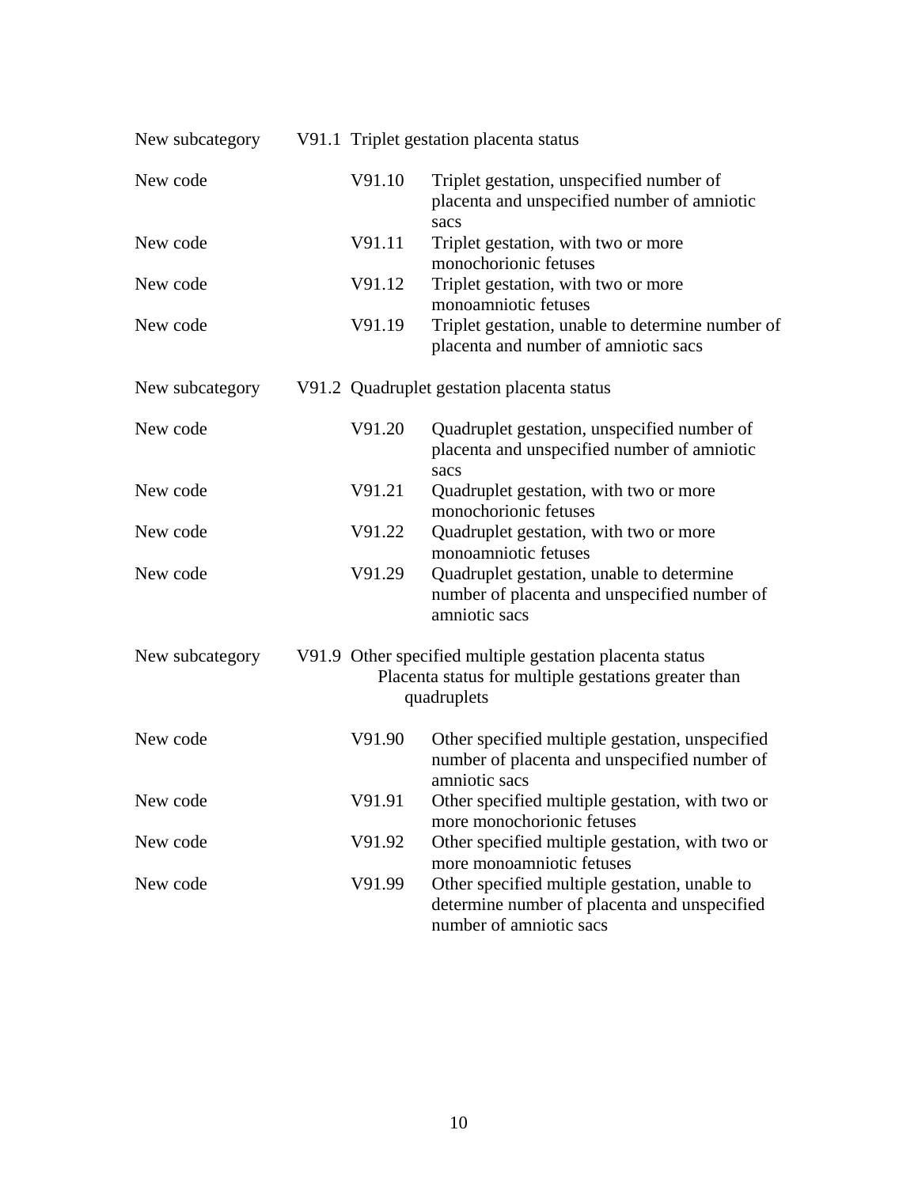| | | |
|---|---|---|
| New subcategory | V91.1 | Triplet gestation placenta status |
| New code | V91.10 | Triplet gestation, unspecified number of placenta and unspecified number of amniotic sacs |
| New code | V91.11 | Triplet gestation, with two or more monochorionic fetuses |
| New code | V91.12 | Triplet gestation, with two or more monoamniotic fetuses |
| New code | V91.19 | Triplet gestation, unable to determine number of placenta and number of amniotic sacs |
| New subcategory | V91.2 | Quadruplet gestation placenta status |
| New code | V91.20 | Quadruplet gestation, unspecified number of placenta and unspecified number of amniotic sacs |
| New code | V91.21 | Quadruplet gestation, with two or more monochorionic fetuses |
| New code | V91.22 | Quadruplet gestation, with two or more monoamniotic fetuses |
| New code | V91.29 | Quadruplet gestation, unable to determine number of placenta and unspecified number of amniotic sacs |
| New subcategory | V91.9 | Other specified multiple gestation placenta status<br>Placenta status for multiple gestations greater than quadruplets |
| New code | V91.90 | Other specified multiple gestation, unspecified number of placenta and unspecified number of amniotic sacs |
| New code | V91.91 | Other specified multiple gestation, with two or more monochorionic fetuses |
| New code | V91.92 | Other specified multiple gestation, with two or more monoamniotic fetuses |
| New code | V91.99 | Other specified multiple gestation, unable to determine number of placenta and unspecified number of amniotic sacs |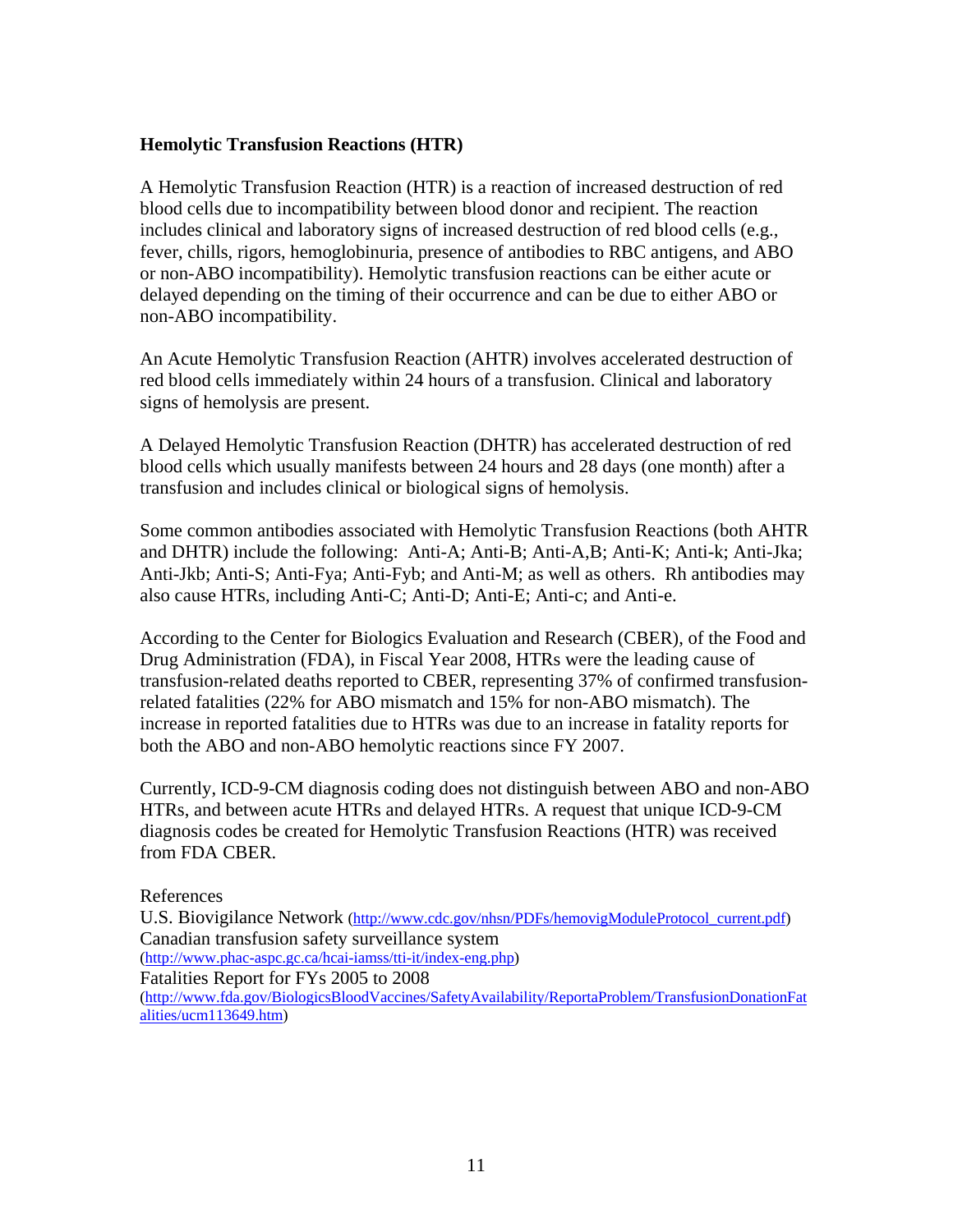**Hemolytic Transfusion Reactions (HTR)**

A Hemolytic Transfusion Reaction (HTR) is a reaction of increased destruction of red blood cells due to incompatibility between blood donor and recipient. The reaction includes clinical and laboratory signs of increased destruction of red blood cells (e.g., fever, chills, rigors, hemoglobinuria, presence of antibodies to RBC antigens, and ABO or non-ABO incompatibility). Hemolytic transfusion reactions can be either acute or delayed depending on the timing of their occurrence and can be due to either ABO or non-ABO incompatibility.

An Acute Hemolytic Transfusion Reaction (AHTR) involves accelerated destruction of red blood cells immediately within 24 hours of a transfusion. Clinical and laboratory signs of hemolysis are present.

A Delayed Hemolytic Transfusion Reaction (DHTR) has accelerated destruction of red blood cells which usually manifests between 24 hours and 28 days (one month) after a transfusion and includes clinical or biological signs of hemolysis.

Some common antibodies associated with Hemolytic Transfusion Reactions (both AHTR and DHTR) include the following: Anti-A; Anti-B; Anti-A,B; Anti-K; Anti-k; Anti-Jka; Anti-Jkb; Anti-S; Anti-Fya; Anti-Fyb; and Anti-M; as well as others. Rh antibodies may also cause HTRs, including Anti-C; Anti-D; Anti-E; Anti-c; and Anti-e.

According to the Center for Biologics Evaluation and Research (CBER), of the Food and Drug Administration (FDA), in Fiscal Year 2008, HTRs were the leading cause of transfusion-related deaths reported to CBER, representing 37% of confirmed transfusion-related fatalities (22% for ABO mismatch and 15% for non-ABO mismatch). The increase in reported fatalities due to HTRs was due to an increase in fatality reports for both the ABO and non-ABO hemolytic reactions since FY 2007.

Currently, ICD-9-CM diagnosis coding does not distinguish between ABO and non-ABO HTRs, and between acute HTRs and delayed HTRs. A request that unique ICD-9-CM diagnosis codes be created for Hemolytic Transfusion Reactions (HTR) was received from FDA CBER.

References

U.S. Biovigilance Network (http://www.cdc.gov/nhsn/PDFs/hemovigModuleProtocol_current.pdf)

Canadian transfusion safety surveillance system (http://www.phac-aspc.gc.ca/hcai-iamss/tti-it/index-eng.php)

Fatalities Report for FYs 2005 to 2008 (http://www.fda.gov/BiologicsBloodVaccines/SafetyAvailability/ReportaProblem/TransfusionDonationFatalities/ucm113649.htm)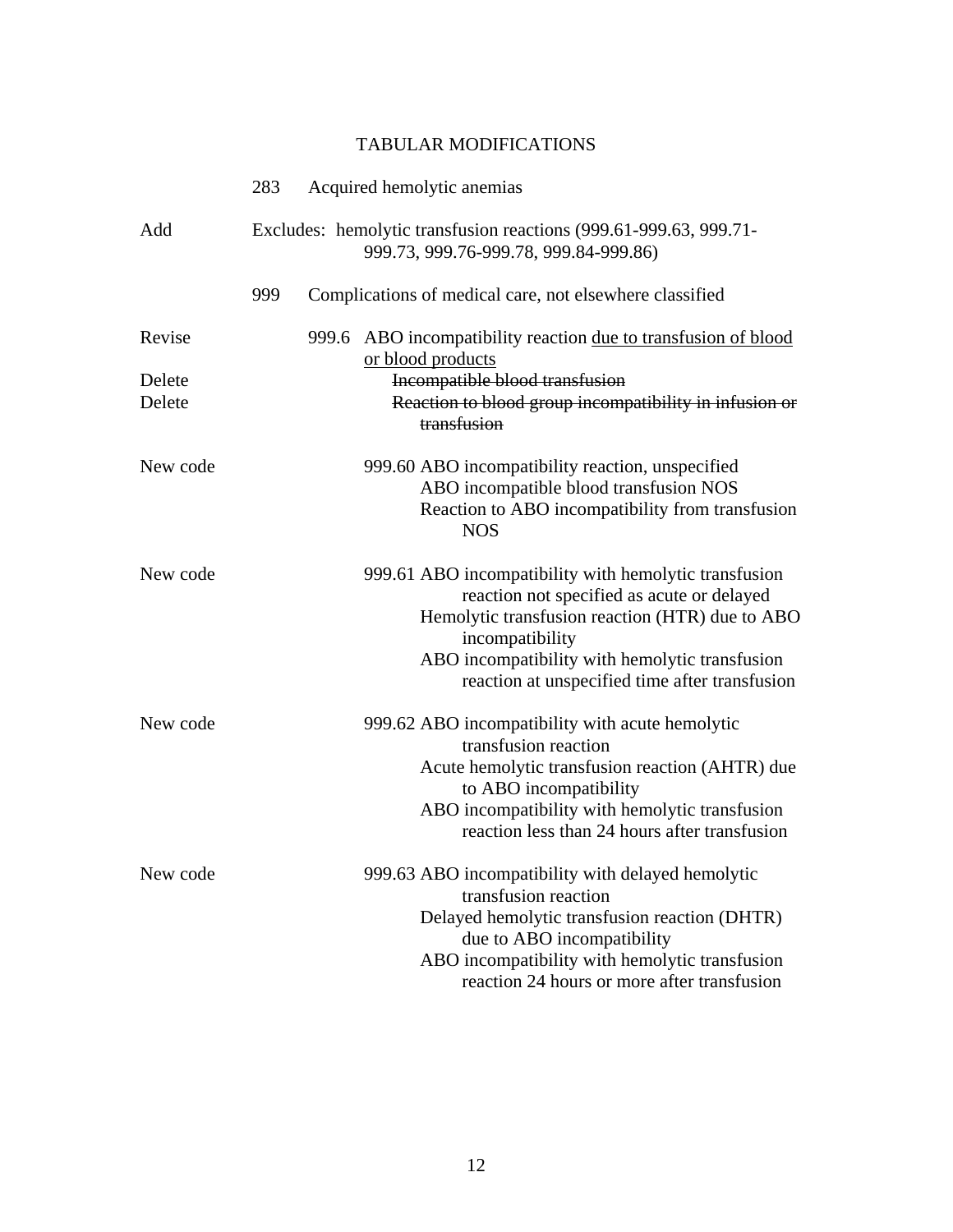# TABULAR MODIFICATIONS

283 Acquired hemolytic anemias

Add — Excludes: hemolytic transfusion reactions (999.61-999.63, 999.71-999.73, 999.76-999.78, 999.84-999.86)

999 Complications of medical care, not elsewhere classified

Revise — 999.6 ABO incompatibility reaction <u>due to transfusion of blood or blood products</u>

Delete — ~~Incompatible blood transfusion~~

Delete — ~~Reaction to blood group incompatibility in infusion or transfusion~~

New code — 999.60 ABO incompatibility reaction, unspecified
- ABO incompatible blood transfusion NOS
- Reaction to ABO incompatibility from transfusion NOS

New code — 999.61 ABO incompatibility with hemolytic transfusion reaction not specified as acute or delayed
- Hemolytic transfusion reaction (HTR) due to ABO incompatibility
- ABO incompatibility with hemolytic transfusion reaction at unspecified time after transfusion

New code — 999.62 ABO incompatibility with acute hemolytic transfusion reaction
- Acute hemolytic transfusion reaction (AHTR) due to ABO incompatibility
- ABO incompatibility with hemolytic transfusion reaction less than 24 hours after transfusion

New code — 999.63 ABO incompatibility with delayed hemolytic transfusion reaction
- Delayed hemolytic transfusion reaction (DHTR) due to ABO incompatibility
- ABO incompatibility with hemolytic transfusion reaction 24 hours or more after transfusion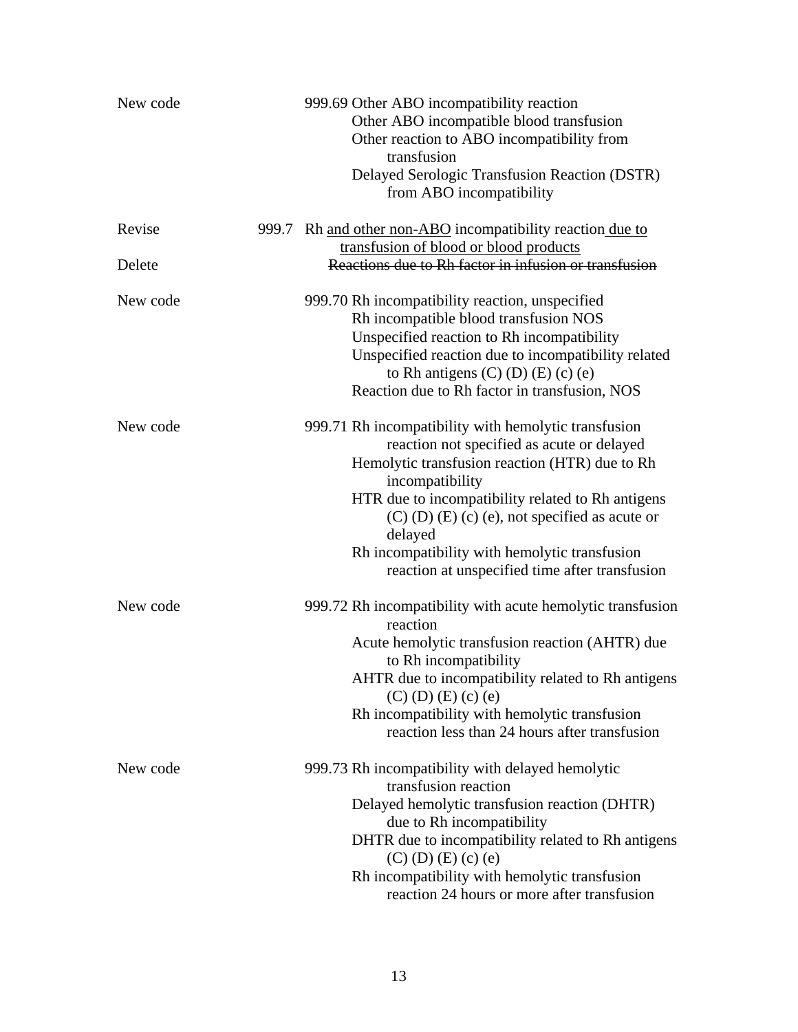| | |
|---|---|
| New code | 999.69 Other ABO incompatibility reaction<br>Other ABO incompatible blood transfusion<br>Other reaction to ABO incompatibility from transfusion<br>Delayed Serologic Transfusion Reaction (DSTR) from ABO incompatibility |
| Revise | 999.7 Rh <u>and other non-ABO</u> incompatibility reaction <u>due to transfusion of blood or blood products</u> |
| Delete | ~~Reactions due to Rh factor in infusion or transfusion~~ |
| New code | 999.70 Rh incompatibility reaction, unspecified<br>Rh incompatible blood transfusion NOS<br>Unspecified reaction to Rh incompatibility<br>Unspecified reaction due to incompatibility related to Rh antigens (C) (D) (E) (c) (e)<br>Reaction due to Rh factor in transfusion, NOS |
| New code | 999.71 Rh incompatibility with hemolytic transfusion reaction not specified as acute or delayed<br>Hemolytic transfusion reaction (HTR) due to Rh incompatibility<br>HTR due to incompatibility related to Rh antigens (C) (D) (E) (c) (e), not specified as acute or delayed<br>Rh incompatibility with hemolytic transfusion reaction at unspecified time after transfusion |
| New code | 999.72 Rh incompatibility with acute hemolytic transfusion reaction<br>Acute hemolytic transfusion reaction (AHTR) due to Rh incompatibility<br>AHTR due to incompatibility related to Rh antigens (C) (D) (E) (c) (e)<br>Rh incompatibility with hemolytic transfusion reaction less than 24 hours after transfusion |
| New code | 999.73 Rh incompatibility with delayed hemolytic transfusion reaction<br>Delayed hemolytic transfusion reaction (DHTR) due to Rh incompatibility<br>DHTR due to incompatibility related to Rh antigens (C) (D) (E) (c) (e)<br>Rh incompatibility with hemolytic transfusion reaction 24 hours or more after transfusion |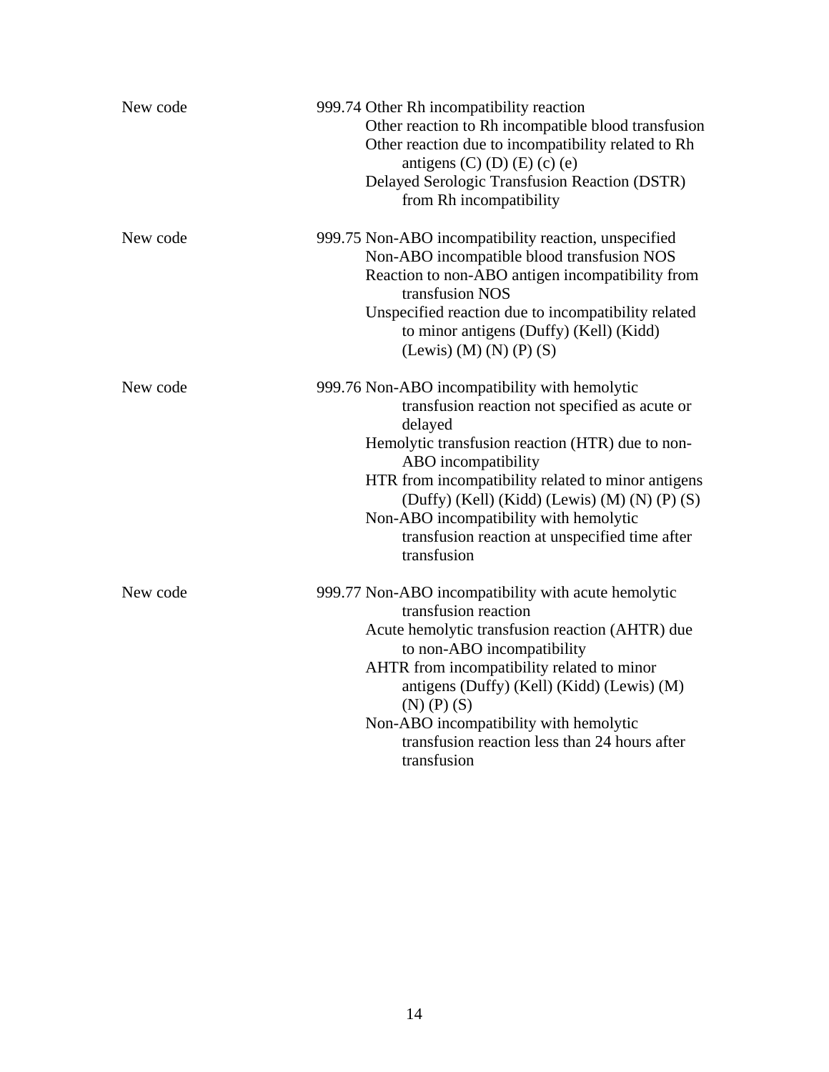| | |
|---|---|
| New code | 999.74 Other Rh incompatibility reaction<br>Other reaction to Rh incompatible blood transfusion<br>Other reaction due to incompatibility related to Rh antigens (C) (D) (E) (c) (e)<br>Delayed Serologic Transfusion Reaction (DSTR) from Rh incompatibility |
| New code | 999.75 Non-ABO incompatibility reaction, unspecified<br>Non-ABO incompatible blood transfusion NOS<br>Reaction to non-ABO antigen incompatibility from transfusion NOS<br>Unspecified reaction due to incompatibility related to minor antigens (Duffy) (Kell) (Kidd) (Lewis) (M) (N) (P) (S) |
| New code | 999.76 Non-ABO incompatibility with hemolytic transfusion reaction not specified as acute or delayed<br>Hemolytic transfusion reaction (HTR) due to non-ABO incompatibility<br>HTR from incompatibility related to minor antigens (Duffy) (Kell) (Kidd) (Lewis) (M) (N) (P) (S)<br>Non-ABO incompatibility with hemolytic transfusion reaction at unspecified time after transfusion |
| New code | 999.77 Non-ABO incompatibility with acute hemolytic transfusion reaction<br>Acute hemolytic transfusion reaction (AHTR) due to non-ABO incompatibility<br>AHTR from incompatibility related to minor antigens (Duffy) (Kell) (Kidd) (Lewis) (M) (N) (P) (S)<br>Non-ABO incompatibility with hemolytic transfusion reaction less than 24 hours after transfusion |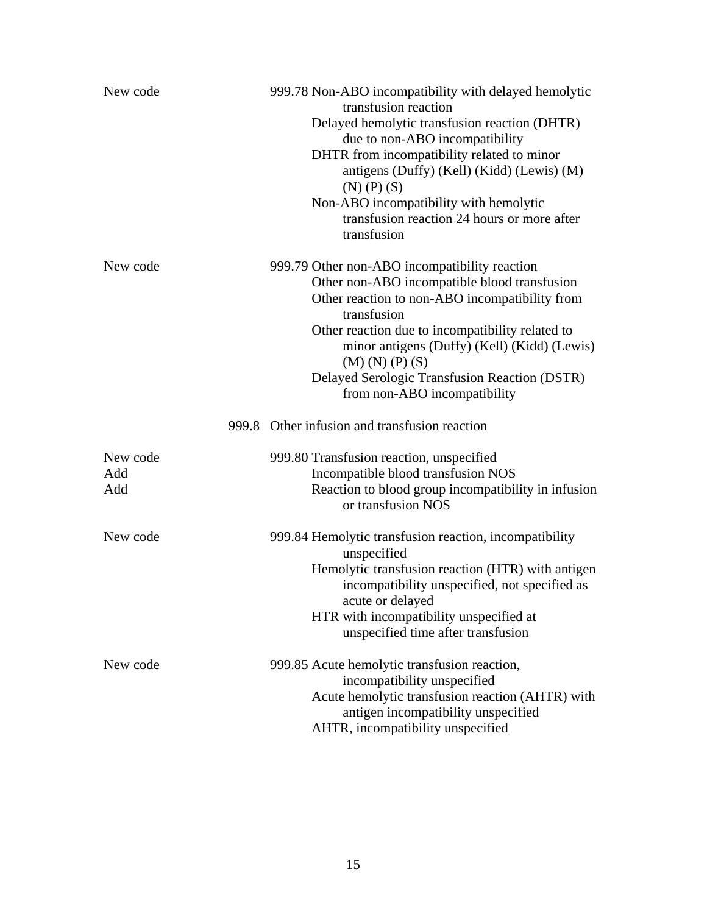New code 999.78 Non-ABO incompatibility with delayed hemolytic transfusion reaction

Delayed hemolytic transfusion reaction (DHTR) due to non-ABO incompatibility

DHTR from incompatibility related to minor antigens (Duffy) (Kell) (Kidd) (Lewis) (M) (N) (P) (S)

Non-ABO incompatibility with hemolytic transfusion reaction 24 hours or more after transfusion

New code 999.79 Other non-ABO incompatibility reaction

Other non-ABO incompatible blood transfusion

Other reaction to non-ABO incompatibility from transfusion

Other reaction due to incompatibility related to minor antigens (Duffy) (Kell) (Kidd) (Lewis) (M) (N) (P) (S)

Delayed Serologic Transfusion Reaction (DSTR) from non-ABO incompatibility

999.8 Other infusion and transfusion reaction

New code 999.80 Transfusion reaction, unspecified

Add Incompatible blood transfusion NOS

Add Reaction to blood group incompatibility in infusion or transfusion NOS

New code 999.84 Hemolytic transfusion reaction, incompatibility unspecified

Hemolytic transfusion reaction (HTR) with antigen incompatibility unspecified, not specified as acute or delayed

HTR with incompatibility unspecified at unspecified time after transfusion

New code 999.85 Acute hemolytic transfusion reaction, incompatibility unspecified

Acute hemolytic transfusion reaction (AHTR) with antigen incompatibility unspecified

AHTR, incompatibility unspecified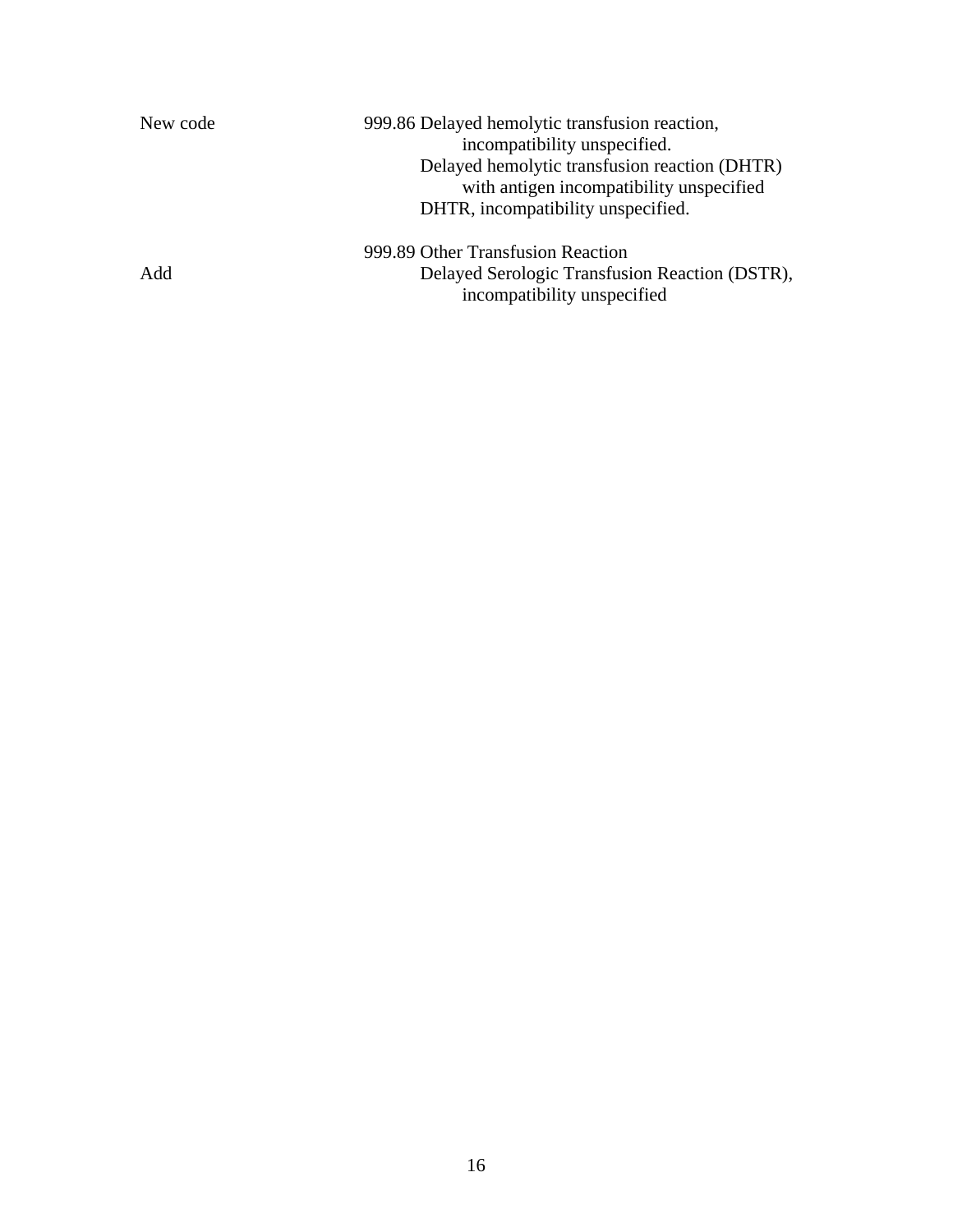| | |
|---|---|
| New code | 999.86 Delayed hemolytic transfusion reaction, incompatibility unspecified. |
| | Delayed hemolytic transfusion reaction (DHTR) with antigen incompatibility unspecified |
| | DHTR, incompatibility unspecified. |
| | 999.89 Other Transfusion Reaction |
| Add | Delayed Serologic Transfusion Reaction (DSTR), incompatibility unspecified |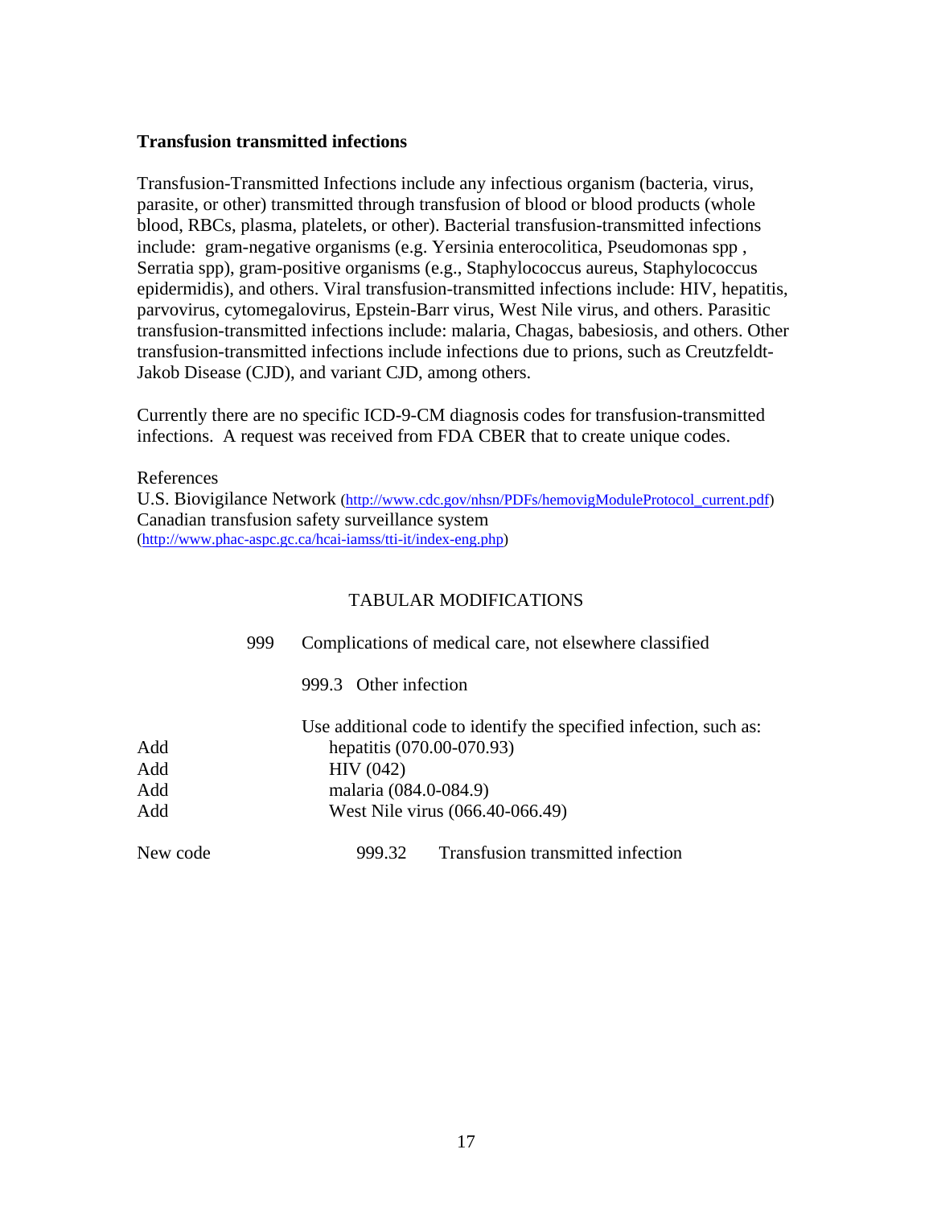**Transfusion transmitted infections**

Transfusion-Transmitted Infections include any infectious organism (bacteria, virus, parasite, or other) transmitted through transfusion of blood or blood products (whole blood, RBCs, plasma, platelets, or other). Bacterial transfusion-transmitted infections include: gram-negative organisms (e.g. Yersinia enterocolitica, Pseudomonas spp , Serratia spp), gram-positive organisms (e.g., Staphylococcus aureus, Staphylococcus epidermidis), and others. Viral transfusion-transmitted infections include: HIV, hepatitis, parvovirus, cytomegalovirus, Epstein-Barr virus, West Nile virus, and others. Parasitic transfusion-transmitted infections include: malaria, Chagas, babesiosis, and others. Other transfusion-transmitted infections include infections due to prions, such as Creutzfeldt-Jakob Disease (CJD), and variant CJD, among others.

Currently there are no specific ICD-9-CM diagnosis codes for transfusion-transmitted infections. A request was received from FDA CBER that to create unique codes.

References
U.S. Biovigilance Network (http://www.cdc.gov/nhsn/PDFs/hemovigModuleProtocol_current.pdf)
Canadian transfusion safety surveillance system (http://www.phac-aspc.gc.ca/hcai-iamss/tti-it/index-eng.php)

TABULAR MODIFICATIONS

999 Complications of medical care, not elsewhere classified

999.3 Other infection

Use additional code to identify the specified infection, such as:

| | |
|---|---|
| Add | hepatitis (070.00-070.93) |
| Add | HIV (042) |
| Add | malaria (084.0-084.9) |
| Add | West Nile virus (066.40-066.49) |
| New code | 999.32 Transfusion transmitted infection |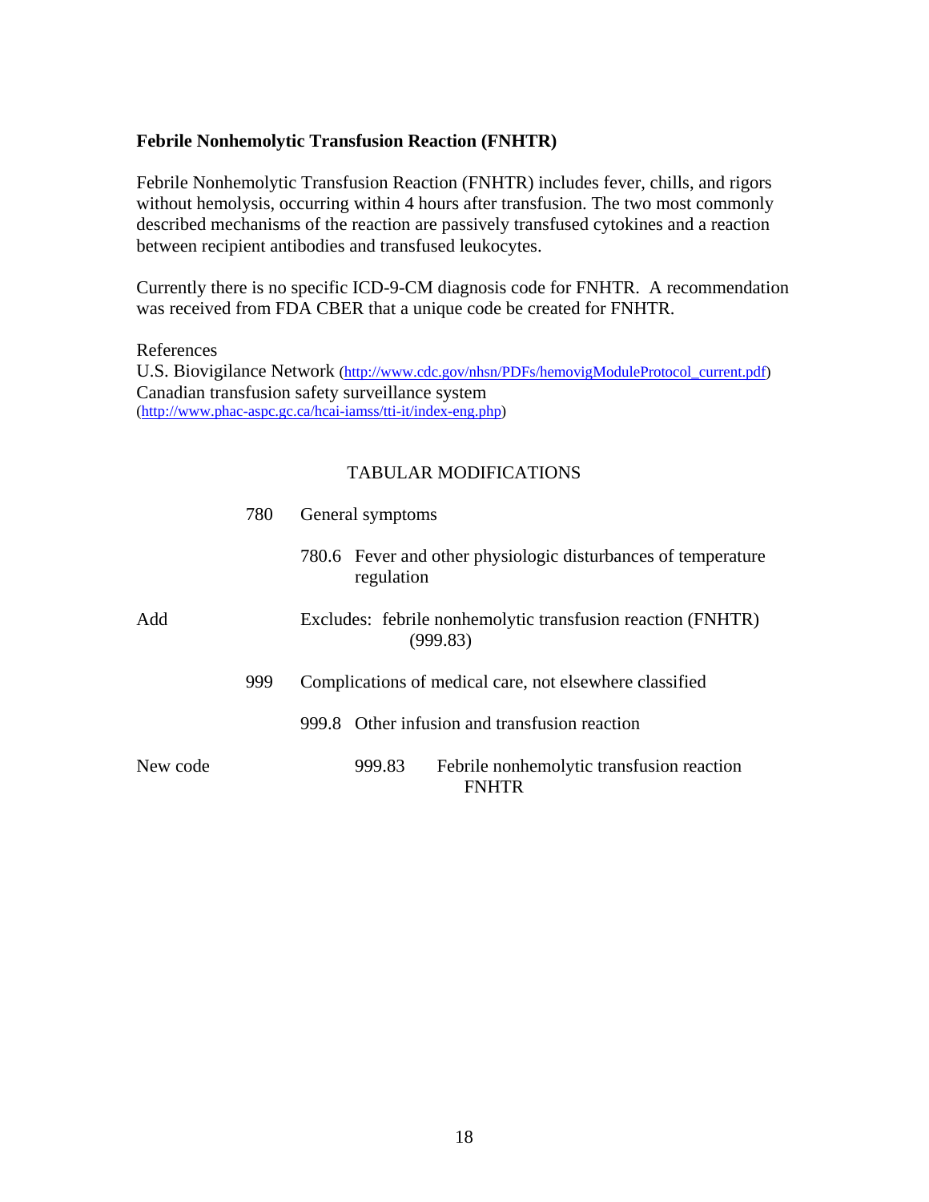**Febrile Nonhemolytic Transfusion Reaction (FNHTR)**

Febrile Nonhemolytic Transfusion Reaction (FNHTR) includes fever, chills, and rigors without hemolysis, occurring within 4 hours after transfusion. The two most commonly described mechanisms of the reaction are passively transfused cytokines and a reaction between recipient antibodies and transfused leukocytes.

Currently there is no specific ICD-9-CM diagnosis code for FNHTR. A recommendation was received from FDA CBER that a unique code be created for FNHTR.

References
U.S. Biovigilance Network (http://www.cdc.gov/nhsn/PDFs/hemovigModuleProtocol_current.pdf)
Canadian transfusion safety surveillance system (http://www.phac-aspc.gc.ca/hcai-iamss/tti-it/index-eng.php)

TABULAR MODIFICATIONS

| | | |
|---|---|---|
| | 780 | General symptoms |
| | | 780.6 Fever and other physiologic disturbances of temperature regulation |
| Add | | Excludes: febrile nonhemolytic transfusion reaction (FNHTR) (999.83) |
| | 999 | Complications of medical care, not elsewhere classified |
| | | 999.8 Other infusion and transfusion reaction |
| New code | | 999.83 Febrile nonhemolytic transfusion reaction FNHTR |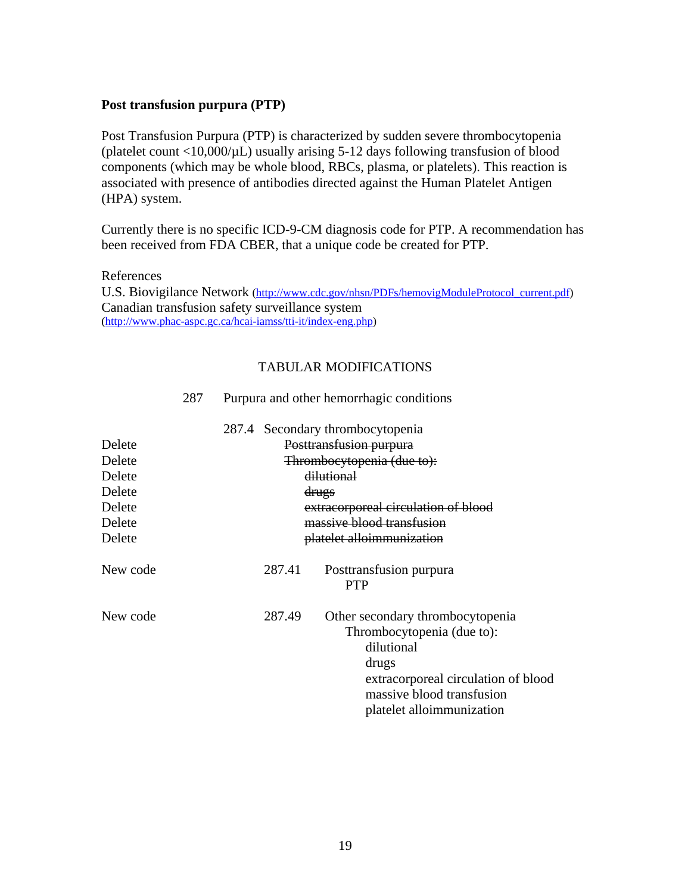**Post transfusion purpura (PTP)**

Post Transfusion Purpura (PTP) is characterized by sudden severe thrombocytopenia (platelet count <10,000/µL) usually arising 5-12 days following transfusion of blood components (which may be whole blood, RBCs, plasma, or platelets). This reaction is associated with presence of antibodies directed against the Human Platelet Antigen (HPA) system.

Currently there is no specific ICD-9-CM diagnosis code for PTP. A recommendation has been received from FDA CBER, that a unique code be created for PTP.

References
U.S. Biovigilance Network (http://www.cdc.gov/nhsn/PDFs/hemovigModuleProtocol_current.pdf)
Canadian transfusion safety surveillance system (http://www.phac-aspc.gc.ca/hcai-iamss/tti-it/index-eng.php)

TABULAR MODIFICATIONS

| | | |
|---|---|---|
| | 287 | Purpura and other hemorrhagic conditions |
| | 287.4 | Secondary thrombocytopenia |
| Delete | | ~~Posttransfusion purpura~~ |
| Delete | | ~~Thrombocytopenia (due to):~~ |
| Delete | | ~~dilutional~~ |
| Delete | | ~~drugs~~ |
| Delete | | ~~extracorporeal circulation of blood~~ |
| Delete | | ~~massive blood transfusion~~ |
| Delete | | ~~platelet alloimmunization~~ |
| New code | 287.41 | Posttransfusion purpura<br>PTP |
| New code | 287.49 | Other secondary thrombocytopenia<br>Thrombocytopenia (due to):<br>dilutional<br>drugs<br>extracorporeal circulation of blood<br>massive blood transfusion<br>platelet alloimmunization |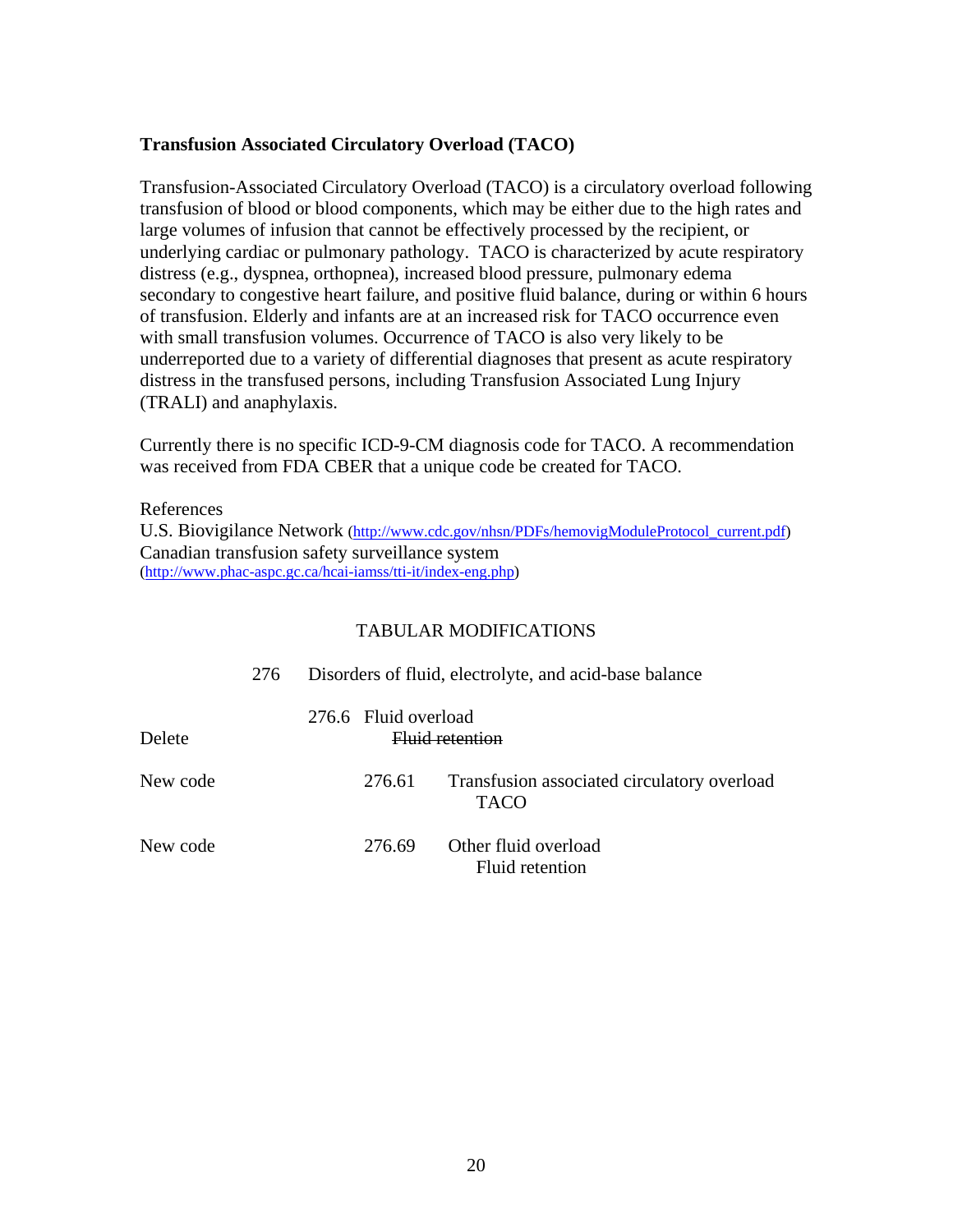**Transfusion Associated Circulatory Overload (TACO)**

Transfusion-Associated Circulatory Overload (TACO) is a circulatory overload following transfusion of blood or blood components, which may be either due to the high rates and large volumes of infusion that cannot be effectively processed by the recipient, or underlying cardiac or pulmonary pathology. TACO is characterized by acute respiratory distress (e.g., dyspnea, orthopnea), increased blood pressure, pulmonary edema secondary to congestive heart failure, and positive fluid balance, during or within 6 hours of transfusion. Elderly and infants are at an increased risk for TACO occurrence even with small transfusion volumes. Occurrence of TACO is also very likely to be underreported due to a variety of differential diagnoses that present as acute respiratory distress in the transfused persons, including Transfusion Associated Lung Injury (TRALI) and anaphylaxis.

Currently there is no specific ICD-9-CM diagnosis code for TACO. A recommendation was received from FDA CBER that a unique code be created for TACO.

References
U.S. Biovigilance Network (http://www.cdc.gov/nhsn/PDFs/hemovigModuleProtocol_current.pdf)
Canadian transfusion safety surveillance system (http://www.phac-aspc.gc.ca/hcai-iamss/tti-it/index-eng.php)

TABULAR MODIFICATIONS

| | | |
|---|---|---|
| | 276 | Disorders of fluid, electrolyte, and acid-base balance |
| | 276.6 | Fluid overload |
| Delete | | ~~Fluid retention~~ |
| New code | 276.61 | Transfusion associated circulatory overload<br>TACO |
| New code | 276.69 | Other fluid overload<br>Fluid retention |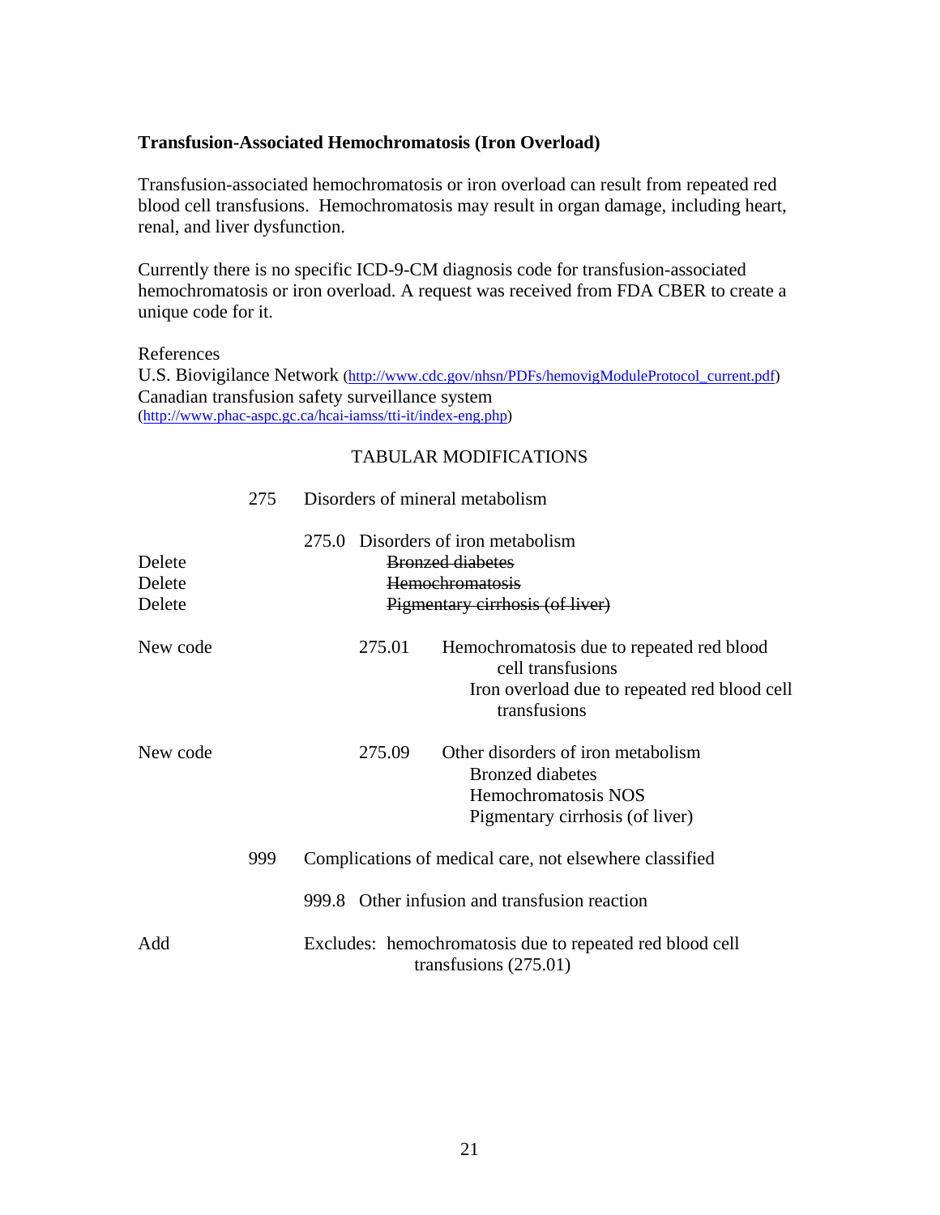**Transfusion-Associated Hemochromatosis (Iron Overload)**

Transfusion-associated hemochromatosis or iron overload can result from repeated red blood cell transfusions. Hemochromatosis may result in organ damage, including heart, renal, and liver dysfunction.

Currently there is no specific ICD-9-CM diagnosis code for transfusion-associated hemochromatosis or iron overload. A request was received from FDA CBER to create a unique code for it.

References
U.S. Biovigilance Network (http://www.cdc.gov/nhsn/PDFs/hemovigModuleProtocol_current.pdf)
Canadian transfusion safety surveillance system (http://www.phac-aspc.gc.ca/hcai-iamss/tti-it/index-eng.php)

TABULAR MODIFICATIONS

275 Disorders of mineral metabolism

275.0 Disorders of iron metabolism

Delete ~~Bronzed diabetes~~
Delete ~~Hemochromatosis~~
Delete ~~Pigmentary cirrhosis (of liver)~~

New code 275.01 Hemochromatosis due to repeated red blood cell transfusions
Iron overload due to repeated red blood cell transfusions

New code 275.09 Other disorders of iron metabolism
Bronzed diabetes
Hemochromatosis NOS
Pigmentary cirrhosis (of liver)

999 Complications of medical care, not elsewhere classified

999.8 Other infusion and transfusion reaction

Add Excludes: hemochromatosis due to repeated red blood cell transfusions (275.01)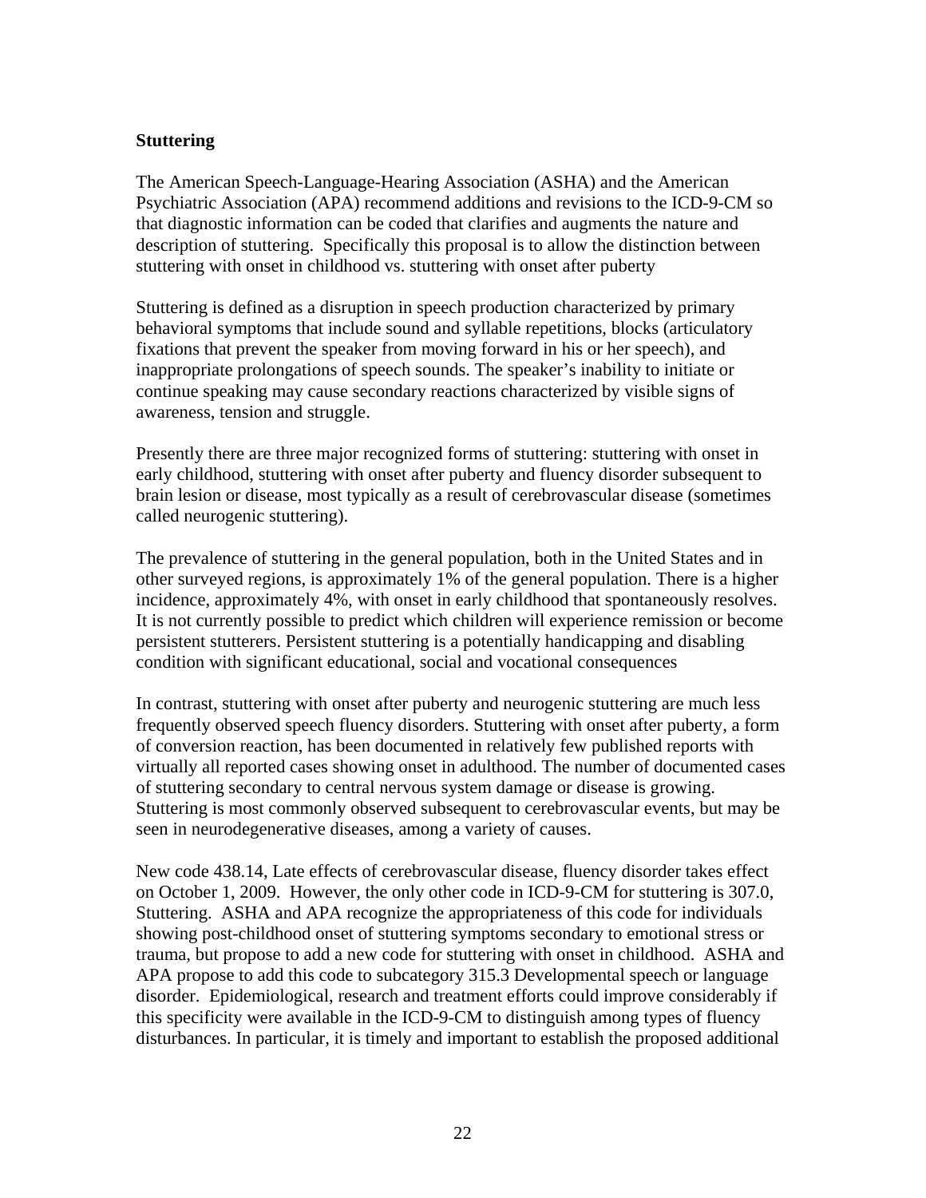## Stuttering

The American Speech-Language-Hearing Association (ASHA) and the American Psychiatric Association (APA) recommend additions and revisions to the ICD-9-CM so that diagnostic information can be coded that clarifies and augments the nature and description of stuttering. Specifically this proposal is to allow the distinction between stuttering with onset in childhood vs. stuttering with onset after puberty

Stuttering is defined as a disruption in speech production characterized by primary behavioral symptoms that include sound and syllable repetitions, blocks (articulatory fixations that prevent the speaker from moving forward in his or her speech), and inappropriate prolongations of speech sounds. The speaker's inability to initiate or continue speaking may cause secondary reactions characterized by visible signs of awareness, tension and struggle.

Presently there are three major recognized forms of stuttering: stuttering with onset in early childhood, stuttering with onset after puberty and fluency disorder subsequent to brain lesion or disease, most typically as a result of cerebrovascular disease (sometimes called neurogenic stuttering).

The prevalence of stuttering in the general population, both in the United States and in other surveyed regions, is approximately 1% of the general population. There is a higher incidence, approximately 4%, with onset in early childhood that spontaneously resolves. It is not currently possible to predict which children will experience remission or become persistent stutterers. Persistent stuttering is a potentially handicapping and disabling condition with significant educational, social and vocational consequences

In contrast, stuttering with onset after puberty and neurogenic stuttering are much less frequently observed speech fluency disorders. Stuttering with onset after puberty, a form of conversion reaction, has been documented in relatively few published reports with virtually all reported cases showing onset in adulthood. The number of documented cases of stuttering secondary to central nervous system damage or disease is growing. Stuttering is most commonly observed subsequent to cerebrovascular events, but may be seen in neurodegenerative diseases, among a variety of causes.

New code 438.14, Late effects of cerebrovascular disease, fluency disorder takes effect on October 1, 2009. However, the only other code in ICD-9-CM for stuttering is 307.0, Stuttering. ASHA and APA recognize the appropriateness of this code for individuals showing post-childhood onset of stuttering symptoms secondary to emotional stress or trauma, but propose to add a new code for stuttering with onset in childhood. ASHA and APA propose to add this code to subcategory 315.3 Developmental speech or language disorder. Epidemiological, research and treatment efforts could improve considerably if this specificity were available in the ICD-9-CM to distinguish among types of fluency disturbances. In particular, it is timely and important to establish the proposed additional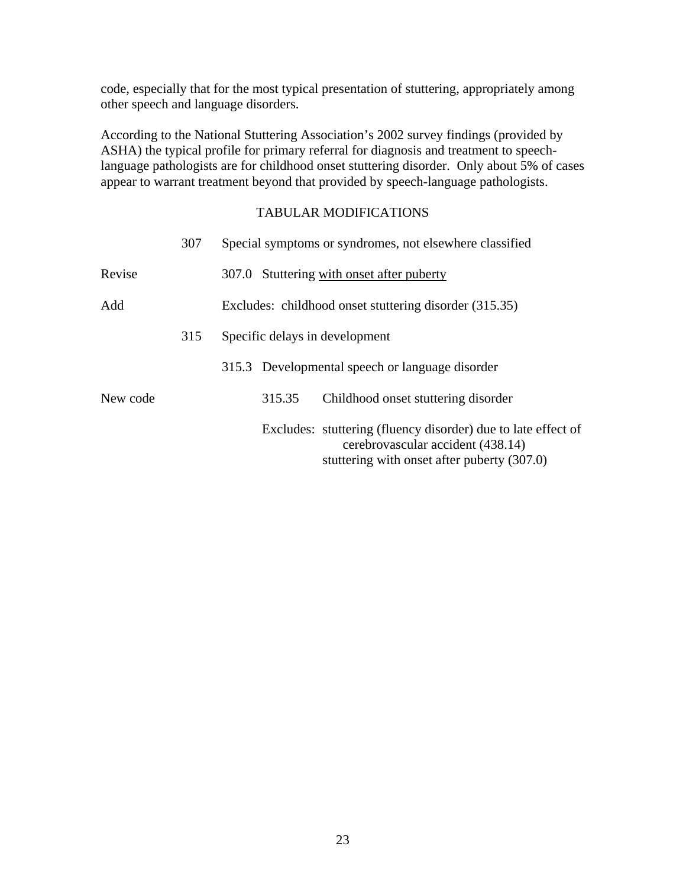code, especially that for the most typical presentation of stuttering, appropriately among other speech and language disorders.

According to the National Stuttering Association's 2002 survey findings (provided by ASHA) the typical profile for primary referral for diagnosis and treatment to speech-language pathologists are for childhood onset stuttering disorder. Only about 5% of cases appear to warrant treatment beyond that provided by speech-language pathologists.

## TABULAR MODIFICATIONS

| | | |
|---|---|---|
| | 307 | Special symptoms or syndromes, not elsewhere classified |
| Revise | | 307.0 Stuttering <u>with onset after puberty</u> |
| Add | | Excludes: childhood onset stuttering disorder (315.35) |
| | 315 | Specific delays in development |
| | | 315.3 Developmental speech or language disorder |
| New code | | 315.35 Childhood onset stuttering disorder |
| | | Excludes: stuttering (fluency disorder) due to late effect of cerebrovascular accident (438.14); stuttering with onset after puberty (307.0) |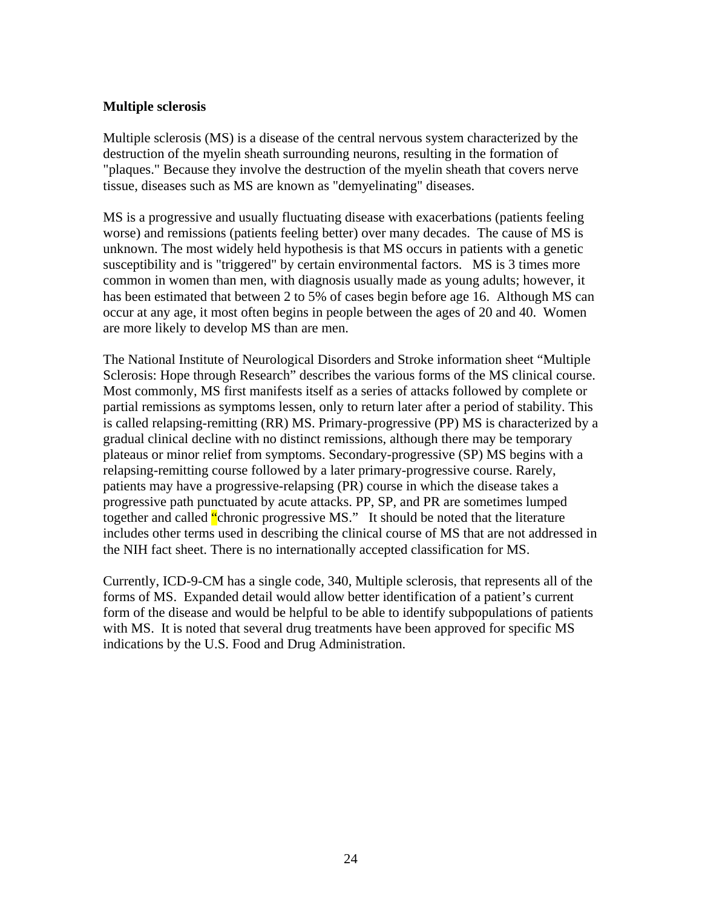**Multiple sclerosis**

Multiple sclerosis (MS) is a disease of the central nervous system characterized by the destruction of the myelin sheath surrounding neurons, resulting in the formation of "plaques." Because they involve the destruction of the myelin sheath that covers nerve tissue, diseases such as MS are known as "demyelinating" diseases.

MS is a progressive and usually fluctuating disease with exacerbations (patients feeling worse) and remissions (patients feeling better) over many decades. The cause of MS is unknown. The most widely held hypothesis is that MS occurs in patients with a genetic susceptibility and is "triggered" by certain environmental factors. MS is 3 times more common in women than men, with diagnosis usually made as young adults; however, it has been estimated that between 2 to 5% of cases begin before age 16. Although MS can occur at any age, it most often begins in people between the ages of 20 and 40. Women are more likely to develop MS than are men.

The National Institute of Neurological Disorders and Stroke information sheet "Multiple Sclerosis: Hope through Research" describes the various forms of the MS clinical course. Most commonly, MS first manifests itself as a series of attacks followed by complete or partial remissions as symptoms lessen, only to return later after a period of stability. This is called relapsing-remitting (RR) MS. Primary-progressive (PP) MS is characterized by a gradual clinical decline with no distinct remissions, although there may be temporary plateaus or minor relief from symptoms. Secondary-progressive (SP) MS begins with a relapsing-remitting course followed by a later primary-progressive course. Rarely, patients may have a progressive-relapsing (PR) course in which the disease takes a progressive path punctuated by acute attacks. PP, SP, and PR are sometimes lumped together and called "chronic progressive MS." It should be noted that the literature includes other terms used in describing the clinical course of MS that are not addressed in the NIH fact sheet. There is no internationally accepted classification for MS.

Currently, ICD-9-CM has a single code, 340, Multiple sclerosis, that represents all of the forms of MS. Expanded detail would allow better identification of a patient's current form of the disease and would be helpful to be able to identify subpopulations of patients with MS. It is noted that several drug treatments have been approved for specific MS indications by the U.S. Food and Drug Administration.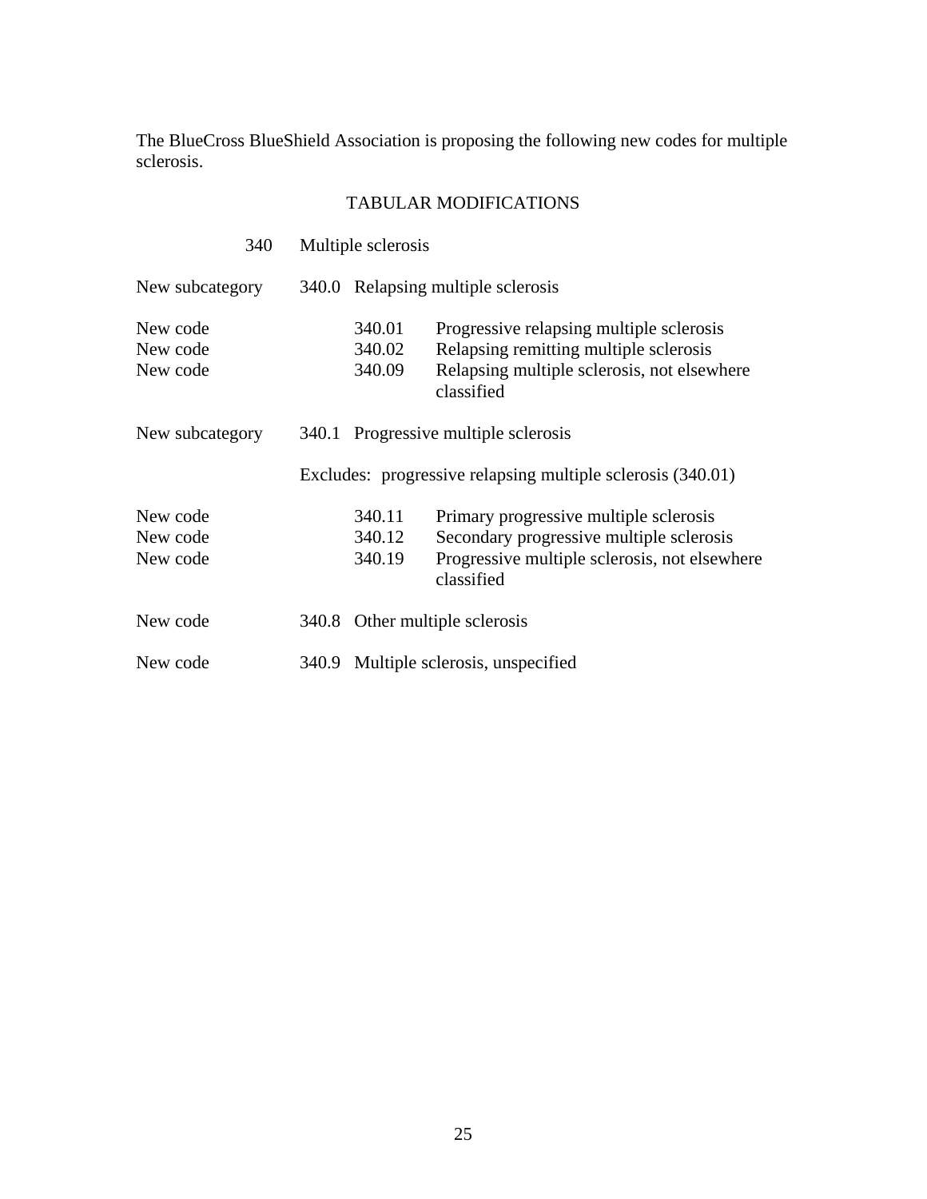The BlueCross BlueShield Association is proposing the following new codes for multiple sclerosis.

TABULAR MODIFICATIONS

| | | | |
|---|---|---|---|
| | 340 | Multiple sclerosis | |
| New subcategory | 340.0 | Relapsing multiple sclerosis | |
| New code | | 340.01 | Progressive relapsing multiple sclerosis |
| New code | | 340.02 | Relapsing remitting multiple sclerosis |
| New code | | 340.09 | Relapsing multiple sclerosis, not elsewhere classified |
| New subcategory | 340.1 | Progressive multiple sclerosis | |
| | Excludes: progressive relapsing multiple sclerosis (340.01) | | |
| New code | | 340.11 | Primary progressive multiple sclerosis |
| New code | | 340.12 | Secondary progressive multiple sclerosis |
| New code | | 340.19 | Progressive multiple sclerosis, not elsewhere classified |
| New code | 340.8 | Other multiple sclerosis | |
| New code | 340.9 | Multiple sclerosis, unspecified | |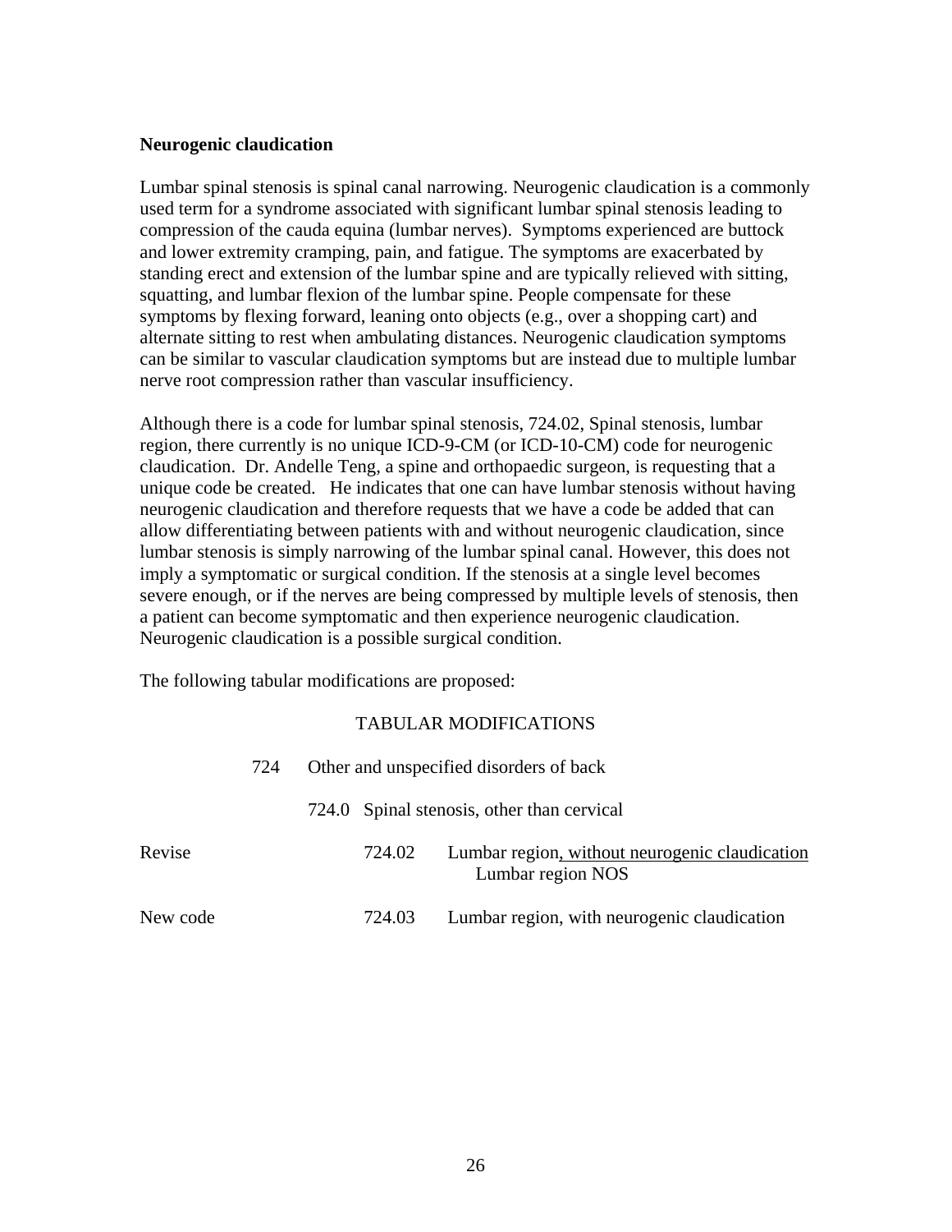**Neurogenic claudication**

Lumbar spinal stenosis is spinal canal narrowing. Neurogenic claudication is a commonly used term for a syndrome associated with significant lumbar spinal stenosis leading to compression of the cauda equina (lumbar nerves). Symptoms experienced are buttock and lower extremity cramping, pain, and fatigue. The symptoms are exacerbated by standing erect and extension of the lumbar spine and are typically relieved with sitting, squatting, and lumbar flexion of the lumbar spine. People compensate for these symptoms by flexing forward, leaning onto objects (e.g., over a shopping cart) and alternate sitting to rest when ambulating distances. Neurogenic claudication symptoms can be similar to vascular claudication symptoms but are instead due to multiple lumbar nerve root compression rather than vascular insufficiency.

Although there is a code for lumbar spinal stenosis, 724.02, Spinal stenosis, lumbar region, there currently is no unique ICD-9-CM (or ICD-10-CM) code for neurogenic claudication. Dr. Andelle Teng, a spine and orthopaedic surgeon, is requesting that a unique code be created. He indicates that one can have lumbar stenosis without having neurogenic claudication and therefore requests that we have a code be added that can allow differentiating between patients with and without neurogenic claudication, since lumbar stenosis is simply narrowing of the lumbar spinal canal. However, this does not imply a symptomatic or surgical condition. If the stenosis at a single level becomes severe enough, or if the nerves are being compressed by multiple levels of stenosis, then a patient can become symptomatic and then experience neurogenic claudication. Neurogenic claudication is a possible surgical condition.

The following tabular modifications are proposed:

TABULAR MODIFICATIONS

| | | |
|---|---|---|
| | 724 | Other and unspecified disorders of back |
| | 724.0 | Spinal stenosis, other than cervical |
| Revise | 724.02 | Lumbar region<u>, without neurogenic claudication</u><br>Lumbar region NOS |
| New code | 724.03 | Lumbar region, with neurogenic claudication |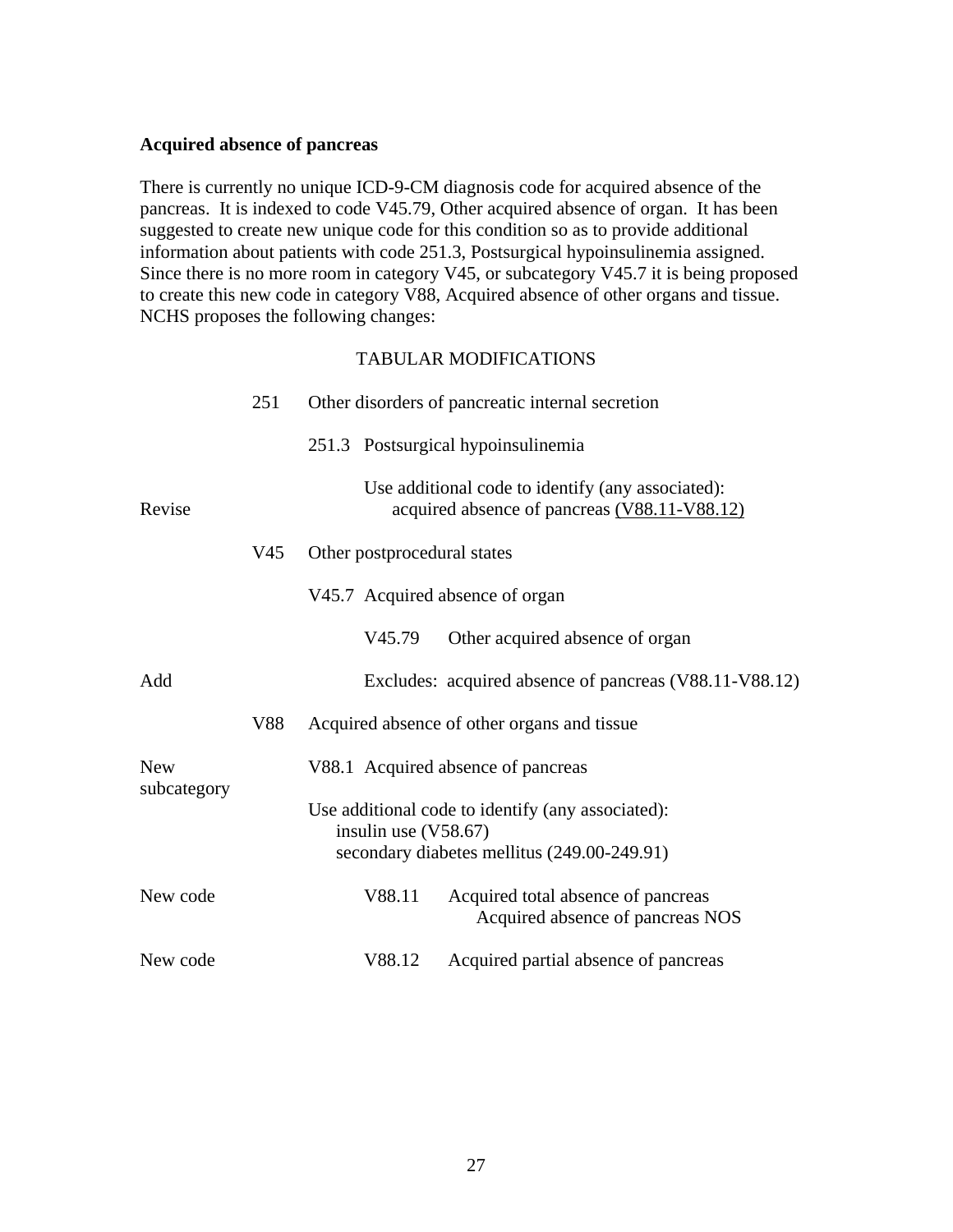**Acquired absence of pancreas**

There is currently no unique ICD-9-CM diagnosis code for acquired absence of the pancreas. It is indexed to code V45.79, Other acquired absence of organ. It has been suggested to create new unique code for this condition so as to provide additional information about patients with code 251.3, Postsurgical hypoinsulinemia assigned. Since there is no more room in category V45, or subcategory V45.7 it is being proposed to create this new code in category V88, Acquired absence of other organs and tissue. NCHS proposes the following changes:

TABULAR MODIFICATIONS

| | | |
|---|---|---|
| | 251 | Other disorders of pancreatic internal secretion |
| | | 251.3 Postsurgical hypoinsulinemia |
| Revise | | Use additional code to identify (any associated):<br>acquired absence of pancreas <u>(V88.11-V88.12)</u> |
| | V45 | Other postprocedural states |
| | | V45.7 Acquired absence of organ |
| | | V45.79 Other acquired absence of organ |
| Add | | Excludes: acquired absence of pancreas (V88.11-V88.12) |
| | V88 | Acquired absence of other organs and tissue |
| New subcategory | | V88.1 Acquired absence of pancreas<br><br>Use additional code to identify (any associated):<br>insulin use (V58.67)<br>secondary diabetes mellitus (249.00-249.91) |
| New code | | V88.11 Acquired total absence of pancreas<br>Acquired absence of pancreas NOS |
| New code | | V88.12 Acquired partial absence of pancreas |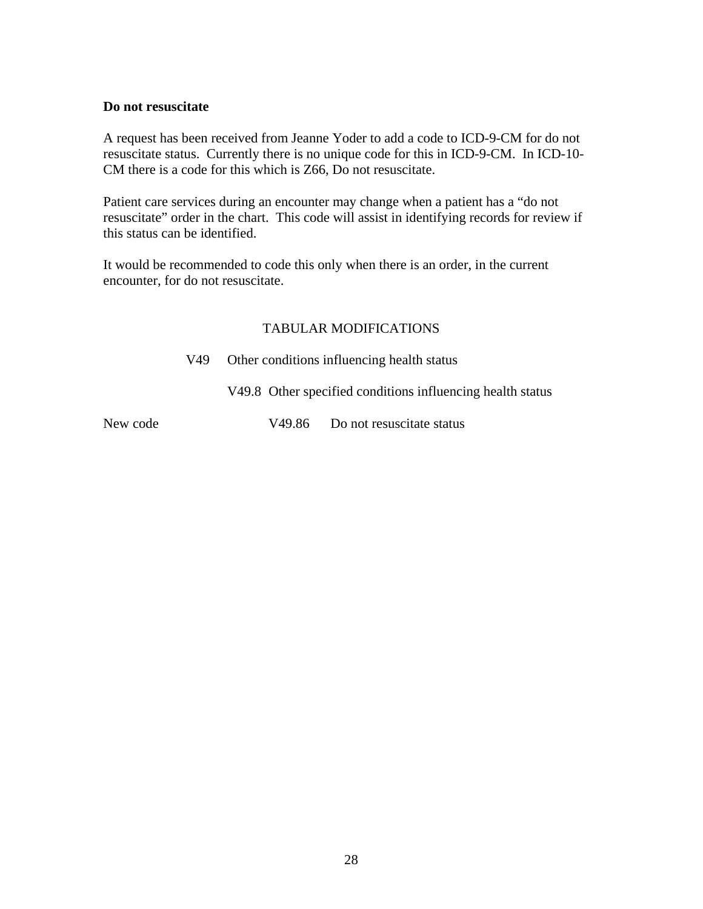**Do not resuscitate**

A request has been received from Jeanne Yoder to add a code to ICD-9-CM for do not resuscitate status. Currently there is no unique code for this in ICD-9-CM. In ICD-10-CM there is a code for this which is Z66, Do not resuscitate.

Patient care services during an encounter may change when a patient has a "do not resuscitate" order in the chart. This code will assist in identifying records for review if this status can be identified.

It would be recommended to code this only when there is an order, in the current encounter, for do not resuscitate.

TABULAR MODIFICATIONS

V49 Other conditions influencing health status

V49.8 Other specified conditions influencing health status

New code V49.86 Do not resuscitate status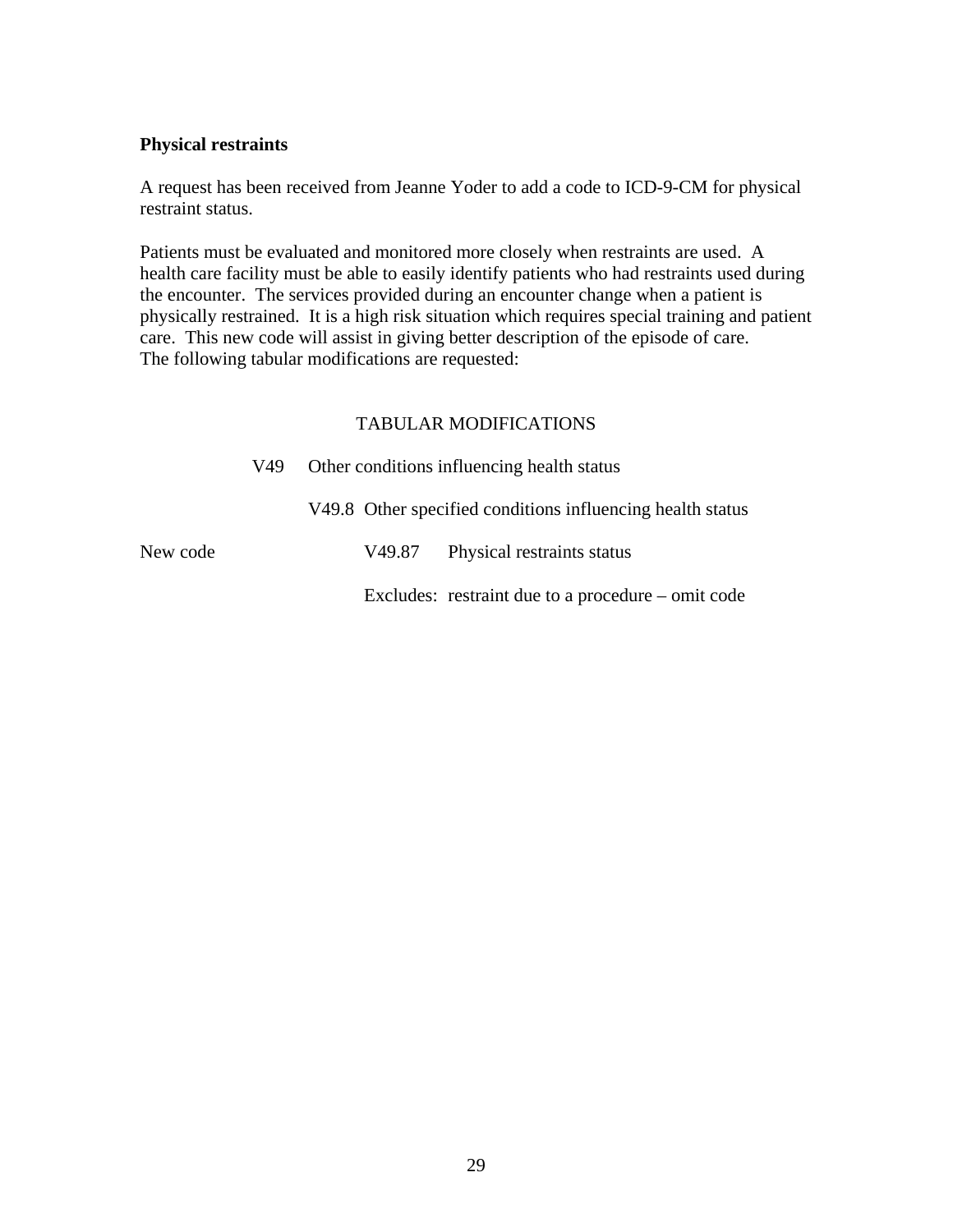**Physical restraints**

A request has been received from Jeanne Yoder to add a code to ICD-9-CM for physical restraint status.

Patients must be evaluated and monitored more closely when restraints are used. A health care facility must be able to easily identify patients who had restraints used during the encounter. The services provided during an encounter change when a patient is physically restrained. It is a high risk situation which requires special training and patient care. This new code will assist in giving better description of the episode of care. The following tabular modifications are requested:

TABULAR MODIFICATIONS

V49 Other conditions influencing health status

V49.8 Other specified conditions influencing health status

New code V49.87 Physical restraints status

Excludes: restraint due to a procedure – omit code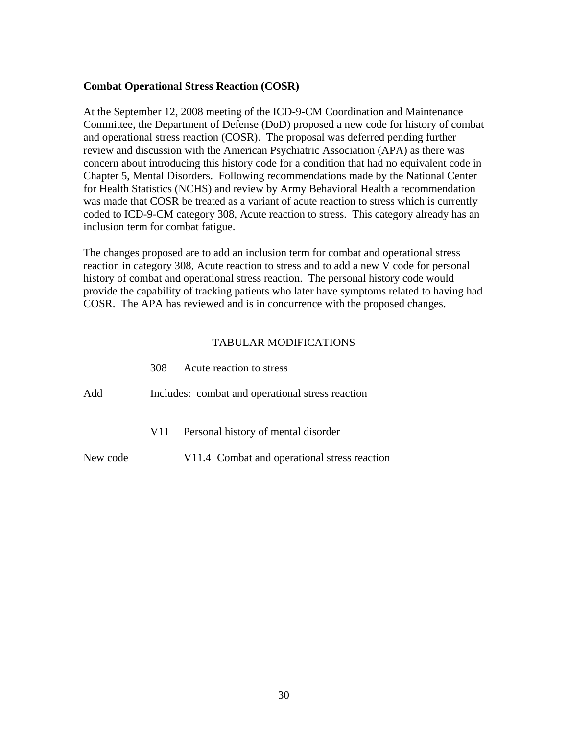**Combat Operational Stress Reaction (COSR)**

At the September 12, 2008 meeting of the ICD-9-CM Coordination and Maintenance Committee, the Department of Defense (DoD) proposed a new code for history of combat and operational stress reaction (COSR). The proposal was deferred pending further review and discussion with the American Psychiatric Association (APA) as there was concern about introducing this history code for a condition that had no equivalent code in Chapter 5, Mental Disorders. Following recommendations made by the National Center for Health Statistics (NCHS) and review by Army Behavioral Health a recommendation was made that COSR be treated as a variant of acute reaction to stress which is currently coded to ICD-9-CM category 308, Acute reaction to stress. This category already has an inclusion term for combat fatigue.

The changes proposed are to add an inclusion term for combat and operational stress reaction in category 308, Acute reaction to stress and to add a new V code for personal history of combat and operational stress reaction. The personal history code would provide the capability of tracking patients who later have symptoms related to having had COSR. The APA has reviewed and is in concurrence with the proposed changes.

TABULAR MODIFICATIONS

| | | |
|---|---|---|
| | 308 | Acute reaction to stress |
| Add | Includes: combat and operational stress reaction | |
| | V11 | Personal history of mental disorder |
| New code | | V11.4 Combat and operational stress reaction |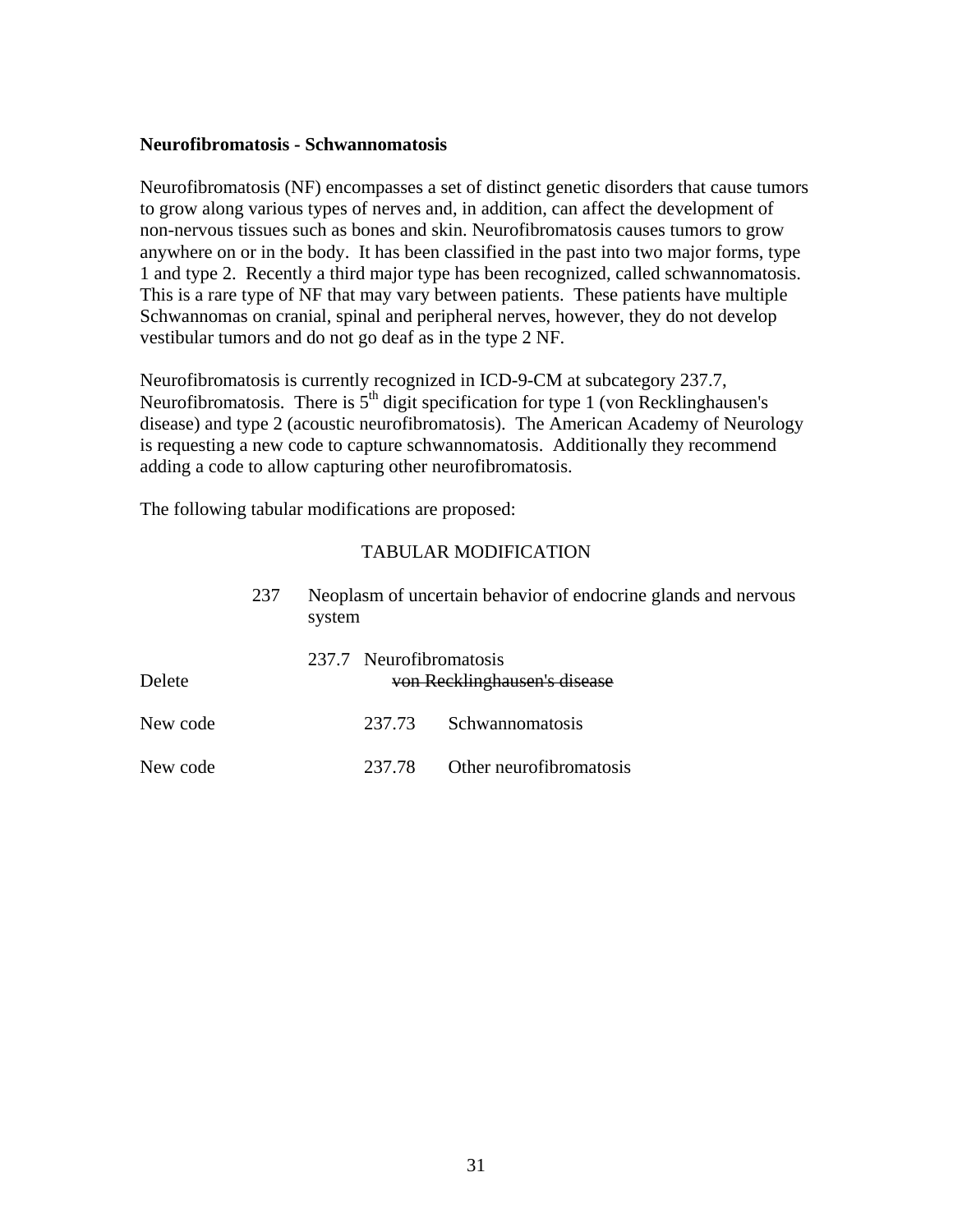**Neurofibromatosis - Schwannomatosis**

Neurofibromatosis (NF) encompasses a set of distinct genetic disorders that cause tumors to grow along various types of nerves and, in addition, can affect the development of non-nervous tissues such as bones and skin. Neurofibromatosis causes tumors to grow anywhere on or in the body. It has been classified in the past into two major forms, type 1 and type 2. Recently a third major type has been recognized, called schwannomatosis. This is a rare type of NF that may vary between patients. These patients have multiple Schwannomas on cranial, spinal and peripheral nerves, however, they do not develop vestibular tumors and do not go deaf as in the type 2 NF.

Neurofibromatosis is currently recognized in ICD-9-CM at subcategory 237.7, Neurofibromatosis. There is 5th digit specification for type 1 (von Recklinghausen's disease) and type 2 (acoustic neurofibromatosis). The American Academy of Neurology is requesting a new code to capture schwannomatosis. Additionally they recommend adding a code to allow capturing other neurofibromatosis.

The following tabular modifications are proposed:

TABULAR MODIFICATION

| | | |
|---|---|---|
| | 237 | Neoplasm of uncertain behavior of endocrine glands and nervous system |
| | 237.7 | Neurofibromatosis |
| Delete | | ~~von Recklinghausen's disease~~ |
| New code | 237.73 | Schwannomatosis |
| New code | 237.78 | Other neurofibromatosis |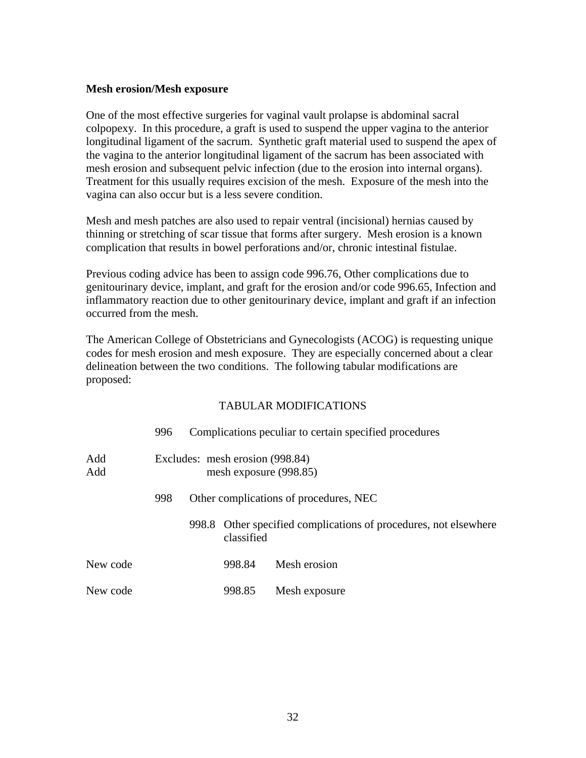**Mesh erosion/Mesh exposure**

One of the most effective surgeries for vaginal vault prolapse is abdominal sacral colpopexy. In this procedure, a graft is used to suspend the upper vagina to the anterior longitudinal ligament of the sacrum. Synthetic graft material used to suspend the apex of the vagina to the anterior longitudinal ligament of the sacrum has been associated with mesh erosion and subsequent pelvic infection (due to the erosion into internal organs). Treatment for this usually requires excision of the mesh. Exposure of the mesh into the vagina can also occur but is a less severe condition.

Mesh and mesh patches are also used to repair ventral (incisional) hernias caused by thinning or stretching of scar tissue that forms after surgery. Mesh erosion is a known complication that results in bowel perforations and/or, chronic intestinal fistulae.

Previous coding advice has been to assign code 996.76, Other complications due to genitourinary device, implant, and graft for the erosion and/or code 996.65, Infection and inflammatory reaction due to other genitourinary device, implant and graft if an infection occurred from the mesh.

The American College of Obstetricians and Gynecologists (ACOG) is requesting unique codes for mesh erosion and mesh exposure. They are especially concerned about a clear delineation between the two conditions. The following tabular modifications are proposed:

TABULAR MODIFICATIONS

| | | |
|---|---|---|
| | 996 | Complications peculiar to certain specified procedures |
| Add | | Excludes: mesh erosion (998.84) |
| Add | | mesh exposure (998.85) |
| | 998 | Other complications of procedures, NEC |
| | 998.8 | Other specified complications of procedures, not elsewhere classified |
| New code | 998.84 | Mesh erosion |
| New code | 998.85 | Mesh exposure |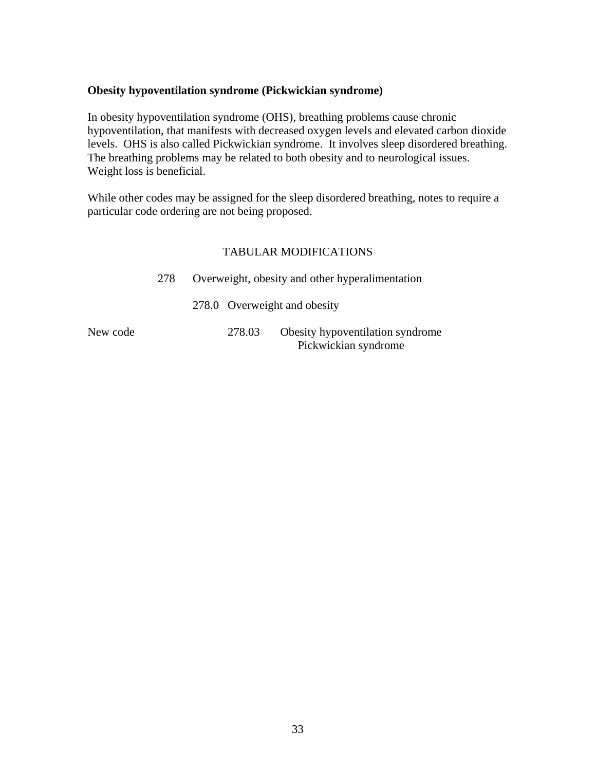**Obesity hypoventilation syndrome (Pickwickian syndrome)**

In obesity hypoventilation syndrome (OHS), breathing problems cause chronic hypoventilation, that manifests with decreased oxygen levels and elevated carbon dioxide levels. OHS is also called Pickwickian syndrome. It involves sleep disordered breathing. The breathing problems may be related to both obesity and to neurological issues. Weight loss is beneficial.

While other codes may be assigned for the sleep disordered breathing, notes to require a particular code ordering are not being proposed.

TABULAR MODIFICATIONS

278 Overweight, obesity and other hyperalimentation

278.0 Overweight and obesity

New code 278.03 Obesity hypoventilation syndrome
Pickwickian syndrome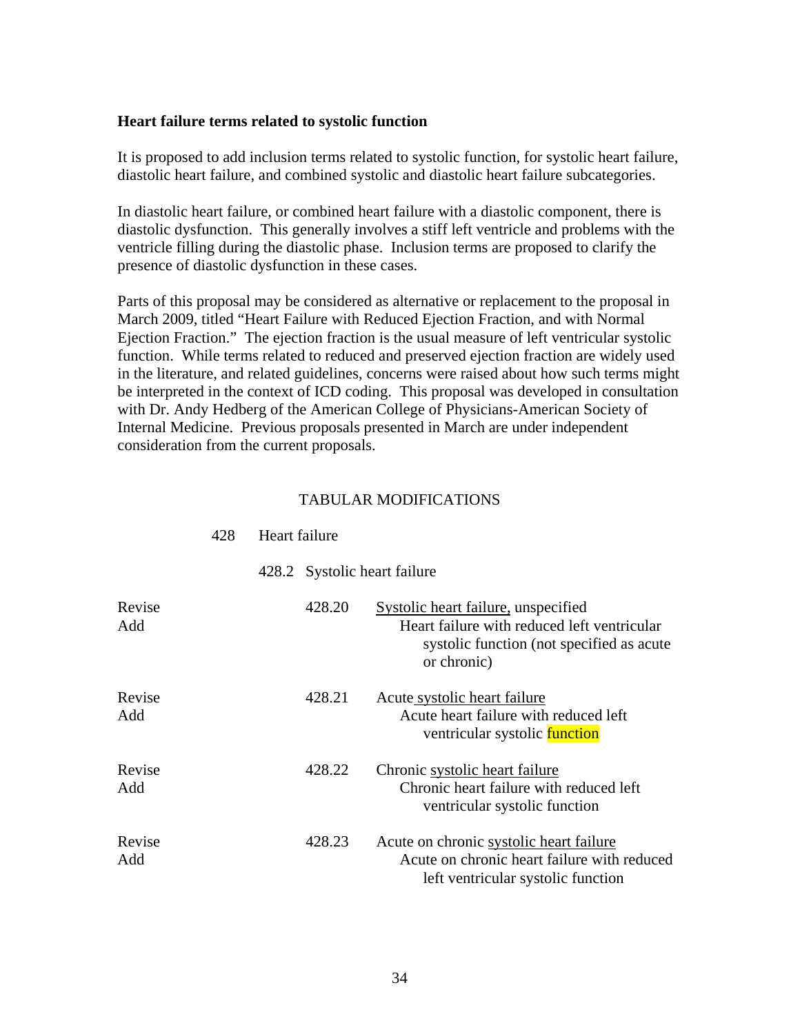**Heart failure terms related to systolic function**

It is proposed to add inclusion terms related to systolic function, for systolic heart failure, diastolic heart failure, and combined systolic and diastolic heart failure subcategories.

In diastolic heart failure, or combined heart failure with a diastolic component, there is diastolic dysfunction. This generally involves a stiff left ventricle and problems with the ventricle filling during the diastolic phase. Inclusion terms are proposed to clarify the presence of diastolic dysfunction in these cases.

Parts of this proposal may be considered as alternative or replacement to the proposal in March 2009, titled "Heart Failure with Reduced Ejection Fraction, and with Normal Ejection Fraction." The ejection fraction is the usual measure of left ventricular systolic function. While terms related to reduced and preserved ejection fraction are widely used in the literature, and related guidelines, concerns were raised about how such terms might be interpreted in the context of ICD coding. This proposal was developed in consultation with Dr. Andy Hedberg of the American College of Physicians-American Society of Internal Medicine. Previous proposals presented in March are under independent consideration from the current proposals.

TABULAR MODIFICATIONS

428 Heart failure

428.2 Systolic heart failure

| | | |
|---|---|---|
| Revise | 428.20 | <u>Systolic heart failure,</u> unspecified |
| Add | | Heart failure with reduced left ventricular systolic function (not specified as acute or chronic) |
| Revise | 428.21 | Acute <u>systolic heart failure</u> |
| Add | | Acute heart failure with reduced left ventricular systolic function |
| Revise | 428.22 | Chronic <u>systolic heart failure</u> |
| Add | | Chronic heart failure with reduced left ventricular systolic function |
| Revise | 428.23 | Acute on chronic <u>systolic heart failure</u> |
| Add | | Acute on chronic heart failure with reduced left ventricular systolic function |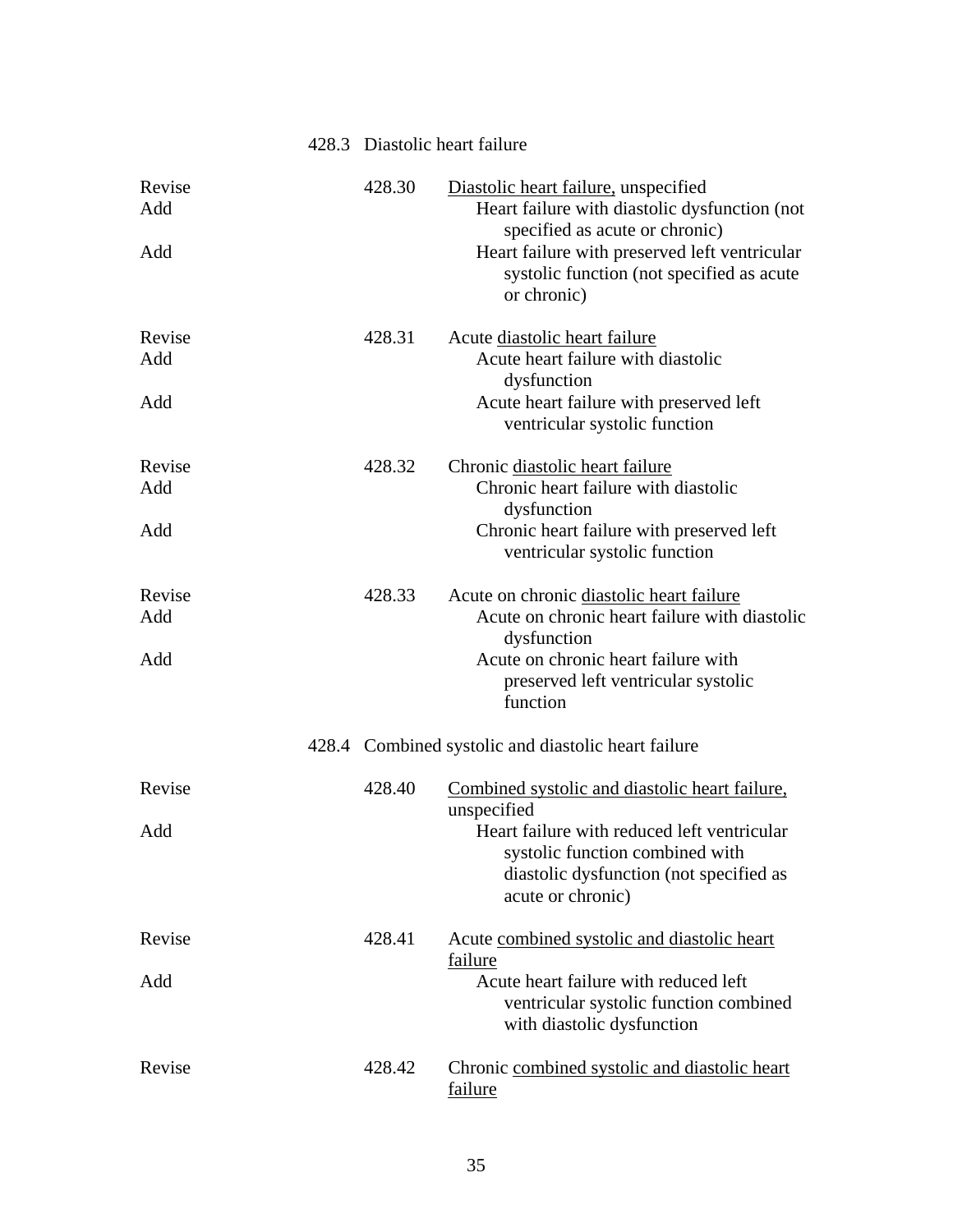428.3 Diastolic heart failure

| | | |
|---|---|---|
| Revise | 428.30 | <u>Diastolic heart failure,</u> unspecified |
| Add | | Heart failure with diastolic dysfunction (not specified as acute or chronic) |
| Add | | Heart failure with preserved left ventricular systolic function (not specified as acute or chronic) |
| Revise | 428.31 | Acute <u>diastolic heart failure</u> |
| Add | | Acute heart failure with diastolic dysfunction |
| Add | | Acute heart failure with preserved left ventricular systolic function |
| Revise | 428.32 | Chronic <u>diastolic heart failure</u> |
| Add | | Chronic heart failure with diastolic dysfunction |
| Add | | Chronic heart failure with preserved left ventricular systolic function |
| Revise | 428.33 | Acute on chronic <u>diastolic heart failure</u> |
| Add | | Acute on chronic heart failure with diastolic dysfunction |
| Add | | Acute on chronic heart failure with preserved left ventricular systolic function |

428.4 Combined systolic and diastolic heart failure

| | | |
|---|---|---|
| Revise | 428.40 | <u>Combined systolic and diastolic heart failure,</u> unspecified |
| Add | | Heart failure with reduced left ventricular systolic function combined with diastolic dysfunction (not specified as acute or chronic) |
| Revise | 428.41 | Acute <u>combined systolic and diastolic heart failure</u> |
| Add | | Acute heart failure with reduced left ventricular systolic function combined with diastolic dysfunction |
| Revise | 428.42 | Chronic <u>combined systolic and diastolic heart failure</u> |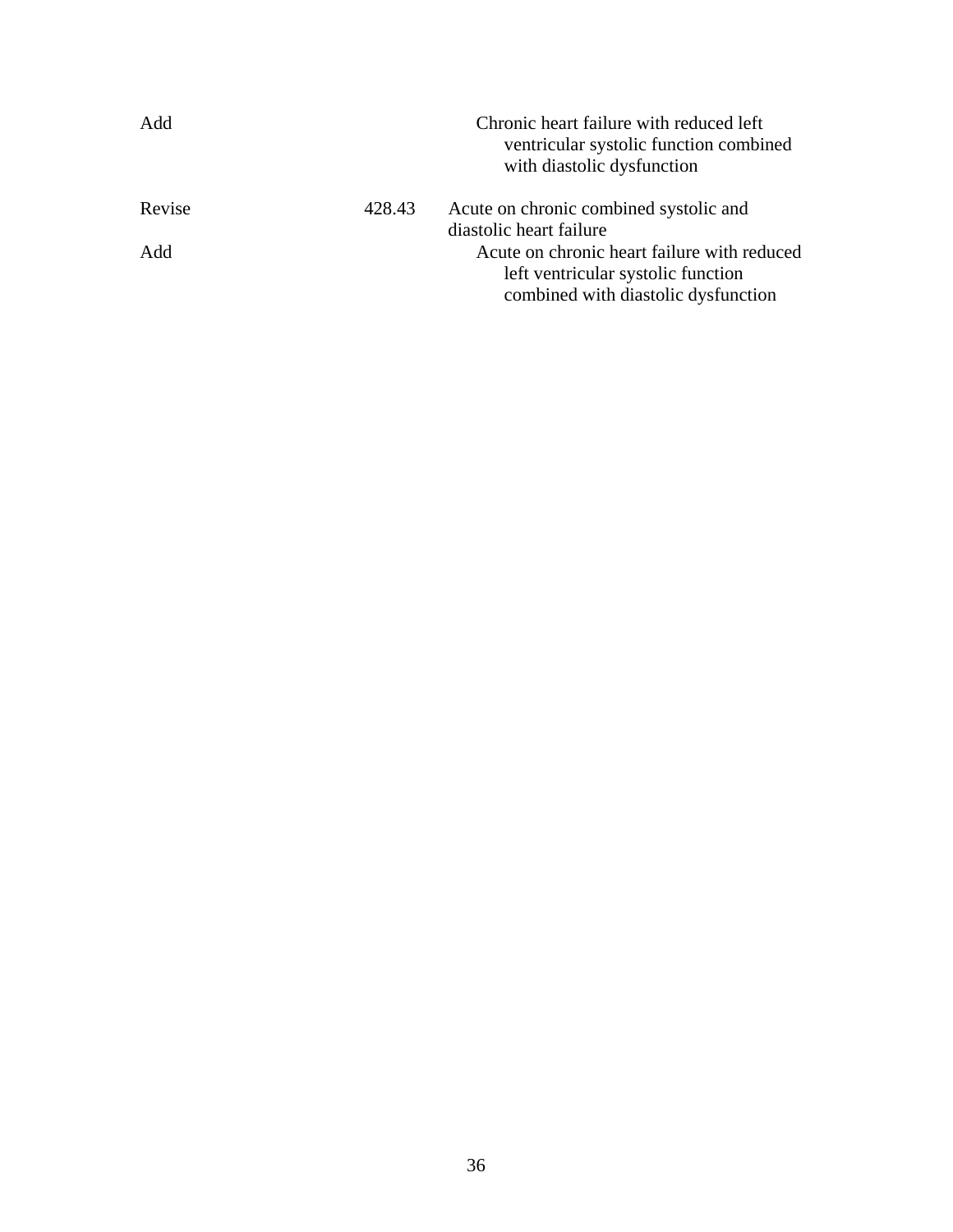| | | |
|---|---|---|
| Add | | Chronic heart failure with reduced left ventricular systolic function combined with diastolic dysfunction |
| Revise | 428.43 | Acute on chronic combined systolic and diastolic heart failure |
| Add | | Acute on chronic heart failure with reduced left ventricular systolic function combined with diastolic dysfunction |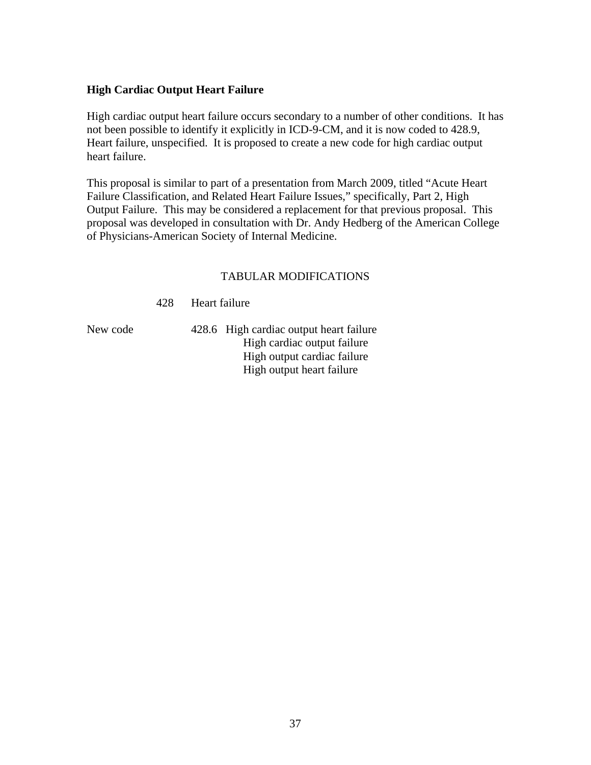**High Cardiac Output Heart Failure**

High cardiac output heart failure occurs secondary to a number of other conditions. It has not been possible to identify it explicitly in ICD-9-CM, and it is now coded to 428.9, Heart failure, unspecified. It is proposed to create a new code for high cardiac output heart failure.

This proposal is similar to part of a presentation from March 2009, titled "Acute Heart Failure Classification, and Related Heart Failure Issues," specifically, Part 2, High Output Failure. This may be considered a replacement for that previous proposal. This proposal was developed in consultation with Dr. Andy Hedberg of the American College of Physicians-American Society of Internal Medicine.

TABULAR MODIFICATIONS

428 Heart failure

New code 428.6 High cardiac output heart failure
- High cardiac output failure
- High output cardiac failure
- High output heart failure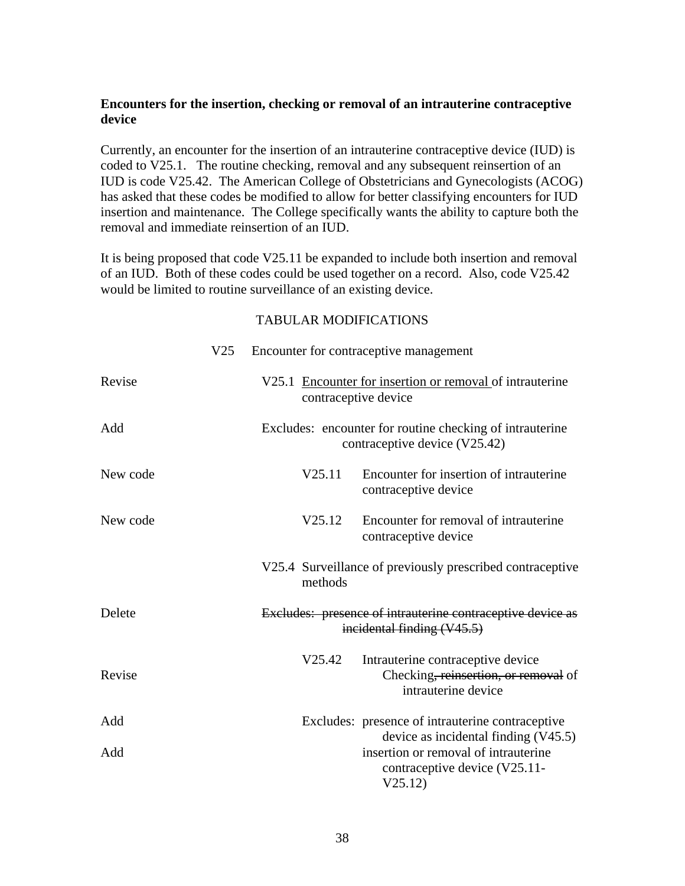**Encounters for the insertion, checking or removal of an intrauterine contraceptive device**

Currently, an encounter for the insertion of an intrauterine contraceptive device (IUD) is coded to V25.1. The routine checking, removal and any subsequent reinsertion of an IUD is code V25.42. The American College of Obstetricians and Gynecologists (ACOG) has asked that these codes be modified to allow for better classifying encounters for IUD insertion and maintenance. The College specifically wants the ability to capture both the removal and immediate reinsertion of an IUD.

It is being proposed that code V25.11 be expanded to include both insertion and removal of an IUD. Both of these codes could be used together on a record. Also, code V25.42 would be limited to routine surveillance of an existing device.

TABULAR MODIFICATIONS

| | |
|---|---|
| | V25 Encounter for contraceptive management |
| Revise | V25.1 <u>Encounter for insertion or removal</u> of intrauterine contraceptive device |
| Add | Excludes: encounter for routine checking of intrauterine contraceptive device (V25.42) |
| New code | V25.11 Encounter for insertion of intrauterine contraceptive device |
| New code | V25.12 Encounter for removal of intrauterine contraceptive device |
| | V25.4 Surveillance of previously prescribed contraceptive methods |
| Delete | ~~Excludes: presence of intrauterine contraceptive device as incidental finding (V45.5)~~ |
| Revise | V25.42 Intrauterine contraceptive device<br>Checking~~, reinsertion, or removal~~ of intrauterine device |
| Add | Excludes: presence of intrauterine contraceptive device as incidental finding (V45.5) |
| Add | insertion or removal of intrauterine contraceptive device (V25.11-V25.12) |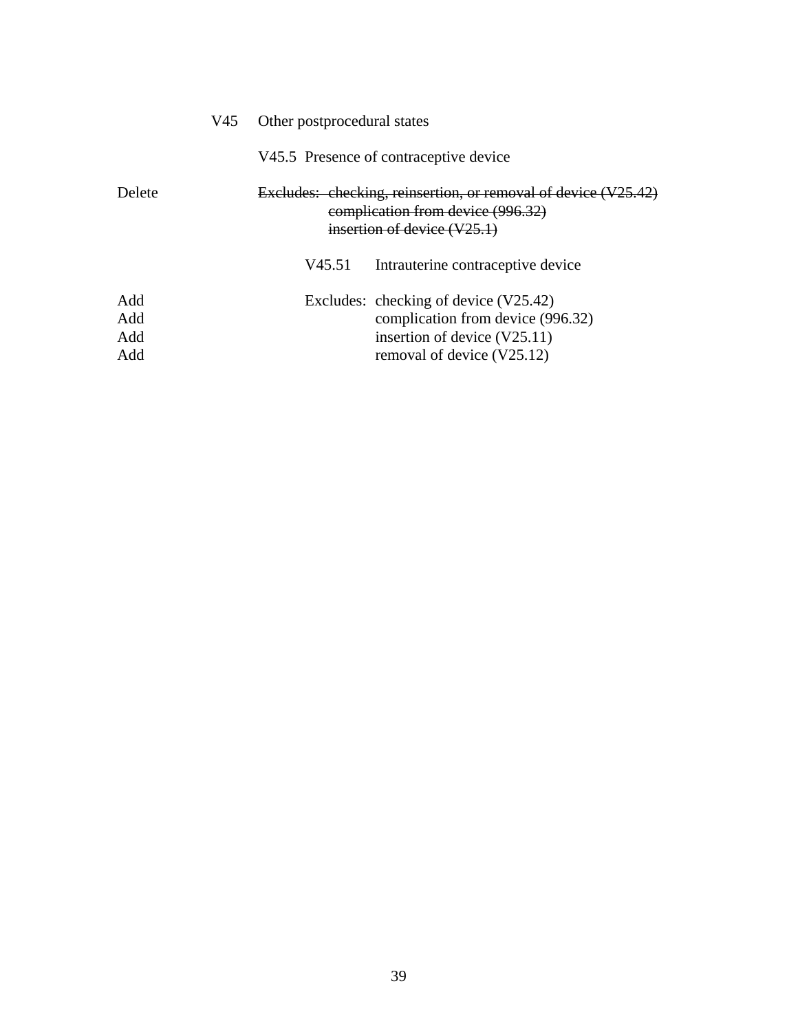V45 Other postprocedural states

V45.5 Presence of contraceptive device

Delete ~~Excludes: checking, reinsertion, or removal of device (V25.42)~~
~~complication from device (996.32)~~
~~insertion of device (V25.1)~~

V45.51 Intrauterine contraceptive device

Add Excludes: checking of device (V25.42)
Add complication from device (996.32)
Add insertion of device (V25.11)
Add removal of device (V25.12)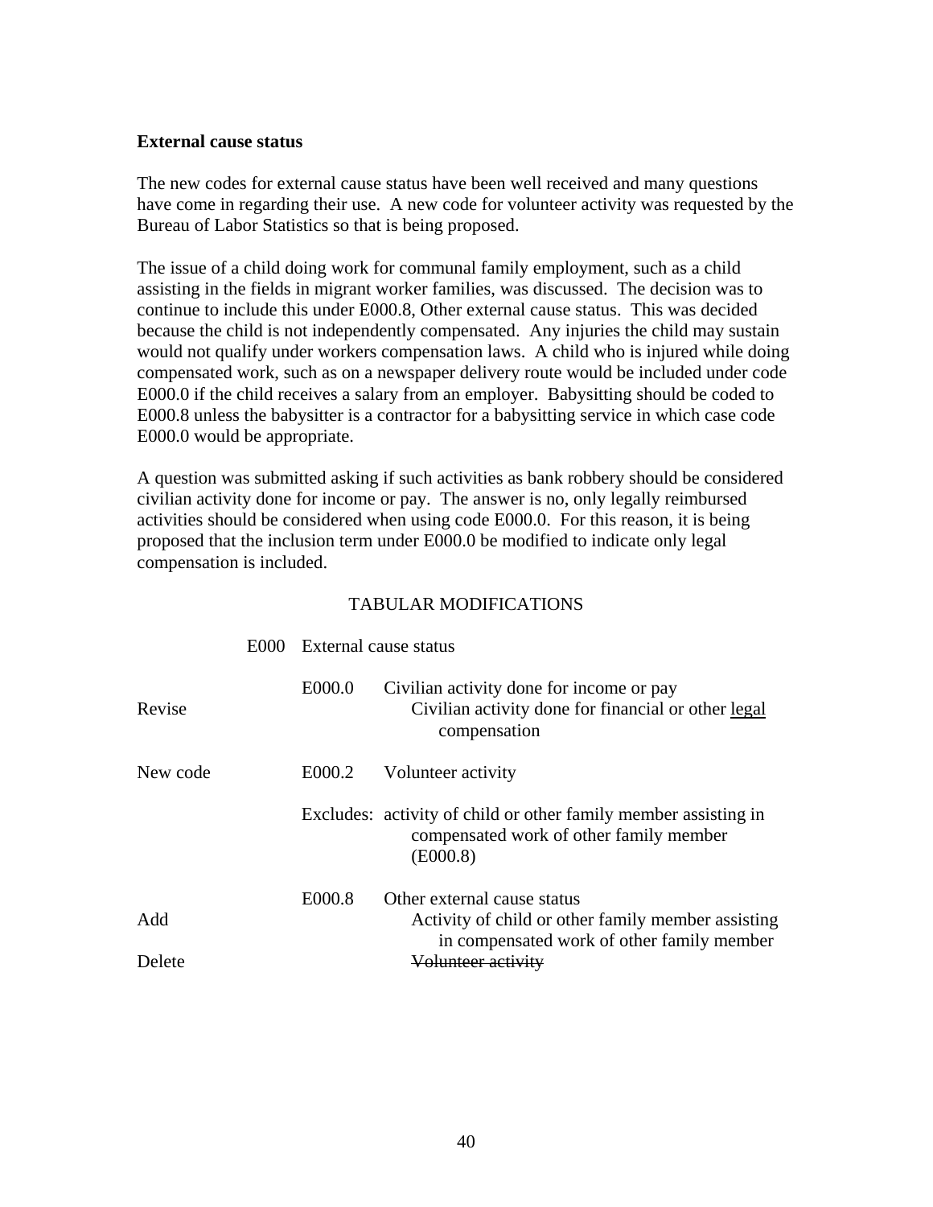**External cause status**

The new codes for external cause status have been well received and many questions have come in regarding their use. A new code for volunteer activity was requested by the Bureau of Labor Statistics so that is being proposed.

The issue of a child doing work for communal family employment, such as a child assisting in the fields in migrant worker families, was discussed. The decision was to continue to include this under E000.8, Other external cause status. This was decided because the child is not independently compensated. Any injuries the child may sustain would not qualify under workers compensation laws. A child who is injured while doing compensated work, such as on a newspaper delivery route would be included under code E000.0 if the child receives a salary from an employer. Babysitting should be coded to E000.8 unless the babysitter is a contractor for a babysitting service in which case code E000.0 would be appropriate.

A question was submitted asking if such activities as bank robbery should be considered civilian activity done for income or pay. The answer is no, only legally reimbursed activities should be considered when using code E000.0. For this reason, it is being proposed that the inclusion term under E000.0 be modified to indicate only legal compensation is included.

TABULAR MODIFICATIONS

| | | |
|---|---|---|
| | E000 | External cause status |
| | E000.0 | Civilian activity done for income or pay |
| Revise | | Civilian activity done for financial or other <u>legal</u> compensation |
| New code | E000.2 | Volunteer activity |
| | Excludes: | activity of child or other family member assisting in compensated work of other family member (E000.8) |
| | E000.8 | Other external cause status |
| Add | | Activity of child or other family member assisting in compensated work of other family member |
| Delete | | ~~Volunteer activity~~ |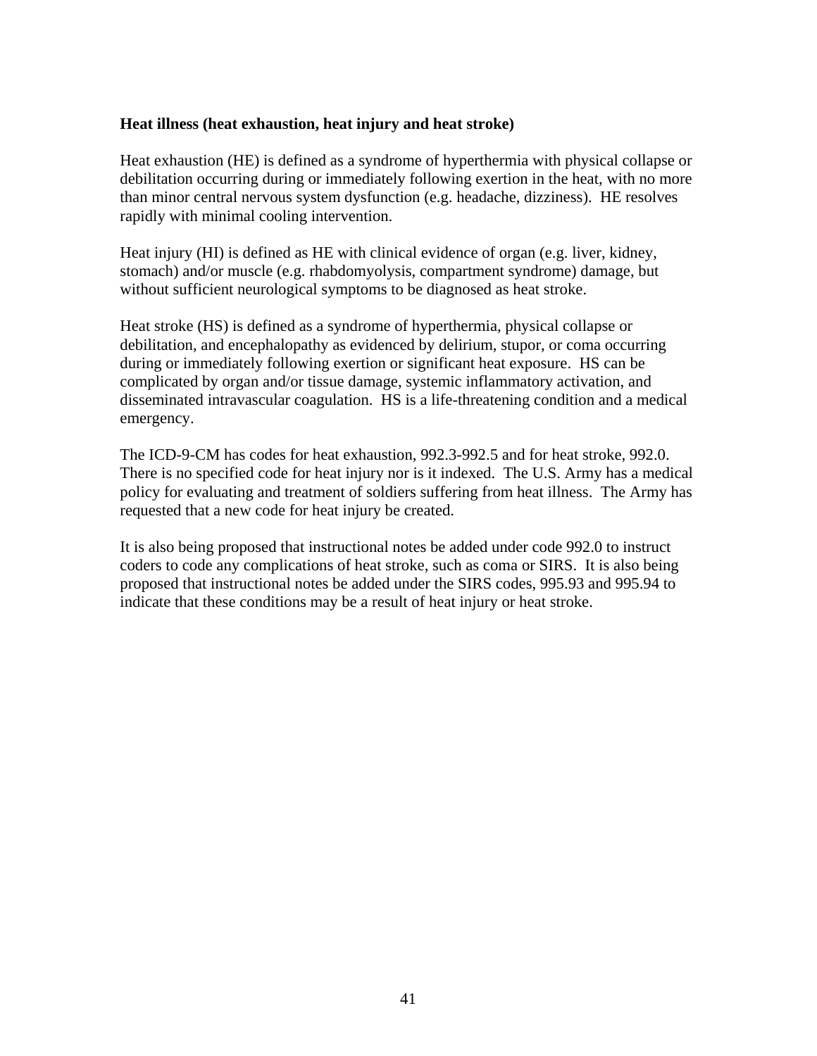**Heat illness (heat exhaustion, heat injury and heat stroke)**

Heat exhaustion (HE) is defined as a syndrome of hyperthermia with physical collapse or debilitation occurring during or immediately following exertion in the heat, with no more than minor central nervous system dysfunction (e.g. headache, dizziness). HE resolves rapidly with minimal cooling intervention.

Heat injury (HI) is defined as HE with clinical evidence of organ (e.g. liver, kidney, stomach) and/or muscle (e.g. rhabdomyolysis, compartment syndrome) damage, but without sufficient neurological symptoms to be diagnosed as heat stroke.

Heat stroke (HS) is defined as a syndrome of hyperthermia, physical collapse or debilitation, and encephalopathy as evidenced by delirium, stupor, or coma occurring during or immediately following exertion or significant heat exposure. HS can be complicated by organ and/or tissue damage, systemic inflammatory activation, and disseminated intravascular coagulation. HS is a life-threatening condition and a medical emergency.

The ICD-9-CM has codes for heat exhaustion, 992.3-992.5 and for heat stroke, 992.0. There is no specified code for heat injury nor is it indexed. The U.S. Army has a medical policy for evaluating and treatment of soldiers suffering from heat illness. The Army has requested that a new code for heat injury be created.

It is also being proposed that instructional notes be added under code 992.0 to instruct coders to code any complications of heat stroke, such as coma or SIRS. It is also being proposed that instructional notes be added under the SIRS codes, 995.93 and 995.94 to indicate that these conditions may be a result of heat injury or heat stroke.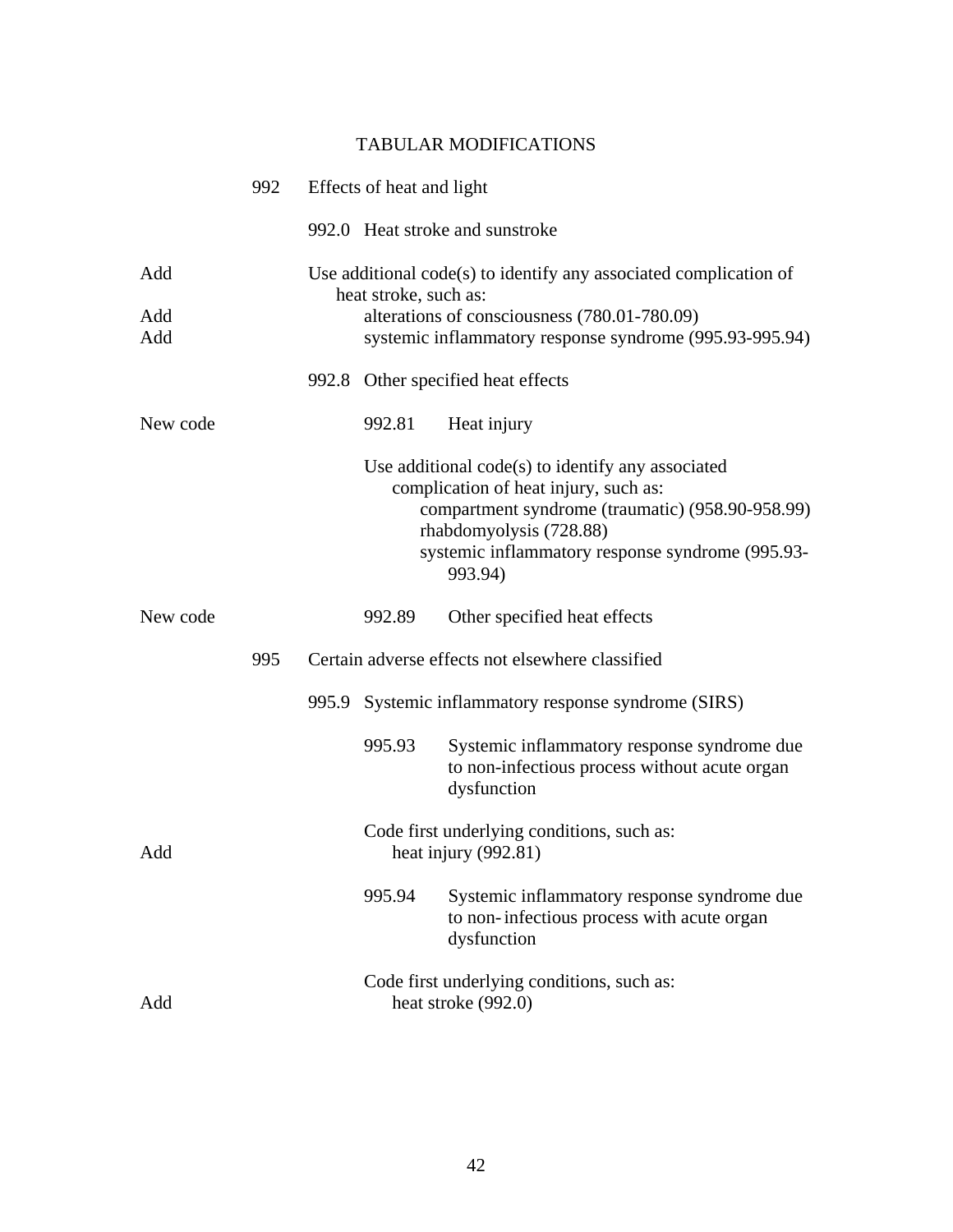## TABULAR MODIFICATIONS

| | | |
|---|---|---|
| | 992 | Effects of heat and light |
| | | 992.0 Heat stroke and sunstroke |
| Add | | Use additional code(s) to identify any associated complication of heat stroke, such as: |
| Add | | alterations of consciousness (780.01-780.09) |
| Add | | systemic inflammatory response syndrome (995.93-995.94) |
| | | 992.8 Other specified heat effects |
| New code | | 992.81 Heat injury |
| | | Use additional code(s) to identify any associated complication of heat injury, such as: compartment syndrome (traumatic) (958.90-958.99) rhabdomyolysis (728.88) systemic inflammatory response syndrome (995.93-993.94) |
| New code | | 992.89 Other specified heat effects |
| | 995 | Certain adverse effects not elsewhere classified |
| | | 995.9 Systemic inflammatory response syndrome (SIRS) |
| | | 995.93 Systemic inflammatory response syndrome due to non-infectious process without acute organ dysfunction |
| | | Code first underlying conditions, such as: |
| Add | | heat injury (992.81) |
| | | 995.94 Systemic inflammatory response syndrome due to non- infectious process with acute organ dysfunction |
| | | Code first underlying conditions, such as: |
| Add | | heat stroke (992.0) |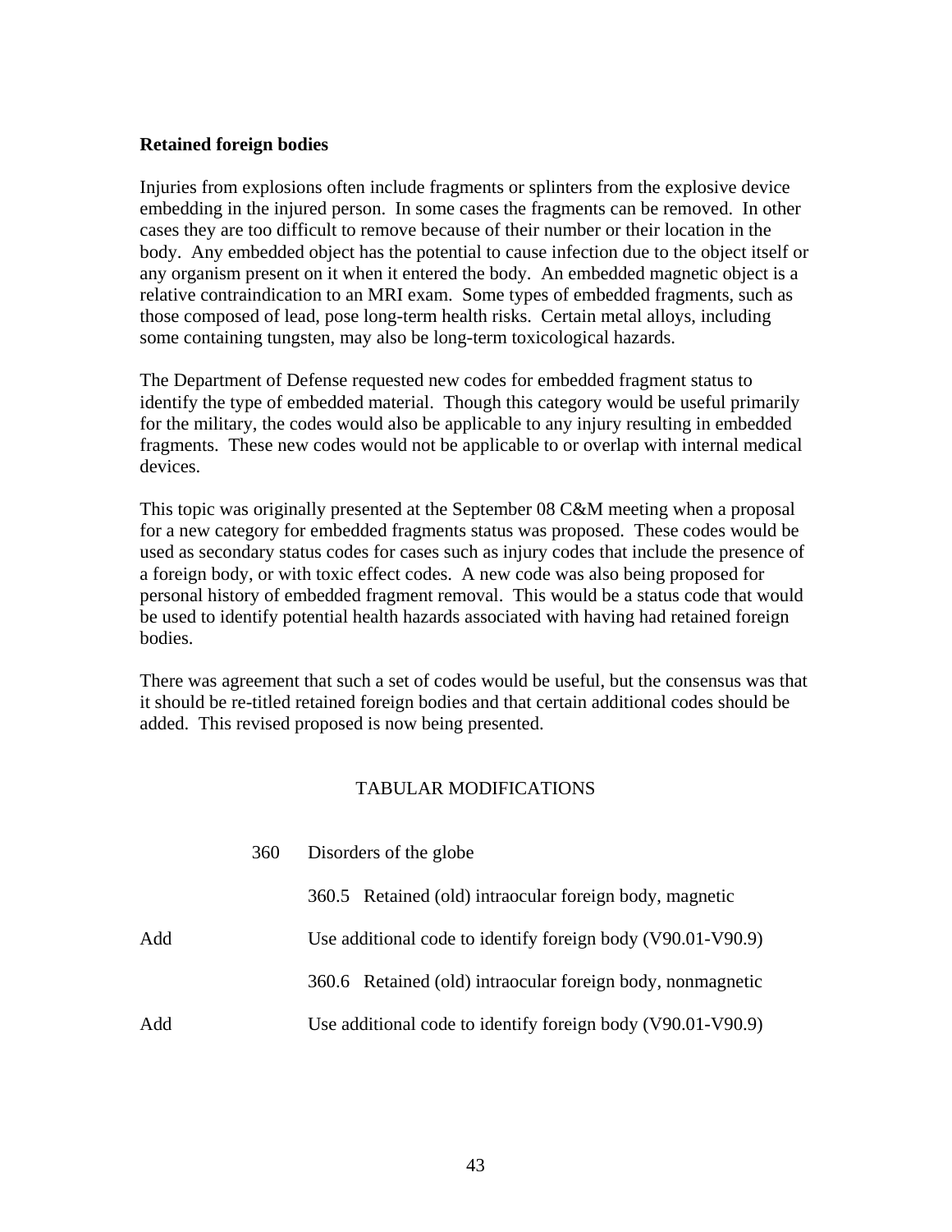**Retained foreign bodies**

Injuries from explosions often include fragments or splinters from the explosive device embedding in the injured person. In some cases the fragments can be removed. In other cases they are too difficult to remove because of their number or their location in the body. Any embedded object has the potential to cause infection due to the object itself or any organism present on it when it entered the body. An embedded magnetic object is a relative contraindication to an MRI exam. Some types of embedded fragments, such as those composed of lead, pose long-term health risks. Certain metal alloys, including some containing tungsten, may also be long-term toxicological hazards.

The Department of Defense requested new codes for embedded fragment status to identify the type of embedded material. Though this category would be useful primarily for the military, the codes would also be applicable to any injury resulting in embedded fragments. These new codes would not be applicable to or overlap with internal medical devices.

This topic was originally presented at the September 08 C&M meeting when a proposal for a new category for embedded fragments status was proposed. These codes would be used as secondary status codes for cases such as injury codes that include the presence of a foreign body, or with toxic effect codes. A new code was also being proposed for personal history of embedded fragment removal. This would be a status code that would be used to identify potential health hazards associated with having had retained foreign bodies.

There was agreement that such a set of codes would be useful, but the consensus was that it should be re-titled retained foreign bodies and that certain additional codes should be added. This revised proposed is now being presented.

TABULAR MODIFICATIONS

| | | |
|---|---|---|
| | 360 | Disorders of the globe |
| | | 360.5 Retained (old) intraocular foreign body, magnetic |
| Add | | Use additional code to identify foreign body (V90.01-V90.9) |
| | | 360.6 Retained (old) intraocular foreign body, nonmagnetic |
| Add | | Use additional code to identify foreign body (V90.01-V90.9) |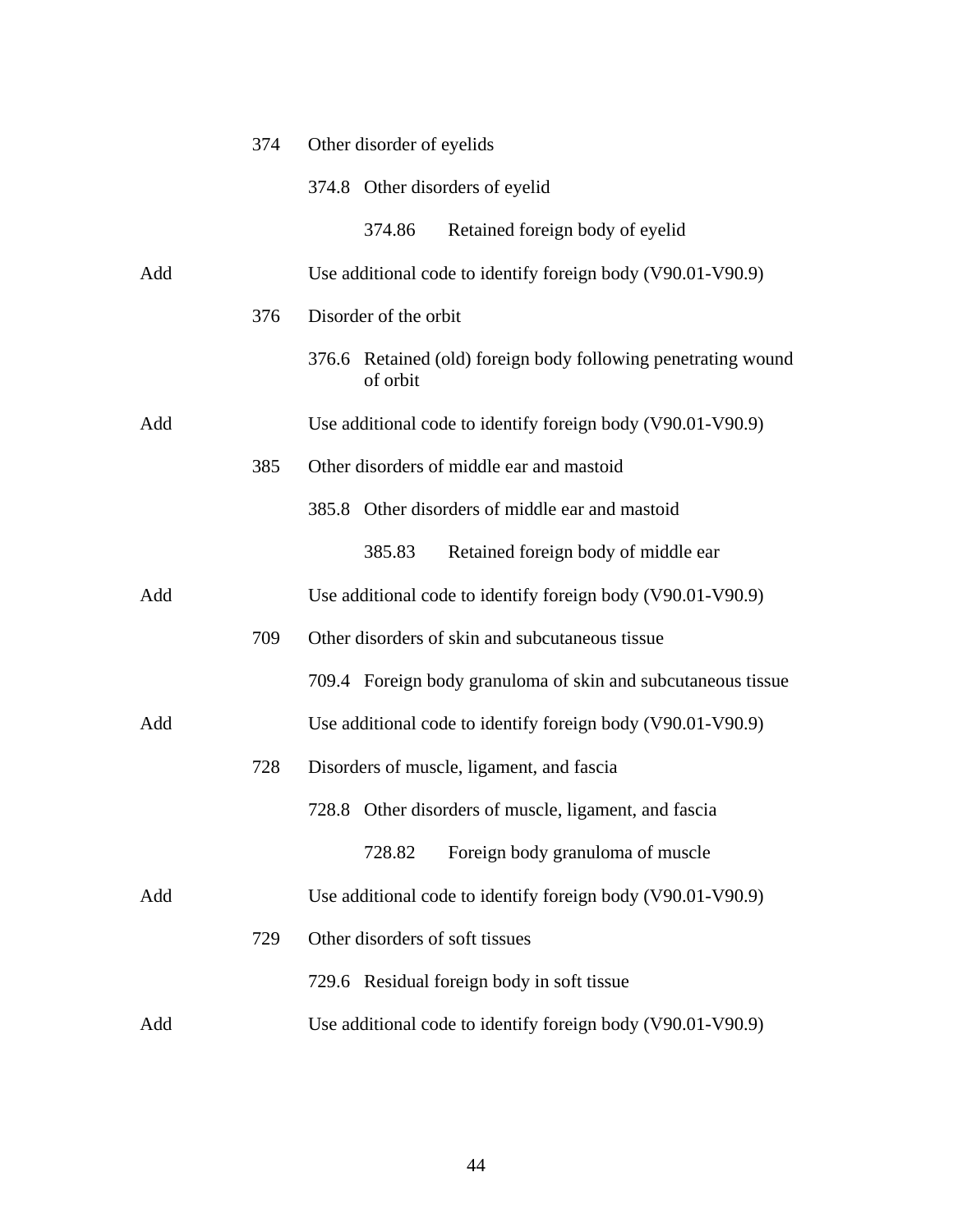| | | |
|---|---|---|
| | 374 | Other disorder of eyelids |
| | | 374.8 Other disorders of eyelid |
| | | 374.86 Retained foreign body of eyelid |
| Add | | Use additional code to identify foreign body (V90.01-V90.9) |
| | 376 | Disorder of the orbit |
| | | 376.6 Retained (old) foreign body following penetrating wound of orbit |
| Add | | Use additional code to identify foreign body (V90.01-V90.9) |
| | 385 | Other disorders of middle ear and mastoid |
| | | 385.8 Other disorders of middle ear and mastoid |
| | | 385.83 Retained foreign body of middle ear |
| Add | | Use additional code to identify foreign body (V90.01-V90.9) |
| | 709 | Other disorders of skin and subcutaneous tissue |
| | | 709.4 Foreign body granuloma of skin and subcutaneous tissue |
| Add | | Use additional code to identify foreign body (V90.01-V90.9) |
| | 728 | Disorders of muscle, ligament, and fascia |
| | | 728.8 Other disorders of muscle, ligament, and fascia |
| | | 728.82 Foreign body granuloma of muscle |
| Add | | Use additional code to identify foreign body (V90.01-V90.9) |
| | 729 | Other disorders of soft tissues |
| | | 729.6 Residual foreign body in soft tissue |
| Add | | Use additional code to identify foreign body (V90.01-V90.9) |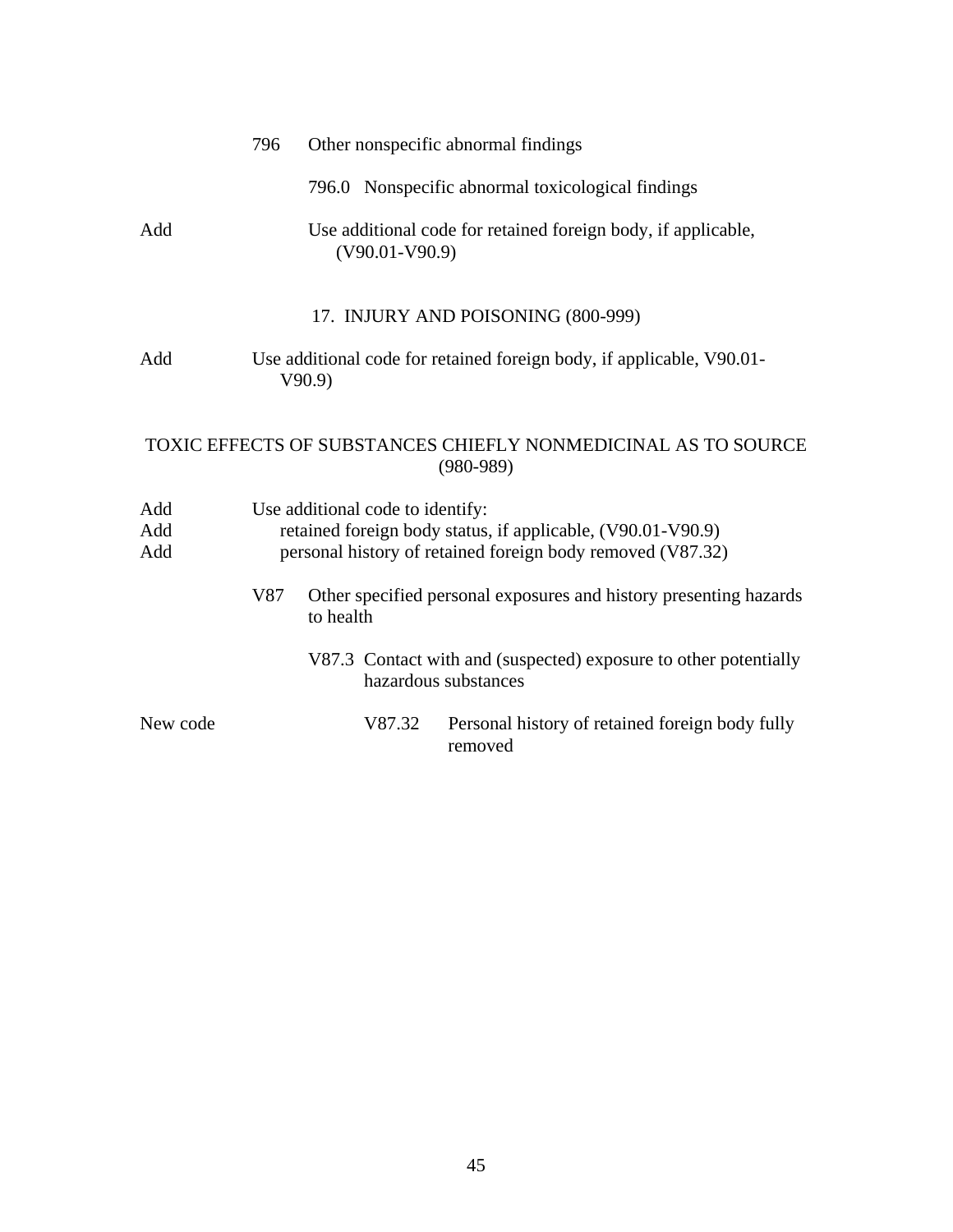796 Other nonspecific abnormal findings

796.0 Nonspecific abnormal toxicological findings

Add Use additional code for retained foreign body, if applicable, (V90.01-V90.9)

17. INJURY AND POISONING (800-999)

Add Use additional code for retained foreign body, if applicable, V90.01-V90.9)

TOXIC EFFECTS OF SUBSTANCES CHIEFLY NONMEDICINAL AS TO SOURCE (980-989)

Add Use additional code to identify:
Add retained foreign body status, if applicable, (V90.01-V90.9)
Add personal history of retained foreign body removed (V87.32)

V87 Other specified personal exposures and history presenting hazards to health

V87.3 Contact with and (suspected) exposure to other potentially hazardous substances

New code V87.32 Personal history of retained foreign body fully removed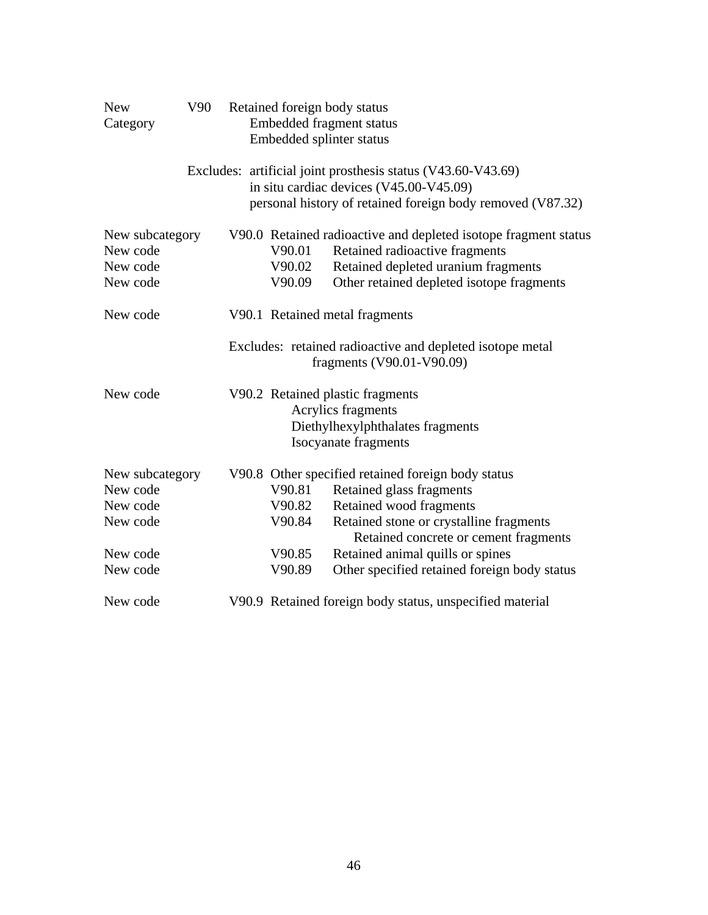| | | |
|---|---|---|
| New Category | V90 | Retained foreign body status<br>Embedded fragment status<br>Embedded splinter status |
| | | Excludes: artificial joint prosthesis status (V43.60-V43.69)<br>in situ cardiac devices (V45.00-V45.09)<br>personal history of retained foreign body removed (V87.32) |
| New subcategory | | V90.0 Retained radioactive and depleted isotope fragment status |
| New code | | V90.01 Retained radioactive fragments |
| New code | | V90.02 Retained depleted uranium fragments |
| New code | | V90.09 Other retained depleted isotope fragments |
| New code | | V90.1 Retained metal fragments |
| | | Excludes: retained radioactive and depleted isotope metal fragments (V90.01-V90.09) |
| New code | | V90.2 Retained plastic fragments<br>Acrylics fragments<br>Diethylhexylphthalates fragments<br>Isocyanate fragments |
| New subcategory | | V90.8 Other specified retained foreign body status |
| New code | | V90.81 Retained glass fragments |
| New code | | V90.82 Retained wood fragments |
| New code | | V90.84 Retained stone or crystalline fragments<br>Retained concrete or cement fragments |
| New code | | V90.85 Retained animal quills or spines |
| New code | | V90.89 Other specified retained foreign body status |
| New code | | V90.9 Retained foreign body status, unspecified material |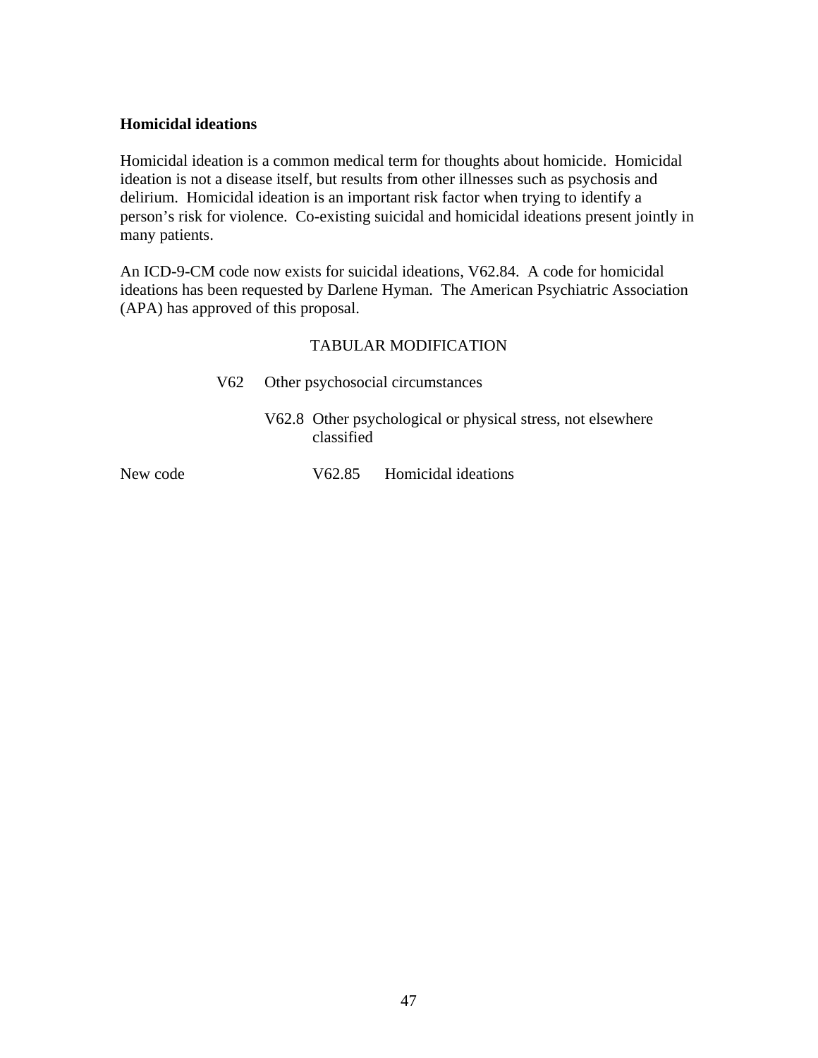**Homicidal ideations**

Homicidal ideation is a common medical term for thoughts about homicide. Homicidal ideation is not a disease itself, but results from other illnesses such as psychosis and delirium. Homicidal ideation is an important risk factor when trying to identify a person's risk for violence. Co-existing suicidal and homicidal ideations present jointly in many patients.

An ICD-9-CM code now exists for suicidal ideations, V62.84. A code for homicidal ideations has been requested by Darlene Hyman. The American Psychiatric Association (APA) has approved of this proposal.

TABULAR MODIFICATION

V62 Other psychosocial circumstances

V62.8 Other psychological or physical stress, not elsewhere classified

New code V62.85 Homicidal ideations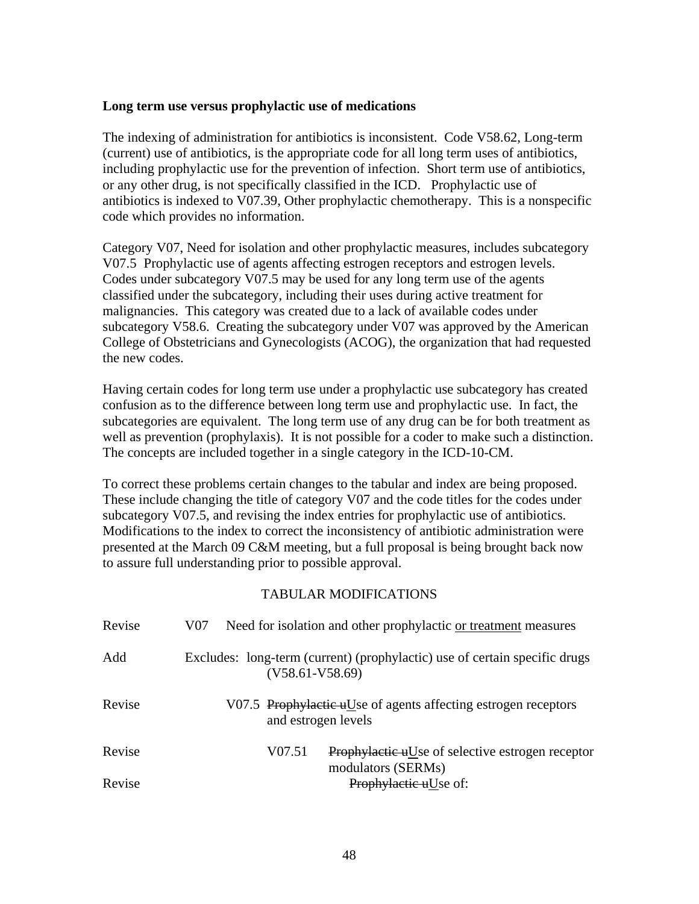**Long term use versus prophylactic use of medications**

The indexing of administration for antibiotics is inconsistent. Code V58.62, Long-term (current) use of antibiotics, is the appropriate code for all long term uses of antibiotics, including prophylactic use for the prevention of infection. Short term use of antibiotics, or any other drug, is not specifically classified in the ICD. Prophylactic use of antibiotics is indexed to V07.39, Other prophylactic chemotherapy. This is a nonspecific code which provides no information.

Category V07, Need for isolation and other prophylactic measures, includes subcategory V07.5 Prophylactic use of agents affecting estrogen receptors and estrogen levels. Codes under subcategory V07.5 may be used for any long term use of the agents classified under the subcategory, including their uses during active treatment for malignancies. This category was created due to a lack of available codes under subcategory V58.6. Creating the subcategory under V07 was approved by the American College of Obstetricians and Gynecologists (ACOG), the organization that had requested the new codes.

Having certain codes for long term use under a prophylactic use subcategory has created confusion as to the difference between long term use and prophylactic use. In fact, the subcategories are equivalent. The long term use of any drug can be for both treatment as well as prevention (prophylaxis). It is not possible for a coder to make such a distinction. The concepts are included together in a single category in the ICD-10-CM.

To correct these problems certain changes to the tabular and index are being proposed. These include changing the title of category V07 and the code titles for the codes under subcategory V07.5, and revising the index entries for prophylactic use of antibiotics. Modifications to the index to correct the inconsistency of antibiotic administration were presented at the March 09 C&M meeting, but a full proposal is being brought back now to assure full understanding prior to possible approval.

TABULAR MODIFICATIONS

Revise　V07　Need for isolation and other prophylactic <u>or treatment</u> measures

Add　Excludes: long-term (current) (prophylactic) use of certain specific drugs (V58.61-V58.69)

Revise　V07.5　~~Prophylactic u~~<u>U</u>se of agents affecting estrogen receptors and estrogen levels

Revise　V07.51　~~Prophylactic u~~<u>U</u>se of selective estrogen receptor modulators (SERMs)

Revise　~~Prophylactic u~~<u>U</u>se of: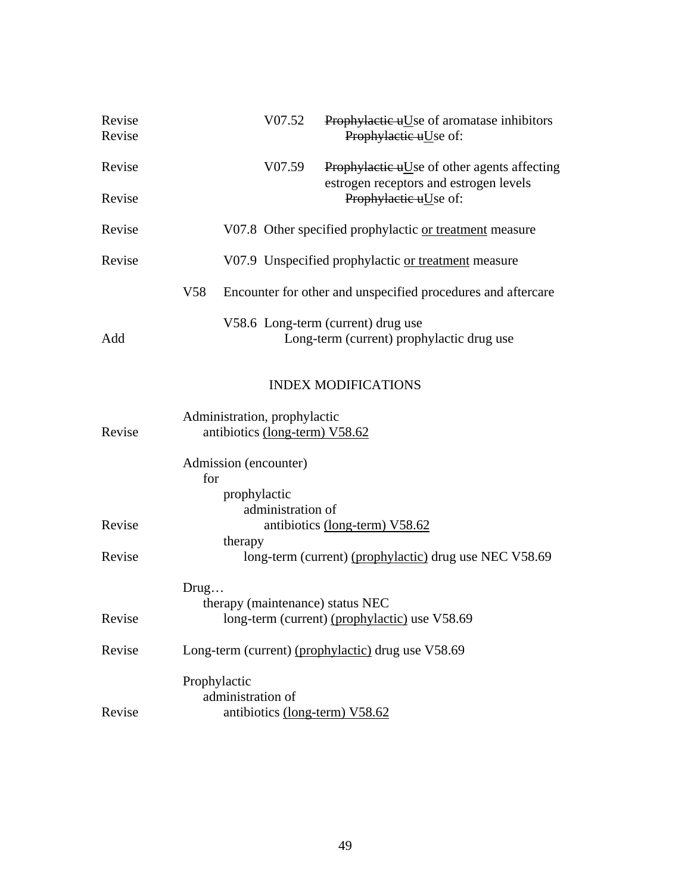| | | |
|---|---|---|
| Revise | V07.52 | ~~Prophylactic u~~<u>U</u>se of aromatase inhibitors |
| Revise | | ~~Prophylactic u~~<u>U</u>se of: |
| Revise | V07.59 | ~~Prophylactic u~~<u>U</u>se of other agents affecting estrogen receptors and estrogen levels |
| Revise | | ~~Prophylactic u~~<u>U</u>se of: |
| Revise | V07.8 | Other specified prophylactic <u>or treatment</u> measure |
| Revise | V07.9 | Unspecified prophylactic <u>or treatment</u> measure |
| | V58 | Encounter for other and unspecified procedures and aftercare |
| | V58.6 | Long-term (current) drug use |
| Add | | Long-term (current) prophylactic drug use |

## INDEX MODIFICATIONS

Administration, prophylactic
- Revise — antibiotics <u>(long-term)</u> V58.62

Admission (encounter)
- for
  - prophylactic
    - administration of
      - Revise — antibiotics <u>(long-term)</u> V58.62
  - therapy
    - Revise — long-term (current) <u>(prophylactic)</u> drug use NEC V58.69

Drug…
- therapy (maintenance) status NEC
  - Revise — long-term (current) <u>(prophylactic)</u> use V58.69

Revise — Long-term (current) <u>(prophylactic)</u> drug use V58.69

Prophylactic
- administration of
  - Revise — antibiotics <u>(long-term)</u> V58.62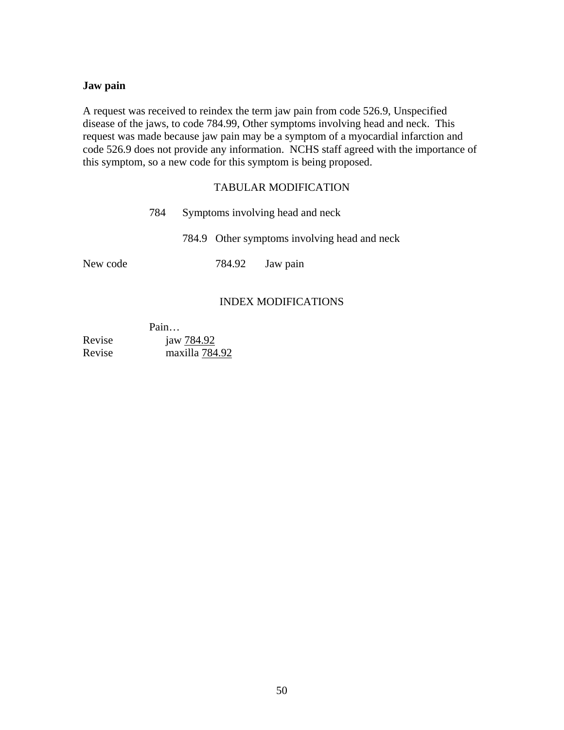**Jaw pain**

A request was received to reindex the term jaw pain from code 526.9, Unspecified disease of the jaws, to code 784.99, Other symptoms involving head and neck. This request was made because jaw pain may be a symptom of a myocardial infarction and code 526.9 does not provide any information. NCHS staff agreed with the importance of this symptom, so a new code for this symptom is being proposed.

TABULAR MODIFICATION

784 Symptoms involving head and neck

784.9 Other symptoms involving head and neck

New code 784.92 Jaw pain

INDEX MODIFICATIONS

Pain…

Revise jaw <u>784.92</u>

Revise maxilla <u>784.92</u>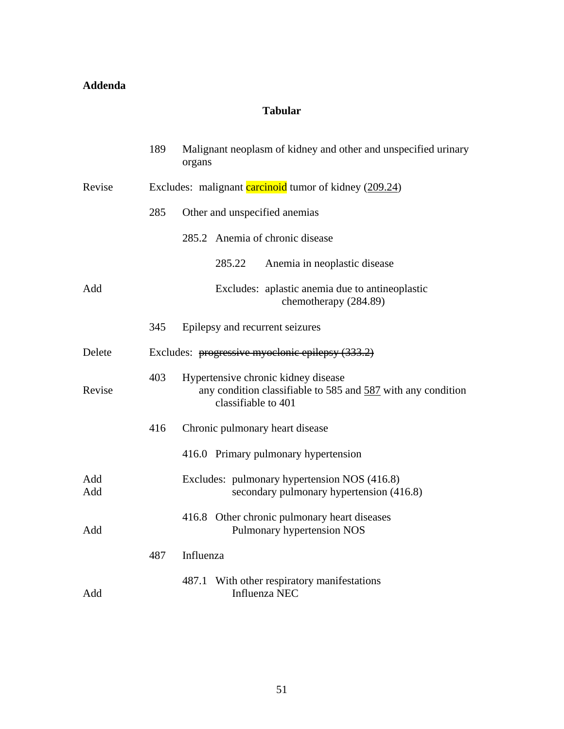**Addenda**

## Tabular

| | | |
|---|---|---|
| | 189 | Malignant neoplasm of kidney and other and unspecified urinary organs |
| Revise | | Excludes: malignant carcinoid tumor of kidney (<u>209.24</u>) |
| | 285 | Other and unspecified anemias |
| | | 285.2 Anemia of chronic disease |
| | | 285.22 Anemia in neoplastic disease |
| Add | | Excludes: aplastic anemia due to antineoplastic chemotherapy (284.89) |
| | 345 | Epilepsy and recurrent seizures |
| Delete | | Excludes: ~~progressive myoclonic epilepsy (333.2)~~ |
| | 403 | Hypertensive chronic kidney disease |
| Revise | | any condition classifiable to 585 and <u>587</u> with any condition classifiable to 401 |
| | 416 | Chronic pulmonary heart disease |
| | | 416.0 Primary pulmonary hypertension |
| Add | | Excludes: pulmonary hypertension NOS (416.8) |
| Add | | secondary pulmonary hypertension (416.8) |
| | | 416.8 Other chronic pulmonary heart diseases |
| Add | | Pulmonary hypertension NOS |
| | 487 | Influenza |
| | | 487.1 With other respiratory manifestations |
| Add | | Influenza NEC |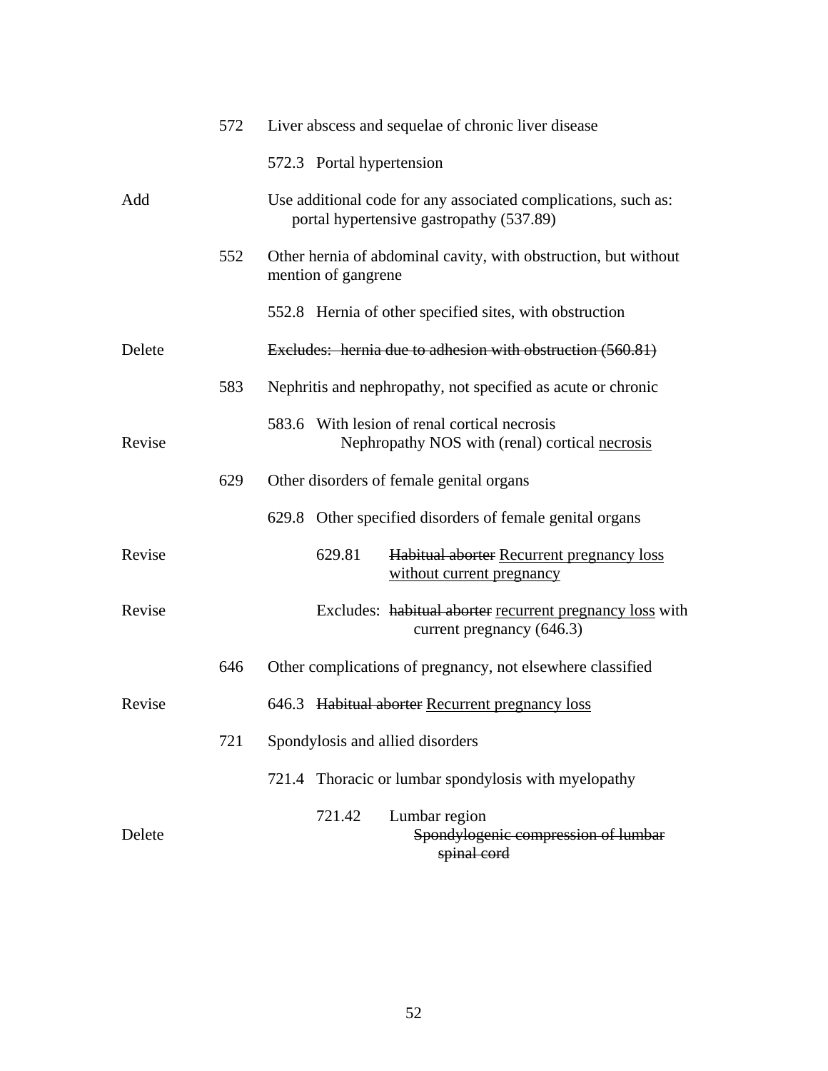| | | |
|---|---|---|
| | 572 | Liver abscess and sequelae of chronic liver disease |
| | | 572.3 Portal hypertension |
| Add | | Use additional code for any associated complications, such as: portal hypertensive gastropathy (537.89) |
| | 552 | Other hernia of abdominal cavity, with obstruction, but without mention of gangrene |
| | | 552.8 Hernia of other specified sites, with obstruction |
| Delete | | ~~Excludes: hernia due to adhesion with obstruction (560.81)~~ |
| | 583 | Nephritis and nephropathy, not specified as acute or chronic |
| | | 583.6 With lesion of renal cortical necrosis |
| Revise | | Nephropathy NOS with (renal) cortical <u>necrosis</u> |
| | 629 | Other disorders of female genital organs |
| | | 629.8 Other specified disorders of female genital organs |
| Revise | | 629.81 ~~Habitual aborter~~ <u>Recurrent pregnancy loss without current pregnancy</u> |
| Revise | | Excludes: ~~habitual aborter~~ <u>recurrent pregnancy loss</u> with current pregnancy (646.3) |
| | 646 | Other complications of pregnancy, not elsewhere classified |
| Revise | | 646.3 ~~Habitual aborter~~ <u>Recurrent pregnancy loss</u> |
| | 721 | Spondylosis and allied disorders |
| | | 721.4 Thoracic or lumbar spondylosis with myelopathy |
| | | 721.42 Lumbar region |
| Delete | | ~~Spondylogenic compression of lumbar spinal cord~~ |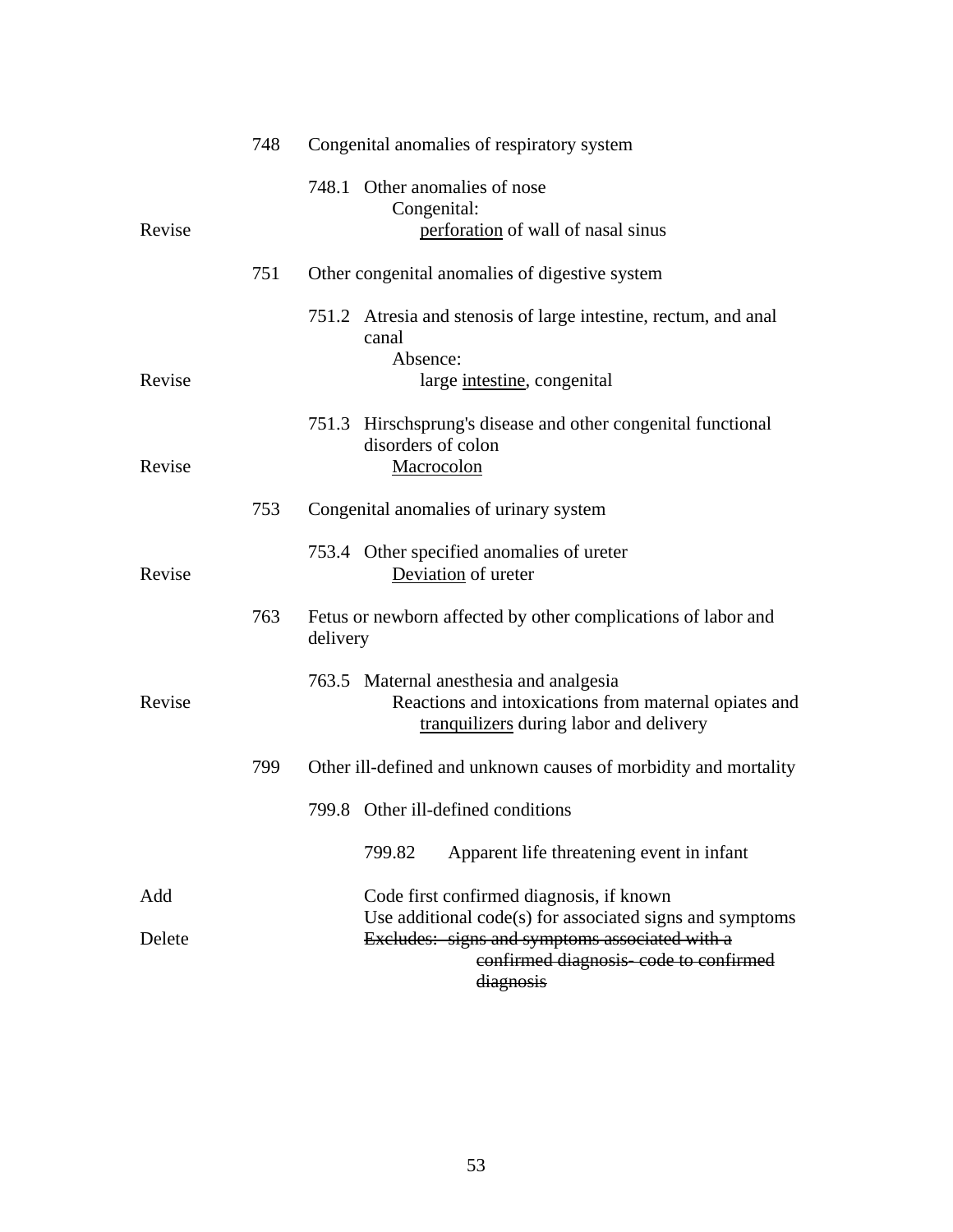| | | |
|---|---|---|
| | 748 | Congenital anomalies of respiratory system |
| | | 748.1 Other anomalies of nose |
| | | Congenital: |
| Revise | | <u>perforation</u> of wall of nasal sinus |
| | 751 | Other congenital anomalies of digestive system |
| | | 751.2 Atresia and stenosis of large intestine, rectum, and anal canal |
| | | Absence: |
| Revise | | large <u>intestine</u>, congenital |
| | | 751.3 Hirschsprung's disease and other congenital functional disorders of colon |
| Revise | | <u>Macrocolon</u> |
| | 753 | Congenital anomalies of urinary system |
| | | 753.4 Other specified anomalies of ureter |
| Revise | | <u>Deviation</u> of ureter |
| | 763 | Fetus or newborn affected by other complications of labor and delivery |
| | | 763.5 Maternal anesthesia and analgesia |
| Revise | | Reactions and intoxications from maternal opiates and <u>tranquilizers</u> during labor and delivery |
| | 799 | Other ill-defined and unknown causes of morbidity and mortality |
| | | 799.8 Other ill-defined conditions |
| | | 799.82 Apparent life threatening event in infant |
| Add | | Code first confirmed diagnosis, if known |
| | | Use additional code(s) for associated signs and symptoms |
| Delete | | ~~Excludes: signs and symptoms associated with a confirmed diagnosis- code to confirmed diagnosis~~ |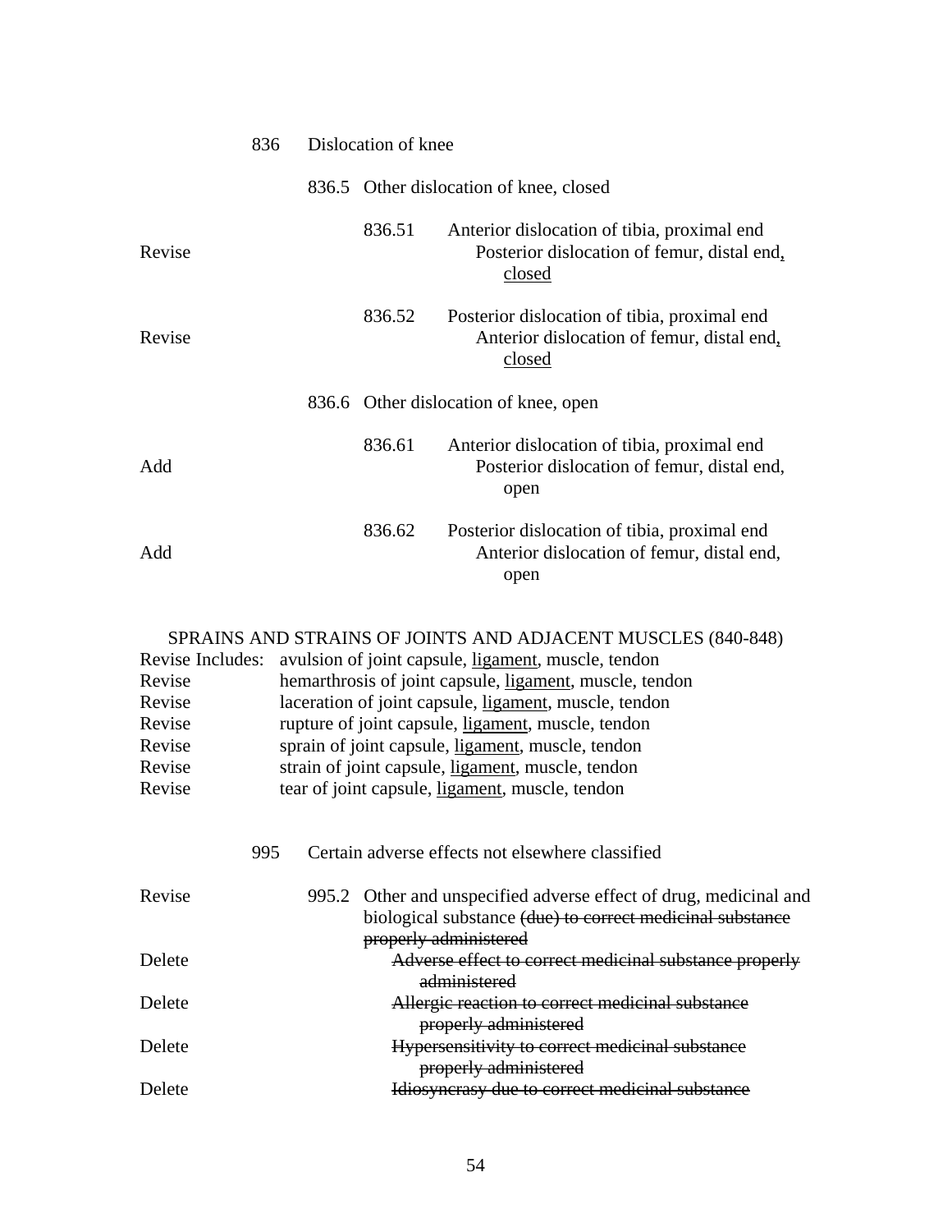836 Dislocation of knee

836.5 Other dislocation of knee, closed

836.51 Anterior dislocation of tibia, proximal end

Revise — Posterior dislocation of femur, distal end, <u>closed</u>

836.52 Posterior dislocation of tibia, proximal end

Revise — Anterior dislocation of femur, distal end, <u>closed</u>

836.6 Other dislocation of knee, open

836.61 Anterior dislocation of tibia, proximal end

Add — Posterior dislocation of femur, distal end, open

836.62 Posterior dislocation of tibia, proximal end

Add — Anterior dislocation of femur, distal end, open

SPRAINS AND STRAINS OF JOINTS AND ADJACENT MUSCLES (840-848)

Revise Includes: avulsion of joint capsule, <u>ligament</u>, muscle, tendon

Revise — hemarthrosis of joint capsule, <u>ligament</u>, muscle, tendon

Revise — laceration of joint capsule, <u>ligament</u>, muscle, tendon

Revise — rupture of joint capsule, <u>ligament</u>, muscle, tendon

Revise — sprain of joint capsule, <u>ligament</u>, muscle, tendon

Revise — strain of joint capsule, <u>ligament</u>, muscle, tendon

Revise — tear of joint capsule, <u>ligament</u>, muscle, tendon

995 Certain adverse effects not elsewhere classified

Revise — 995.2 Other and unspecified adverse effect of drug, medicinal and biological substance ~~(due) to correct medicinal substance properly administered~~

Delete — ~~Adverse effect to correct medicinal substance properly administered~~

Delete — ~~Allergic reaction to correct medicinal substance properly administered~~

Delete — ~~Hypersensitivity to correct medicinal substance properly administered~~

Delete — ~~Idiosyncrasy due to correct medicinal substance~~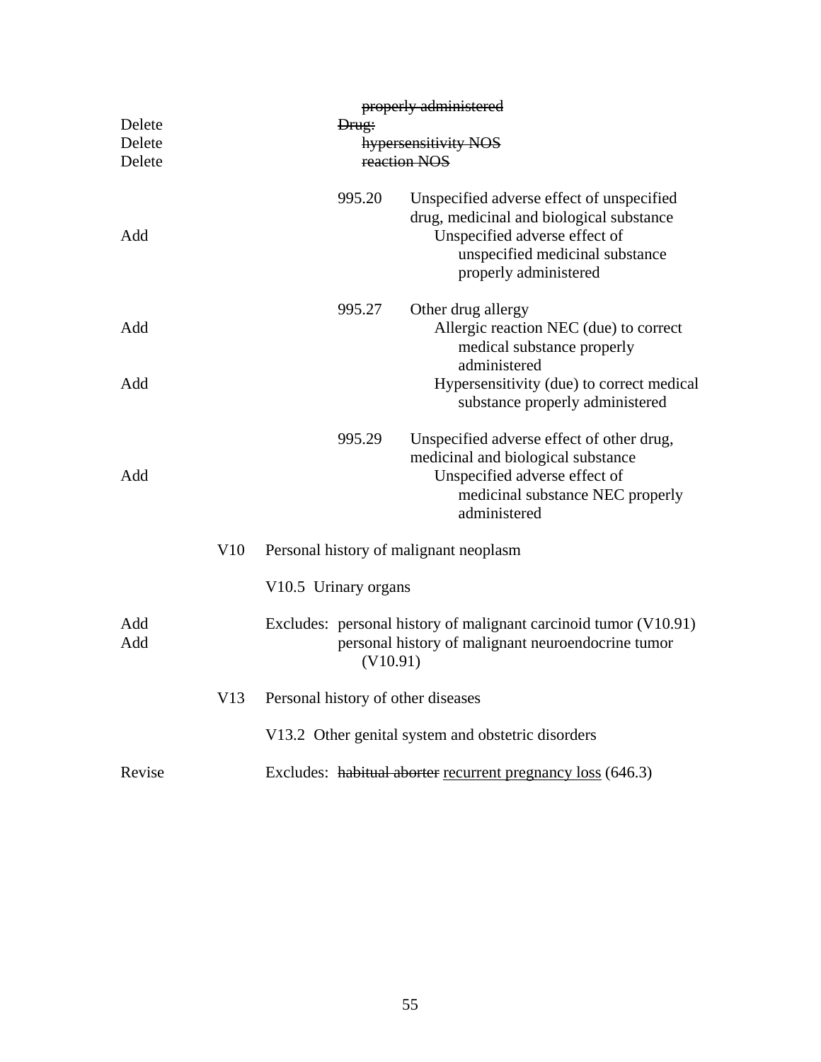| | | |
|---|---|---|
| | | ~~properly administered~~ |
| Delete | | ~~Drug:~~ |
| Delete | | ~~hypersensitivity NOS~~ |
| Delete | | ~~reaction NOS~~ |
| | 995.20 | Unspecified adverse effect of unspecified drug, medicinal and biological substance |
| Add | | Unspecified adverse effect of unspecified medicinal substance properly administered |
| | 995.27 | Other drug allergy |
| Add | | Allergic reaction NEC (due) to correct medical substance properly administered |
| Add | | Hypersensitivity (due) to correct medical substance properly administered |
| | 995.29 | Unspecified adverse effect of other drug, medicinal and biological substance |
| Add | | Unspecified adverse effect of medicinal substance NEC properly administered |

V10 Personal history of malignant neoplasm

V10.5 Urinary organs

| | |
|---|---|
| Add | Excludes: personal history of malignant carcinoid tumor (V10.91) |
| Add | personal history of malignant neuroendocrine tumor (V10.91) |

V13 Personal history of other diseases

V13.2 Other genital system and obstetric disorders

| | |
|---|---|
| Revise | Excludes: ~~habitual aborter~~ <u>recurrent pregnancy loss</u> (646.3) |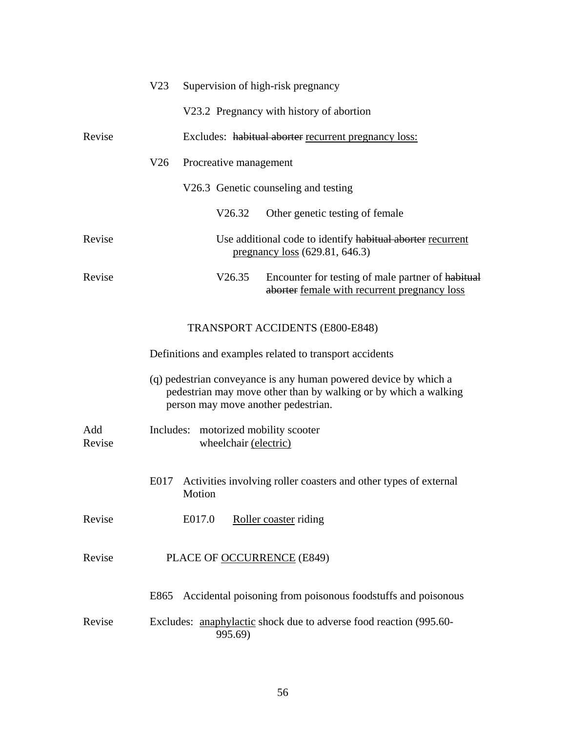V23 Supervision of high-risk pregnancy

V23.2 Pregnancy with history of abortion

Revise — Excludes: ~~habitual aborter~~ <u>recurrent pregnancy loss:</u>

V26 Procreative management

V26.3 Genetic counseling and testing

V26.32 Other genetic testing of female

Revise — Use additional code to identify ~~habitual aborter~~ <u>recurrent pregnancy loss</u> (629.81, 646.3)

Revise — V26.35 Encounter for testing of male partner of ~~habitual aborter~~ <u>female with recurrent pregnancy loss</u>

TRANSPORT ACCIDENTS (E800-E848)

Definitions and examples related to transport accidents

(q) pedestrian conveyance is any human powered device by which a pedestrian may move other than by walking or by which a walking person may move another pedestrian.

Add — Includes: motorized mobility scooter
Revise — wheelchair <u>(electric)</u>

E017 Activities involving roller coasters and other types of external Motion

Revise — E017.0 <u>Roller coaster</u> riding

Revise — PLACE OF <u>OCCURRENCE</u> (E849)

E865 Accidental poisoning from poisonous foodstuffs and poisonous

Revise — Excludes: <u>anaphylactic</u> shock due to adverse food reaction (995.60-995.69)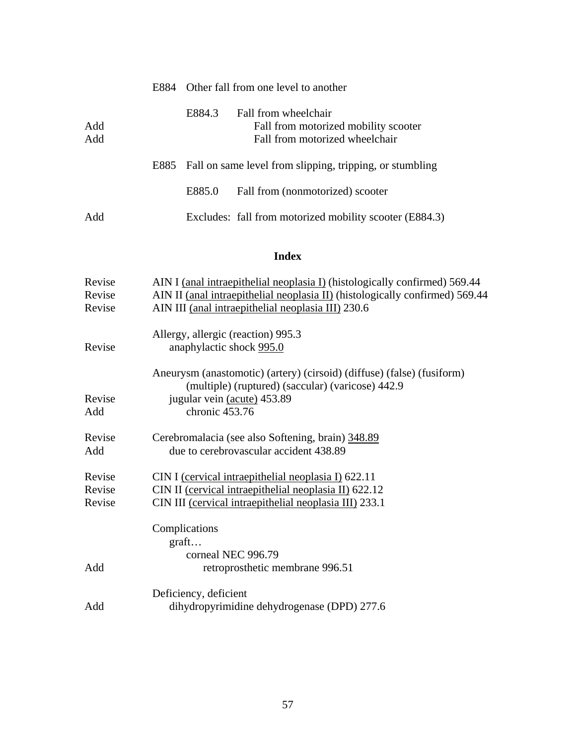| | | |
|---|---|---|
| | E884 | Other fall from one level to another |
| | E884.3 | Fall from wheelchair |
| Add | | Fall from motorized mobility scooter |
| Add | | Fall from motorized wheelchair |
| | E885 | Fall on same level from slipping, tripping, or stumbling |
| | E885.0 | Fall from (nonmotorized) scooter |
| Add | | Excludes: fall from motorized mobility scooter (E884.3) |

## Index

| | |
|---|---|
| Revise | AIN I <u>(anal intraepithelial neoplasia I)</u> (histologically confirmed) 569.44 |
| Revise | AIN II <u>(anal intraepithelial neoplasia II)</u> (histologically confirmed) 569.44 |
| Revise | AIN III <u>(anal intraepithelial neoplasia III)</u> 230.6 |
| | Allergy, allergic (reaction) 995.3 |
| Revise | anaphylactic shock <u>995.0</u> |
| | Aneurysm (anastomotic) (artery) (cirsoid) (diffuse) (false) (fusiform) (multiple) (ruptured) (saccular) (varicose) 442.9 |
| Revise | jugular vein <u>(acute)</u> 453.89 |
| Add | chronic 453.76 |
| Revise | Cerebromalacia (see also Softening, brain) <u>348.89</u> |
| Add | due to cerebrovascular accident 438.89 |
| Revise | CIN I <u>(cervical intraepithelial neoplasia I)</u> 622.11 |
| Revise | CIN II <u>(cervical intraepithelial neoplasia II)</u> 622.12 |
| Revise | CIN III <u>(cervical intraepithelial neoplasia III)</u> 233.1 |
| | Complications |
| | graft… |
| | corneal NEC 996.79 |
| Add | retroprosthetic membrane 996.51 |
| | Deficiency, deficient |
| Add | dihydropyrimidine dehydrogenase (DPD) 277.6 |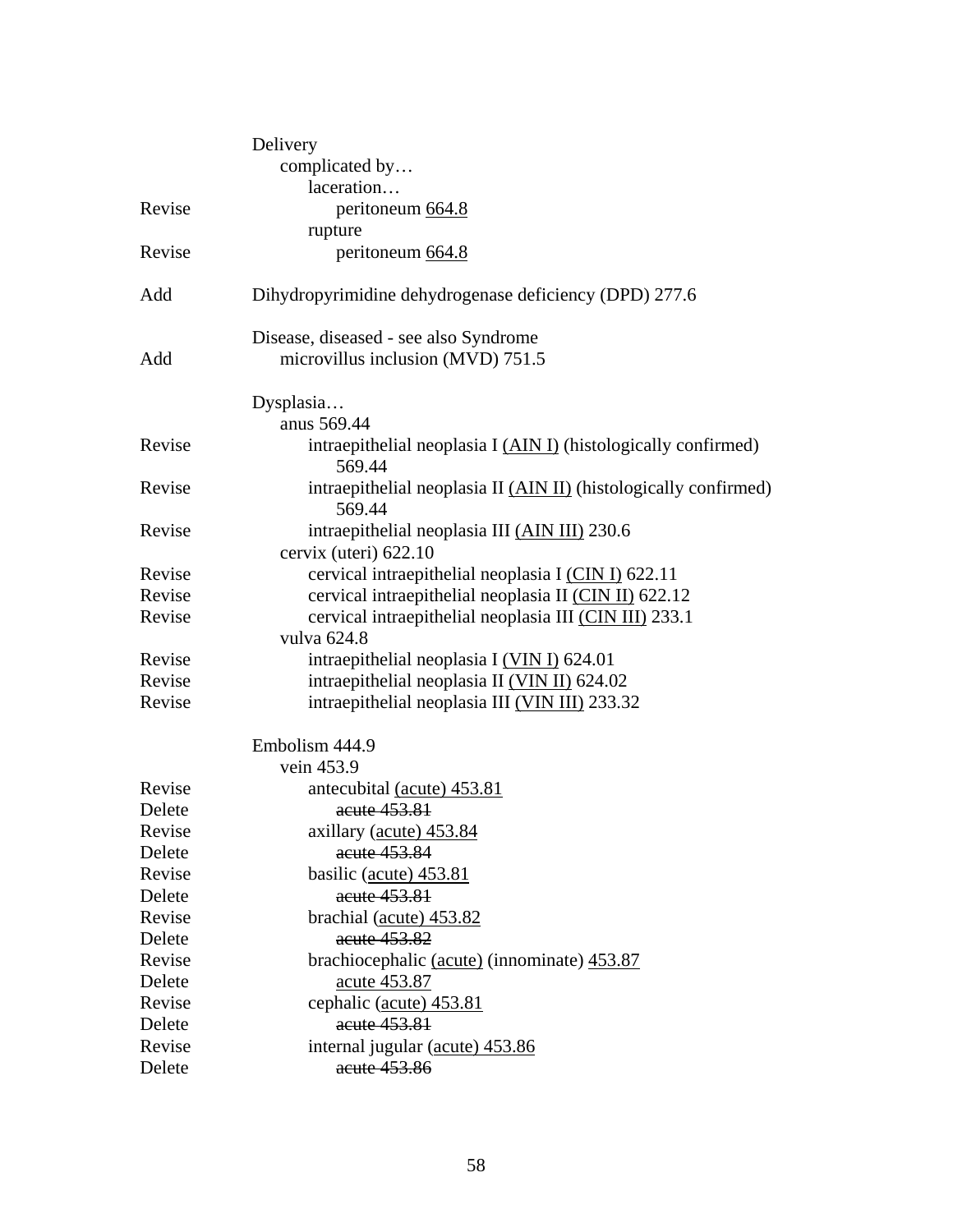| | |
|---|---|
| | Delivery |
| | &nbsp;&nbsp;&nbsp;&nbsp;complicated by… |
| | &nbsp;&nbsp;&nbsp;&nbsp;&nbsp;&nbsp;&nbsp;&nbsp;laceration… |
| Revise | &nbsp;&nbsp;&nbsp;&nbsp;&nbsp;&nbsp;&nbsp;&nbsp;&nbsp;&nbsp;&nbsp;&nbsp;peritoneum <u>664.8</u> |
| | &nbsp;&nbsp;&nbsp;&nbsp;&nbsp;&nbsp;&nbsp;&nbsp;rupture |
| Revise | &nbsp;&nbsp;&nbsp;&nbsp;&nbsp;&nbsp;&nbsp;&nbsp;&nbsp;&nbsp;&nbsp;&nbsp;peritoneum <u>664.8</u> |
| | |
| Add | Dihydropyrimidine dehydrogenase deficiency (DPD) 277.6 |
| | |
| | Disease, diseased - see also Syndrome |
| Add | &nbsp;&nbsp;&nbsp;&nbsp;microvillus inclusion (MVD) 751.5 |
| | |
| | Dysplasia… |
| | &nbsp;&nbsp;&nbsp;&nbsp;anus 569.44 |
| Revise | &nbsp;&nbsp;&nbsp;&nbsp;&nbsp;&nbsp;&nbsp;&nbsp;intraepithelial neoplasia I <u>(AIN I)</u> (histologically confirmed) 569.44 |
| Revise | &nbsp;&nbsp;&nbsp;&nbsp;&nbsp;&nbsp;&nbsp;&nbsp;intraepithelial neoplasia II <u>(AIN II)</u> (histologically confirmed) 569.44 |
| Revise | &nbsp;&nbsp;&nbsp;&nbsp;&nbsp;&nbsp;&nbsp;&nbsp;intraepithelial neoplasia III <u>(AIN III)</u> 230.6 |
| | &nbsp;&nbsp;&nbsp;&nbsp;cervix (uteri) 622.10 |
| Revise | &nbsp;&nbsp;&nbsp;&nbsp;&nbsp;&nbsp;&nbsp;&nbsp;cervical intraepithelial neoplasia I <u>(CIN I)</u> 622.11 |
| Revise | &nbsp;&nbsp;&nbsp;&nbsp;&nbsp;&nbsp;&nbsp;&nbsp;cervical intraepithelial neoplasia II <u>(CIN II)</u> 622.12 |
| Revise | &nbsp;&nbsp;&nbsp;&nbsp;&nbsp;&nbsp;&nbsp;&nbsp;cervical intraepithelial neoplasia III <u>(CIN III)</u> 233.1 |
| | &nbsp;&nbsp;&nbsp;&nbsp;vulva 624.8 |
| Revise | &nbsp;&nbsp;&nbsp;&nbsp;&nbsp;&nbsp;&nbsp;&nbsp;intraepithelial neoplasia I <u>(VIN I)</u> 624.01 |
| Revise | &nbsp;&nbsp;&nbsp;&nbsp;&nbsp;&nbsp;&nbsp;&nbsp;intraepithelial neoplasia II <u>(VIN II)</u> 624.02 |
| Revise | &nbsp;&nbsp;&nbsp;&nbsp;&nbsp;&nbsp;&nbsp;&nbsp;intraepithelial neoplasia III <u>(VIN III)</u> 233.32 |
| | |
| | Embolism 444.9 |
| | &nbsp;&nbsp;&nbsp;&nbsp;vein 453.9 |
| Revise | &nbsp;&nbsp;&nbsp;&nbsp;&nbsp;&nbsp;&nbsp;&nbsp;antecubital <u>(acute) 453.81</u> |
| Delete | &nbsp;&nbsp;&nbsp;&nbsp;&nbsp;&nbsp;&nbsp;&nbsp;&nbsp;&nbsp;&nbsp;&nbsp;~~acute 453.81~~ |
| Revise | &nbsp;&nbsp;&nbsp;&nbsp;&nbsp;&nbsp;&nbsp;&nbsp;axillary <u>(acute) 453.84</u> |
| Delete | &nbsp;&nbsp;&nbsp;&nbsp;&nbsp;&nbsp;&nbsp;&nbsp;&nbsp;&nbsp;&nbsp;&nbsp;~~acute 453.84~~ |
| Revise | &nbsp;&nbsp;&nbsp;&nbsp;&nbsp;&nbsp;&nbsp;&nbsp;basilic <u>(acute) 453.81</u> |
| Delete | &nbsp;&nbsp;&nbsp;&nbsp;&nbsp;&nbsp;&nbsp;&nbsp;&nbsp;&nbsp;&nbsp;&nbsp;~~acute 453.81~~ |
| Revise | &nbsp;&nbsp;&nbsp;&nbsp;&nbsp;&nbsp;&nbsp;&nbsp;brachial <u>(acute) 453.82</u> |
| Delete | &nbsp;&nbsp;&nbsp;&nbsp;&nbsp;&nbsp;&nbsp;&nbsp;&nbsp;&nbsp;&nbsp;&nbsp;~~acute 453.82~~ |
| Revise | &nbsp;&nbsp;&nbsp;&nbsp;&nbsp;&nbsp;&nbsp;&nbsp;brachiocephalic <u>(acute)</u> (innominate) <u>453.87</u> |
| Delete | &nbsp;&nbsp;&nbsp;&nbsp;&nbsp;&nbsp;&nbsp;&nbsp;&nbsp;&nbsp;&nbsp;&nbsp;<u>acute 453.87</u> |
| Revise | &nbsp;&nbsp;&nbsp;&nbsp;&nbsp;&nbsp;&nbsp;&nbsp;cephalic <u>(acute) 453.81</u> |
| Delete | &nbsp;&nbsp;&nbsp;&nbsp;&nbsp;&nbsp;&nbsp;&nbsp;&nbsp;&nbsp;&nbsp;&nbsp;~~acute 453.81~~ |
| Revise | &nbsp;&nbsp;&nbsp;&nbsp;&nbsp;&nbsp;&nbsp;&nbsp;internal jugular <u>(acute) 453.86</u> |
| Delete | &nbsp;&nbsp;&nbsp;&nbsp;&nbsp;&nbsp;&nbsp;&nbsp;&nbsp;&nbsp;&nbsp;&nbsp;~~acute 453.86~~ |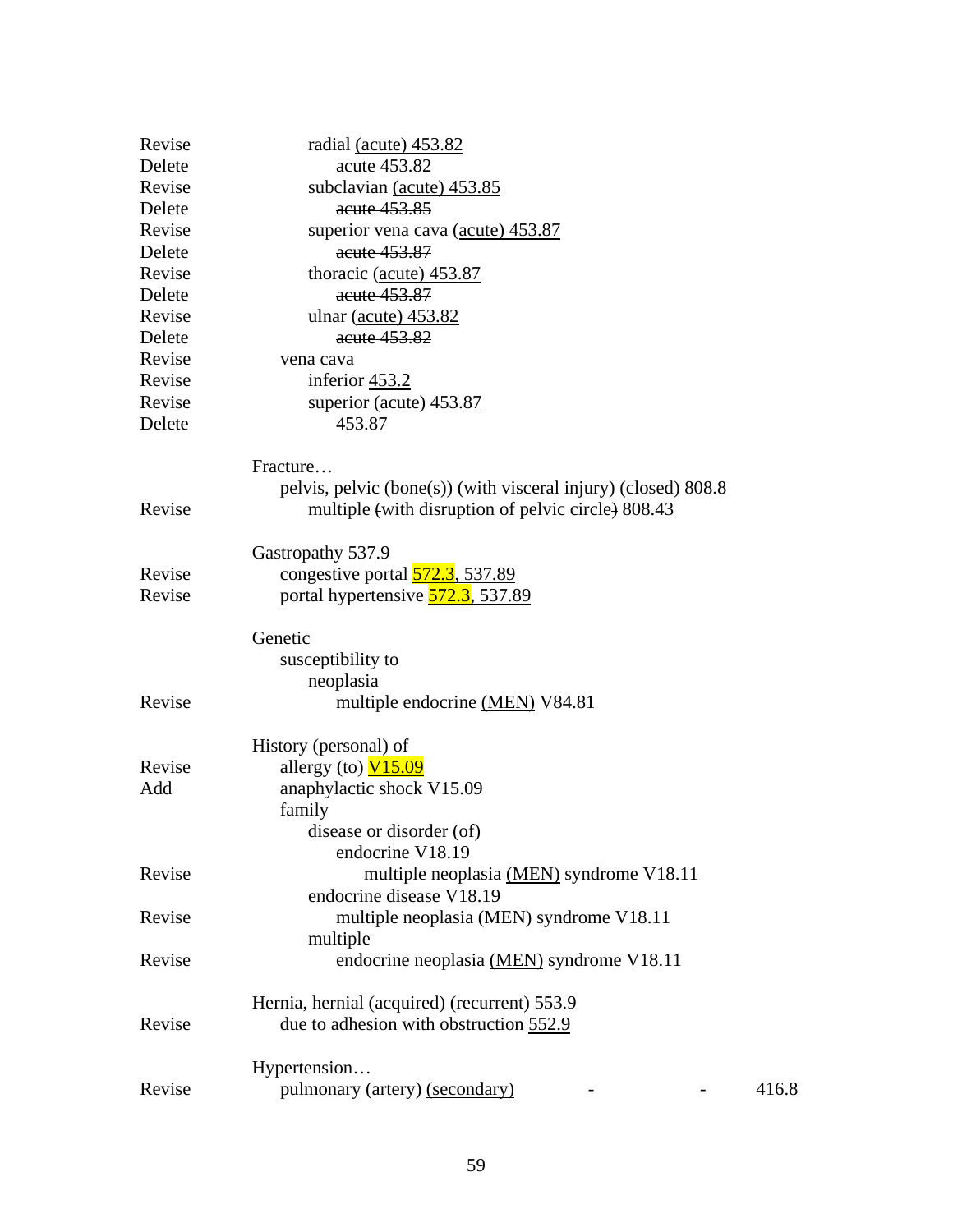| | |
|---|---|
| Revise | radial <u>(acute)</u> <u>453.82</u> |
| Delete | ~~acute 453.82~~ |
| Revise | subclavian <u>(acute)</u> <u>453.85</u> |
| Delete | ~~acute 453.85~~ |
| Revise | superior vena cava <u>(acute)</u> <u>453.87</u> |
| Delete | ~~acute 453.87~~ |
| Revise | thoracic <u>(acute)</u> <u>453.87</u> |
| Delete | ~~acute 453.87~~ |
| Revise | ulnar <u>(acute)</u> <u>453.82</u> |
| Delete | ~~acute 453.82~~ |
| Revise | vena cava |
| Revise | inferior <u>453.2</u> |
| Revise | superior <u>(acute)</u> <u>453.87</u> |
| Delete | ~~453.87~~ |
| | |
| | Fracture… |
| | pelvis, pelvic (bone(s)) (with visceral injury) (closed) 808.8 |
| Revise | multiple ~~(~~with disruption of pelvic circle~~)~~ 808.43 |
| | |
| | Gastropathy 537.9 |
| Revise | congestive portal <u>572.3</u>, <u>537.89</u> |
| Revise | portal hypertensive <u>572.3</u>, <u>537.89</u> |
| | |
| | Genetic |
| | susceptibility to |
| | neoplasia |
| Revise | multiple endocrine <u>(MEN)</u> V84.81 |
| | |
| | History (personal) of |
| Revise | allergy (to) <u>V15.09</u> |
| Add | anaphylactic shock V15.09 |
| | family |
| | disease or disorder (of) |
| | endocrine V18.19 |
| Revise | multiple neoplasia <u>(MEN)</u> syndrome V18.11 |
| | endocrine disease V18.19 |
| Revise | multiple neoplasia <u>(MEN)</u> syndrome V18.11 |
| | multiple |
| Revise | endocrine neoplasia <u>(MEN)</u> syndrome V18.11 |
| | |
| | Hernia, hernial (acquired) (recurrent) 553.9 |
| Revise | due to adhesion with obstruction <u>552.9</u> |
| | |
| | Hypertension… |
| Revise | pulmonary (artery) <u>(secondary)</u> - - 416.8 |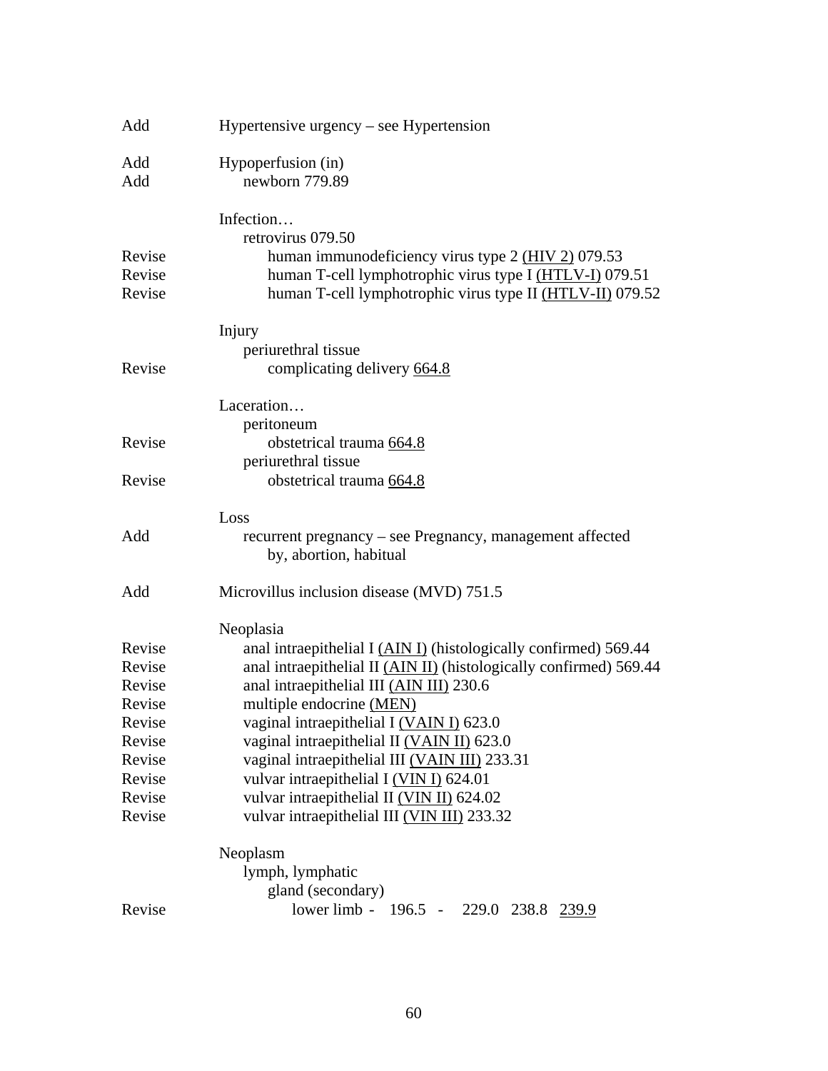| | |
|---|---|
| Add | Hypertensive urgency – see Hypertension |
| | |
| Add | Hypoperfusion (in) |
| Add | newborn 779.89 |
| | |
| | Infection… |
| | retrovirus 079.50 |
| Revise | human immunodeficiency virus type 2 <u>(HIV 2)</u> 079.53 |
| Revise | human T-cell lymphotrophic virus type I <u>(HTLV-I)</u> 079.51 |
| Revise | human T-cell lymphotrophic virus type II <u>(HTLV-II)</u> 079.52 |
| | |
| | Injury |
| | periurethral tissue |
| Revise | complicating delivery <u>664.8</u> |
| | |
| | Laceration… |
| | peritoneum |
| Revise | obstetrical trauma <u>664.8</u> |
| | periurethral tissue |
| Revise | obstetrical trauma <u>664.8</u> |
| | |
| | Loss |
| Add | recurrent pregnancy – see Pregnancy, management affected by, abortion, habitual |
| | |
| Add | Microvillus inclusion disease (MVD) 751.5 |
| | |
| | Neoplasia |
| Revise | anal intraepithelial I <u>(AIN I)</u> (histologically confirmed) 569.44 |
| Revise | anal intraepithelial II <u>(AIN II)</u> (histologically confirmed) 569.44 |
| Revise | anal intraepithelial III <u>(AIN III)</u> 230.6 |
| Revise | multiple endocrine <u>(MEN)</u> |
| Revise | vaginal intraepithelial I <u>(VAIN I)</u> 623.0 |
| Revise | vaginal intraepithelial II <u>(VAIN II)</u> 623.0 |
| Revise | vaginal intraepithelial III <u>(VAIN III)</u> 233.31 |
| Revise | vulvar intraepithelial I <u>(VIN I)</u> 624.01 |
| Revise | vulvar intraepithelial II <u>(VIN II)</u> 624.02 |
| Revise | vulvar intraepithelial III <u>(VIN III)</u> 233.32 |
| | |
| | Neoplasm |
| | lymph, lymphatic |
| | gland (secondary) |
| Revise | lower limb - 196.5 - 229.0 238.8 <u>239.9</u> |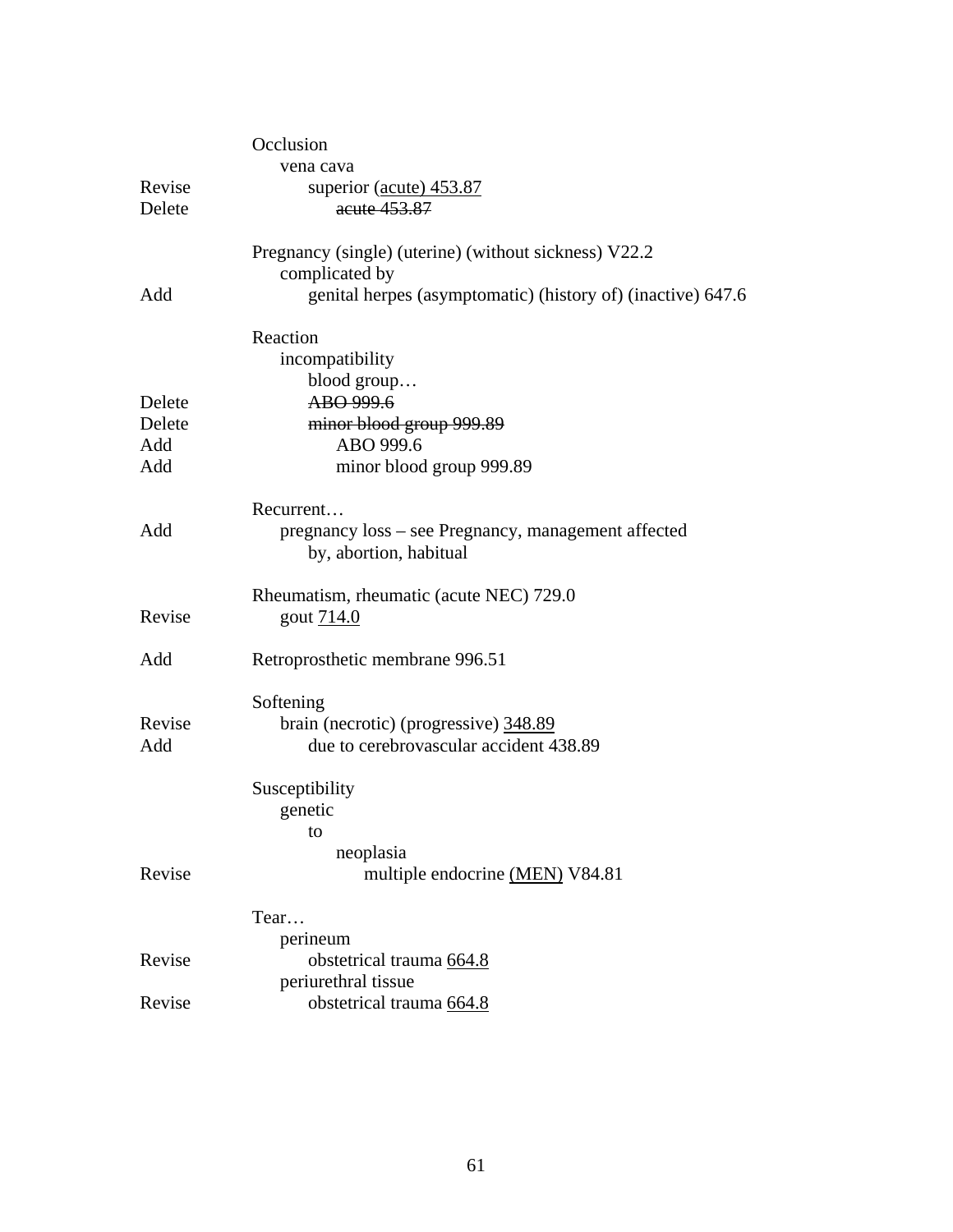| | |
|---|---|
| | Occlusion |
| | &nbsp;&nbsp;&nbsp;&nbsp;vena cava |
| Revise | &nbsp;&nbsp;&nbsp;&nbsp;&nbsp;&nbsp;&nbsp;&nbsp;superior <u>(acute) 453.87</u> |
| Delete | &nbsp;&nbsp;&nbsp;&nbsp;&nbsp;&nbsp;&nbsp;&nbsp;&nbsp;&nbsp;&nbsp;&nbsp;~~acute 453.87~~ |
| | |
| | Pregnancy (single) (uterine) (without sickness) V22.2 |
| | &nbsp;&nbsp;&nbsp;&nbsp;complicated by |
| Add | &nbsp;&nbsp;&nbsp;&nbsp;&nbsp;&nbsp;&nbsp;&nbsp;genital herpes (asymptomatic) (history of) (inactive) 647.6 |
| | |
| | Reaction |
| | &nbsp;&nbsp;&nbsp;&nbsp;incompatibility |
| | &nbsp;&nbsp;&nbsp;&nbsp;&nbsp;&nbsp;&nbsp;&nbsp;blood group… |
| Delete | &nbsp;&nbsp;&nbsp;&nbsp;&nbsp;&nbsp;&nbsp;&nbsp;&nbsp;&nbsp;&nbsp;&nbsp;~~ABO 999.6~~ |
| Delete | &nbsp;&nbsp;&nbsp;&nbsp;&nbsp;&nbsp;&nbsp;&nbsp;&nbsp;&nbsp;&nbsp;&nbsp;~~minor blood group 999.89~~ |
| Add | &nbsp;&nbsp;&nbsp;&nbsp;&nbsp;&nbsp;&nbsp;&nbsp;&nbsp;&nbsp;&nbsp;&nbsp;&nbsp;&nbsp;&nbsp;&nbsp;ABO 999.6 |
| Add | &nbsp;&nbsp;&nbsp;&nbsp;&nbsp;&nbsp;&nbsp;&nbsp;&nbsp;&nbsp;&nbsp;&nbsp;&nbsp;&nbsp;&nbsp;&nbsp;minor blood group 999.89 |
| | |
| | Recurrent… |
| Add | &nbsp;&nbsp;&nbsp;&nbsp;pregnancy loss – see Pregnancy, management affected by, abortion, habitual |
| | |
| | Rheumatism, rheumatic (acute NEC) 729.0 |
| Revise | &nbsp;&nbsp;&nbsp;&nbsp;gout <u>714.0</u> |
| | |
| Add | Retroprosthetic membrane 996.51 |
| | |
| | Softening |
| Revise | &nbsp;&nbsp;&nbsp;&nbsp;brain (necrotic) (progressive) <u>348.89</u> |
| Add | &nbsp;&nbsp;&nbsp;&nbsp;&nbsp;&nbsp;&nbsp;&nbsp;due to cerebrovascular accident 438.89 |
| | |
| | Susceptibility |
| | &nbsp;&nbsp;&nbsp;&nbsp;genetic |
| | &nbsp;&nbsp;&nbsp;&nbsp;&nbsp;&nbsp;&nbsp;&nbsp;to |
| | &nbsp;&nbsp;&nbsp;&nbsp;&nbsp;&nbsp;&nbsp;&nbsp;&nbsp;&nbsp;&nbsp;&nbsp;neoplasia |
| Revise | &nbsp;&nbsp;&nbsp;&nbsp;&nbsp;&nbsp;&nbsp;&nbsp;&nbsp;&nbsp;&nbsp;&nbsp;&nbsp;&nbsp;&nbsp;&nbsp;multiple endocrine <u>(MEN)</u> V84.81 |
| | |
| | Tear… |
| | &nbsp;&nbsp;&nbsp;&nbsp;perineum |
| Revise | &nbsp;&nbsp;&nbsp;&nbsp;&nbsp;&nbsp;&nbsp;&nbsp;obstetrical trauma <u>664.8</u> |
| | &nbsp;&nbsp;&nbsp;&nbsp;periurethral tissue |
| Revise | &nbsp;&nbsp;&nbsp;&nbsp;&nbsp;&nbsp;&nbsp;&nbsp;obstetrical trauma <u>664.8</u> |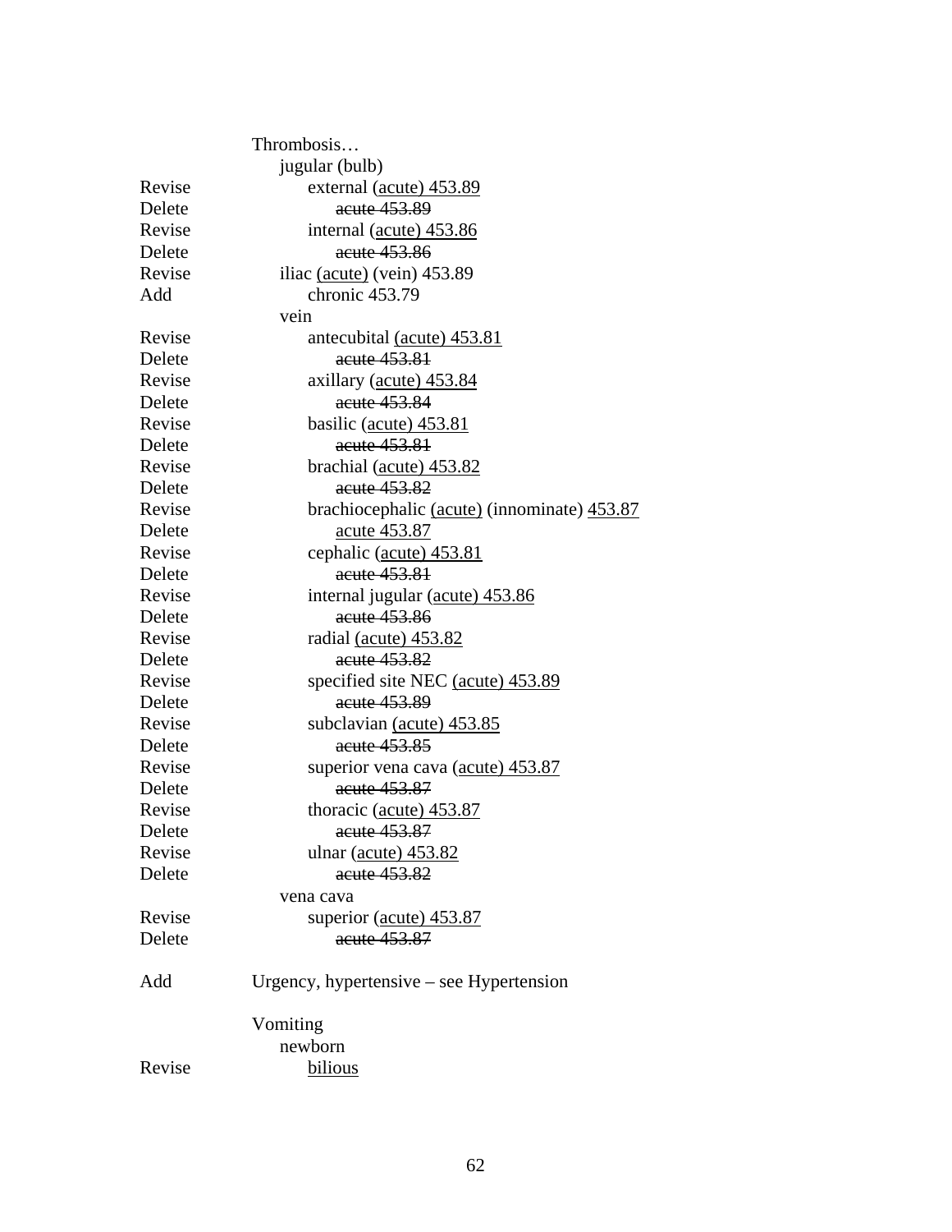| | |
|---|---|
| | Thrombosis… |
| | jugular (bulb) |
| Revise | external <u>(acute) 453.89</u> |
| Delete | ~~acute 453.89~~ |
| Revise | internal <u>(acute) 453.86</u> |
| Delete | ~~acute 453.86~~ |
| Revise | iliac <u>(acute)</u> (vein) 453.89 |
| Add | chronic 453.79 |
| | vein |
| Revise | antecubital <u>(acute) 453.81</u> |
| Delete | ~~acute 453.81~~ |
| Revise | axillary <u>(acute) 453.84</u> |
| Delete | ~~acute 453.84~~ |
| Revise | basilic <u>(acute) 453.81</u> |
| Delete | ~~acute 453.81~~ |
| Revise | brachial <u>(acute) 453.82</u> |
| Delete | ~~acute 453.82~~ |
| Revise | brachiocephalic <u>(acute)</u> (innominate) <u>453.87</u> |
| Delete | <u>acute 453.87</u> |
| Revise | cephalic <u>(acute) 453.81</u> |
| Delete | ~~acute 453.81~~ |
| Revise | internal jugular <u>(acute) 453.86</u> |
| Delete | ~~acute 453.86~~ |
| Revise | radial <u>(acute) 453.82</u> |
| Delete | ~~acute 453.82~~ |
| Revise | specified site NEC <u>(acute) 453.89</u> |
| Delete | ~~acute 453.89~~ |
| Revise | subclavian <u>(acute) 453.85</u> |
| Delete | ~~acute 453.85~~ |
| Revise | superior vena cava <u>(acute) 453.87</u> |
| Delete | ~~acute 453.87~~ |
| Revise | thoracic <u>(acute) 453.87</u> |
| Delete | ~~acute 453.87~~ |
| Revise | ulnar <u>(acute) 453.82</u> |
| Delete | ~~acute 453.82~~ |
| | vena cava |
| Revise | superior <u>(acute) 453.87</u> |
| Delete | ~~acute 453.87~~ |
| | |
| Add | Urgency, hypertensive – see Hypertension |
| | |
| | Vomiting |
| | newborn |
| Revise | <u>bilious</u> |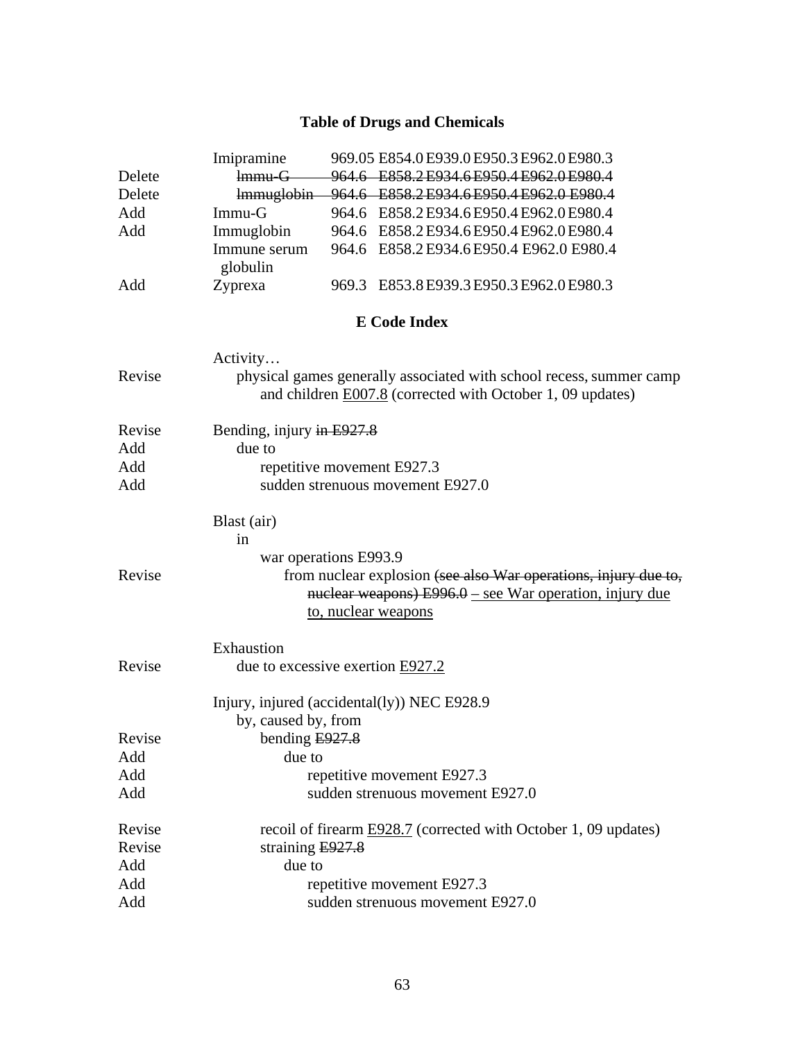## Table of Drugs and Chemicals

| | | | | | | | |
|---|---|---|---|---|---|---|---|
| | Imipramine | 969.05 | E854.0 | E939.0 | E950.3 | E962.0 | E980.3 |
| Delete | ~~Immu-G~~ | ~~964.6~~ | ~~E858.2~~ | ~~E934.6~~ | ~~E950.4~~ | ~~E962.0~~ | ~~E980.4~~ |
| Delete | ~~Immuglobin~~ | ~~964.6~~ | ~~E858.2~~ | ~~E934.6~~ | ~~E950.4~~ | ~~E962.0~~ | ~~E980.4~~ |
| Add | Immu-G | 964.6 | E858.2 | E934.6 | E950.4 | E962.0 | E980.4 |
| Add | Immuglobin | 964.6 | E858.2 | E934.6 | E950.4 | E962.0 | E980.4 |
| | Immune serum globulin | 964.6 | E858.2 | E934.6 | E950.4 | E962.0 | E980.4 |
| Add | Zyprexa | 969.3 | E853.8 | E939.3 | E950.3 | E962.0 | E980.3 |

## E Code Index

Activity…

Revise — physical games generally associated with school recess, summer camp and children <u>E007.8</u> (corrected with October 1, 09 updates)

Revise — Bending, injury ~~in E927.8~~
Add — due to
Add — repetitive movement E927.3
Add — sudden strenuous movement E927.0

Blast (air)
in
war operations E993.9
Revise — from nuclear explosion ~~(see also War operations, injury due to, nuclear weapons) E996.0~~ <u>– see War operation, injury due to, nuclear weapons</u>

Exhaustion
Revise — due to excessive exertion <u>E927.2</u>

Injury, injured (accidental(ly)) NEC E928.9
by, caused by, from
Revise — bending ~~E927.8~~
Add — due to
Add — repetitive movement E927.3
Add — sudden strenuous movement E927.0

Revise — recoil of firearm <u>E928.7</u> (corrected with October 1, 09 updates)
Revise — straining ~~E927.8~~
Add — due to
Add — repetitive movement E927.3
Add — sudden strenuous movement E927.0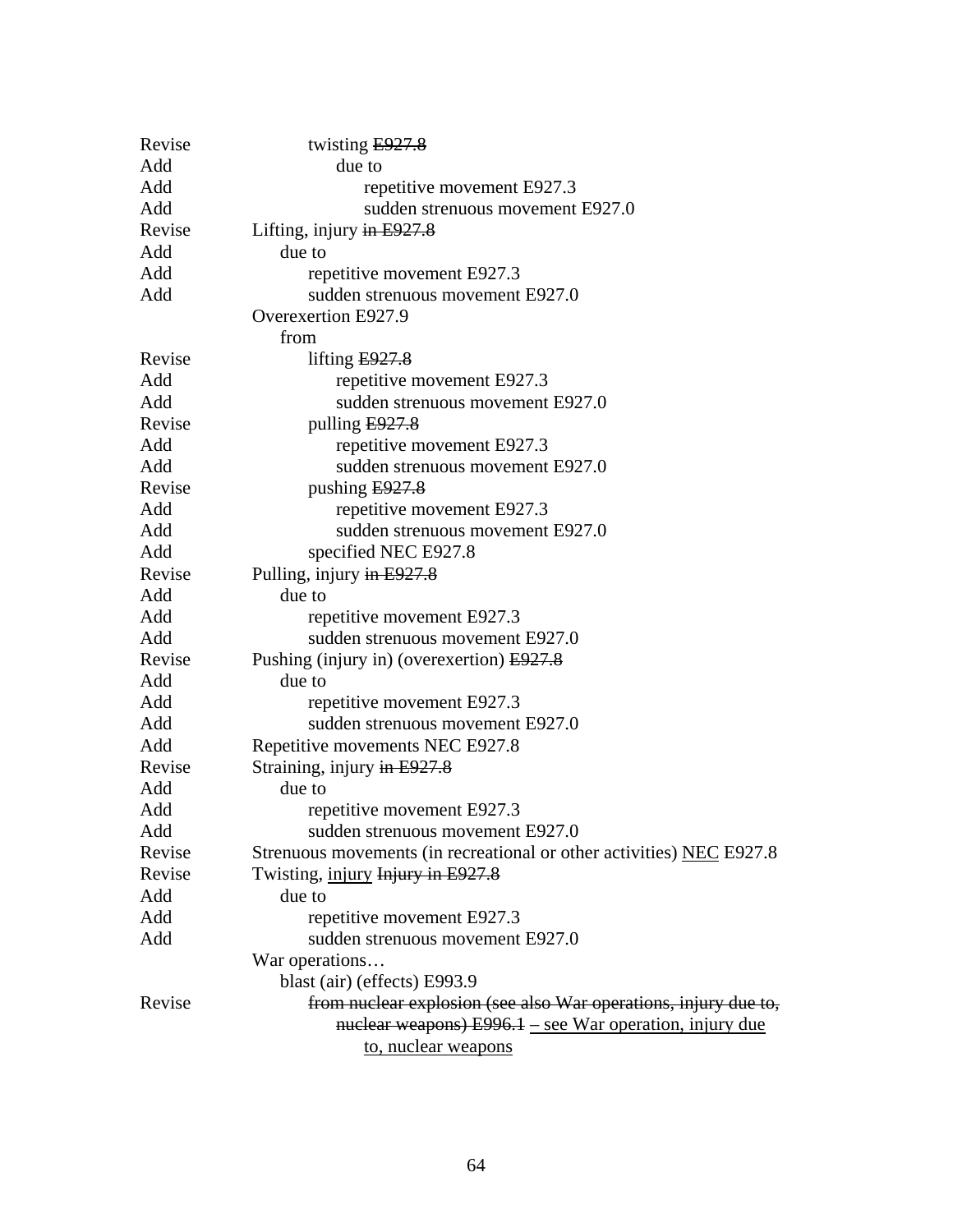| | |
|---|---|
| Revise | twisting ~~E927.8~~ |
| Add | due to |
| Add | repetitive movement E927.3 |
| Add | sudden strenuous movement E927.0 |
| Revise | Lifting, injury ~~in E927.8~~ |
| Add | due to |
| Add | repetitive movement E927.3 |
| Add | sudden strenuous movement E927.0 |
| | Overexertion E927.9 |
| | from |
| Revise | lifting ~~E927.8~~ |
| Add | repetitive movement E927.3 |
| Add | sudden strenuous movement E927.0 |
| Revise | pulling ~~E927.8~~ |
| Add | repetitive movement E927.3 |
| Add | sudden strenuous movement E927.0 |
| Revise | pushing ~~E927.8~~ |
| Add | repetitive movement E927.3 |
| Add | sudden strenuous movement E927.0 |
| Add | specified NEC E927.8 |
| Revise | Pulling, injury ~~in E927.8~~ |
| Add | due to |
| Add | repetitive movement E927.3 |
| Add | sudden strenuous movement E927.0 |
| Revise | Pushing (injury in) (overexertion) ~~E927.8~~ |
| Add | due to |
| Add | repetitive movement E927.3 |
| Add | sudden strenuous movement E927.0 |
| Add | Repetitive movements NEC E927.8 |
| Revise | Straining, injury ~~in E927.8~~ |
| Add | due to |
| Add | repetitive movement E927.3 |
| Add | sudden strenuous movement E927.0 |
| Revise | Strenuous movements (in recreational or other activities) <u>NEC</u> E927.8 |
| Revise | Twisting, <u>injury</u> ~~Injury in E927.8~~ |
| Add | due to |
| Add | repetitive movement E927.3 |
| Add | sudden strenuous movement E927.0 |
| | War operations… |
| | blast (air) (effects) E993.9 |
| Revise | ~~from nuclear explosion (see also War operations, injury due to, nuclear weapons) E996.1~~ <u>– see War operation, injury due to, nuclear weapons</u> |